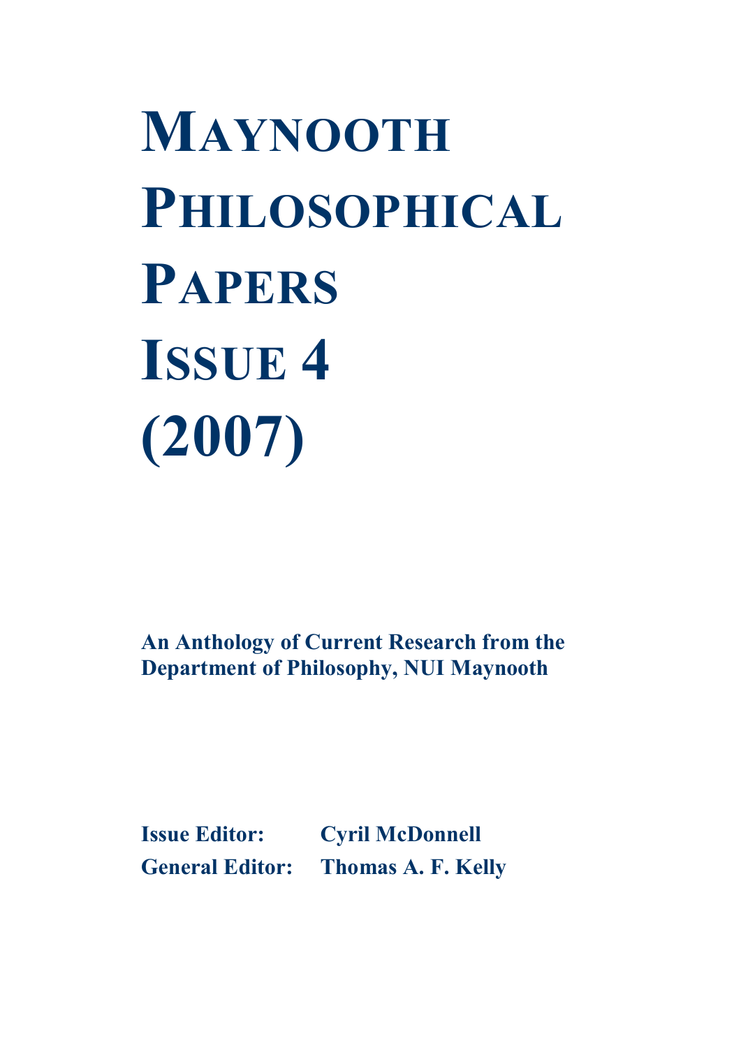# Maynooth Philosophical Papers Issue 4 (2007)

**An Anthology of Current Research from the Department of Philosophy, NUI Maynooth**

**Issue Editor:** Cyril McDonnell
**General Editor:** Thomas A. F. Kelly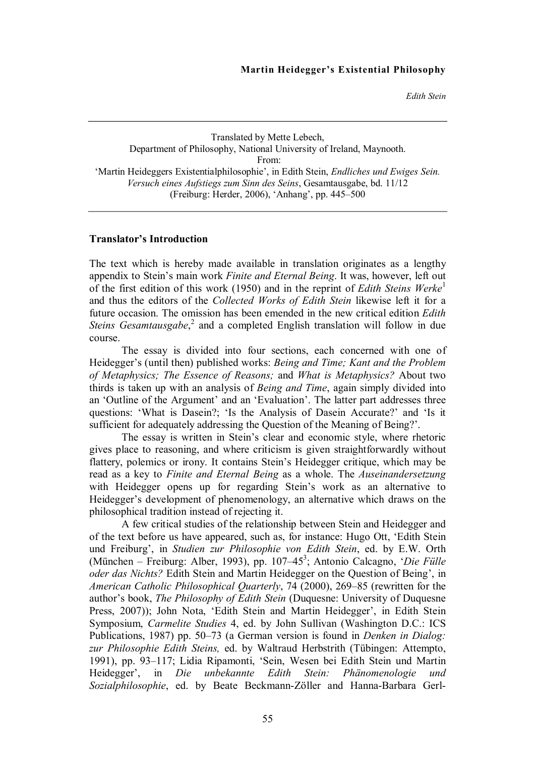**Martin Heidegger's Existential Philosophy**

*Edith Stein*

---

Translated by Mette Lebech,
Department of Philosophy, National University of Ireland, Maynooth.
From:
'Martin Heideggers Existentialphilosophie', in Edith Stein, *Endliches und Ewiges Sein. Versuch eines Aufstiegs zum Sinn des Seins*, Gesamtausgabe, bd. 11/12
(Freiburg: Herder, 2006), 'Anhang', pp. 445–500

---

## Translator's Introduction

The text which is hereby made available in translation originates as a lengthy appendix to Stein's main work *Finite and Eternal Being*. It was, however, left out of the first edition of this work (1950) and in the reprint of *Edith Steins Werke*[1] and thus the editors of the *Collected Works of Edith Stein* likewise left it for a future occasion. The omission has been emended in the new critical edition *Edith Steins Gesamtausgabe*,[2] and a completed English translation will follow in due course.

The essay is divided into four sections, each concerned with one of Heidegger's (until then) published works: *Being and Time; Kant and the Problem of Metaphysics; The Essence of Reasons;* and *What is Metaphysics?* About two thirds is taken up with an analysis of *Being and Time*, again simply divided into an 'Outline of the Argument' and an 'Evaluation'. The latter part addresses three questions: 'What is Dasein?; 'Is the Analysis of Dasein Accurate?' and 'Is it sufficient for adequately addressing the Question of the Meaning of Being?'.

The essay is written in Stein's clear and economic style, where rhetoric gives place to reasoning, and where criticism is given straightforwardly without flattery, polemics or irony. It contains Stein's Heidegger critique, which may be read as a key to *Finite and Eternal Being* as a whole. The *Auseinandersetzung* with Heidegger opens up for regarding Stein's work as an alternative to Heidegger's development of phenomenology, an alternative which draws on the philosophical tradition instead of rejecting it.

A few critical studies of the relationship between Stein and Heidegger and of the text before us have appeared, such as, for instance: Hugo Ott, 'Edith Stein und Freiburg', in *Studien zur Philosophie von Edith Stein*, ed. by E.W. Orth (München – Freiburg: Alber, 1993), pp. 107–45[3]; Antonio Calcagno, '*Die Fülle oder das Nichts?* Edith Stein and Martin Heidegger on the Question of Being', in *American Catholic Philosophical Quarterly*, 74 (2000), 269–85 (rewritten for the author's book, *The Philosophy of Edith Stein* (Duquesne: University of Duquesne Press, 2007)); John Nota, 'Edith Stein and Martin Heidegger', in Edith Stein Symposium, *Carmelite Studies* 4, ed. by John Sullivan (Washington D.C.: ICS Publications, 1987) pp. 50–73 (a German version is found in *Denken in Dialog: zur Philosophie Edith Steins,* ed. by Waltraud Herbstrith (Tübingen: Attempto, 1991), pp. 93–117; Lidia Ripamonti, 'Sein, Wesen bei Edith Stein und Martin Heidegger', in *Die unbekannte Edith Stein: Phänomenologie und Sozialphilosophie*, ed. by Beate Beckmann-Zöller and Hanna-Barbara Gerl-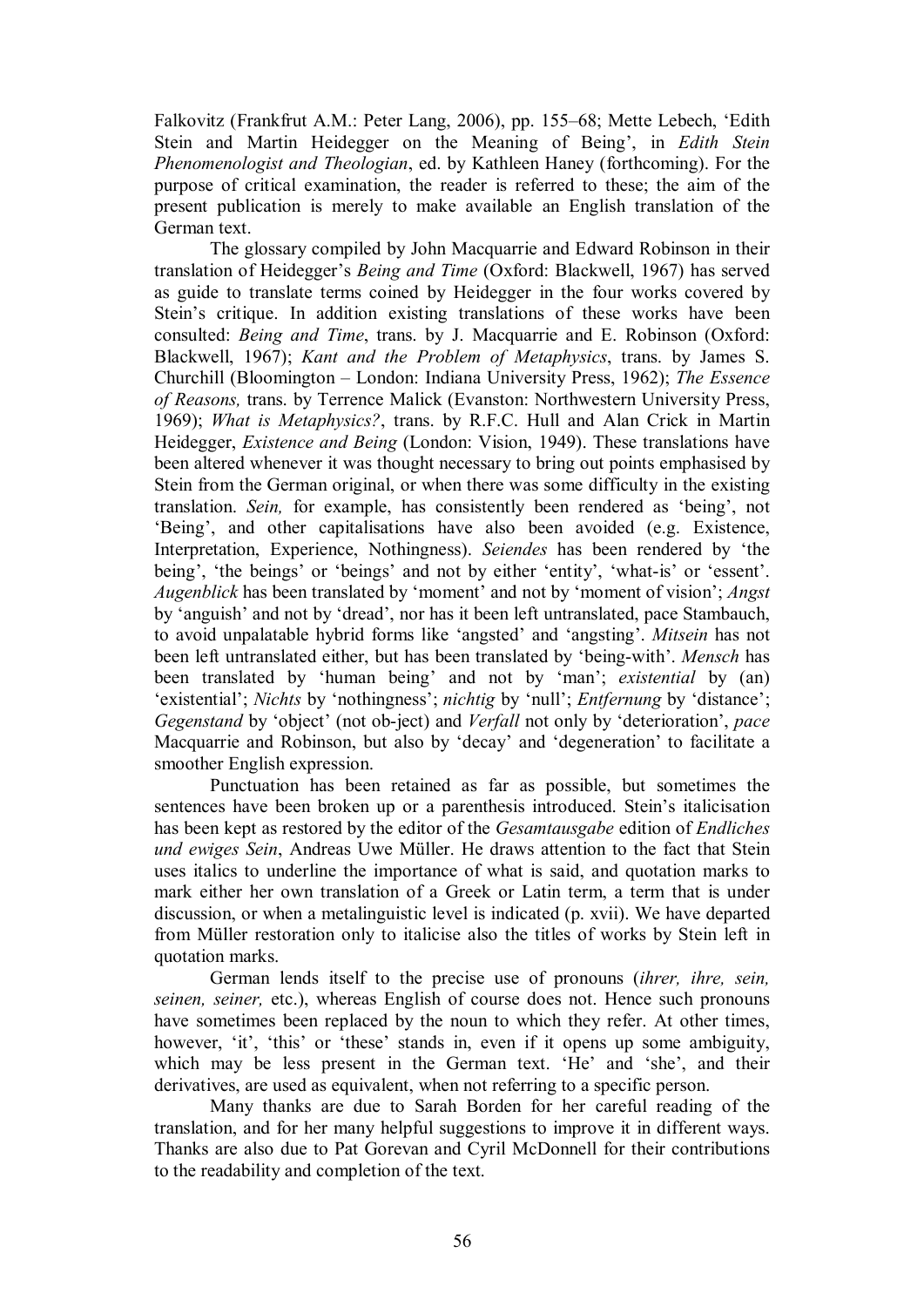Falkovitz (Frankfrut A.M.: Peter Lang, 2006), pp. 155–68; Mette Lebech, 'Edith Stein and Martin Heidegger on the Meaning of Being', in *Edith Stein Phenomenologist and Theologian*, ed. by Kathleen Haney (forthcoming). For the purpose of critical examination, the reader is referred to these; the aim of the present publication is merely to make available an English translation of the German text.

The glossary compiled by John Macquarrie and Edward Robinson in their translation of Heidegger's *Being and Time* (Oxford: Blackwell, 1967) has served as guide to translate terms coined by Heidegger in the four works covered by Stein's critique. In addition existing translations of these works have been consulted: *Being and Time*, trans. by J. Macquarrie and E. Robinson (Oxford: Blackwell, 1967); *Kant and the Problem of Metaphysics*, trans. by James S. Churchill (Bloomington – London: Indiana University Press, 1962); *The Essence of Reasons,* trans. by Terrence Malick (Evanston: Northwestern University Press, 1969); *What is Metaphysics?*, trans. by R.F.C. Hull and Alan Crick in Martin Heidegger, *Existence and Being* (London: Vision, 1949). These translations have been altered whenever it was thought necessary to bring out points emphasised by Stein from the German original, or when there was some difficulty in the existing translation. *Sein,* for example, has consistently been rendered as 'being', not 'Being', and other capitalisations have also been avoided (e.g. Existence, Interpretation, Experience, Nothingness). *Seiendes* has been rendered by 'the being', 'the beings' or 'beings' and not by either 'entity', 'what-is' or 'essent'. *Augenblick* has been translated by 'moment' and not by 'moment of vision'; *Angst* by 'anguish' and not by 'dread', nor has it been left untranslated, pace Stambauch, to avoid unpalatable hybrid forms like 'angsted' and 'angsting'. *Mitsein* has not been left untranslated either, but has been translated by 'being-with'. *Mensch* has been translated by 'human being' and not by 'man'; *existential* by (an) 'existential'; *Nichts* by 'nothingness'; *nichtig* by 'null'; *Entfernung* by 'distance'; *Gegenstand* by 'object' (not ob-ject) and *Verfall* not only by 'deterioration', *pace* Macquarrie and Robinson, but also by 'decay' and 'degeneration' to facilitate a smoother English expression.

Punctuation has been retained as far as possible, but sometimes the sentences have been broken up or a parenthesis introduced. Stein's italicisation has been kept as restored by the editor of the *Gesamtausgabe* edition of *Endliches und ewiges Sein*, Andreas Uwe Müller. He draws attention to the fact that Stein uses italics to underline the importance of what is said, and quotation marks to mark either her own translation of a Greek or Latin term, a term that is under discussion, or when a metalinguistic level is indicated (p. xvii). We have departed from Müller restoration only to italicise also the titles of works by Stein left in quotation marks.

German lends itself to the precise use of pronouns (*ihrer, ihre, sein, seinen, seiner,* etc.), whereas English of course does not. Hence such pronouns have sometimes been replaced by the noun to which they refer. At other times, however, 'it', 'this' or 'these' stands in, even if it opens up some ambiguity, which may be less present in the German text. 'He' and 'she', and their derivatives, are used as equivalent, when not referring to a specific person.

Many thanks are due to Sarah Borden for her careful reading of the translation, and for her many helpful suggestions to improve it in different ways. Thanks are also due to Pat Gorevan and Cyril McDonnell for their contributions to the readability and completion of the text.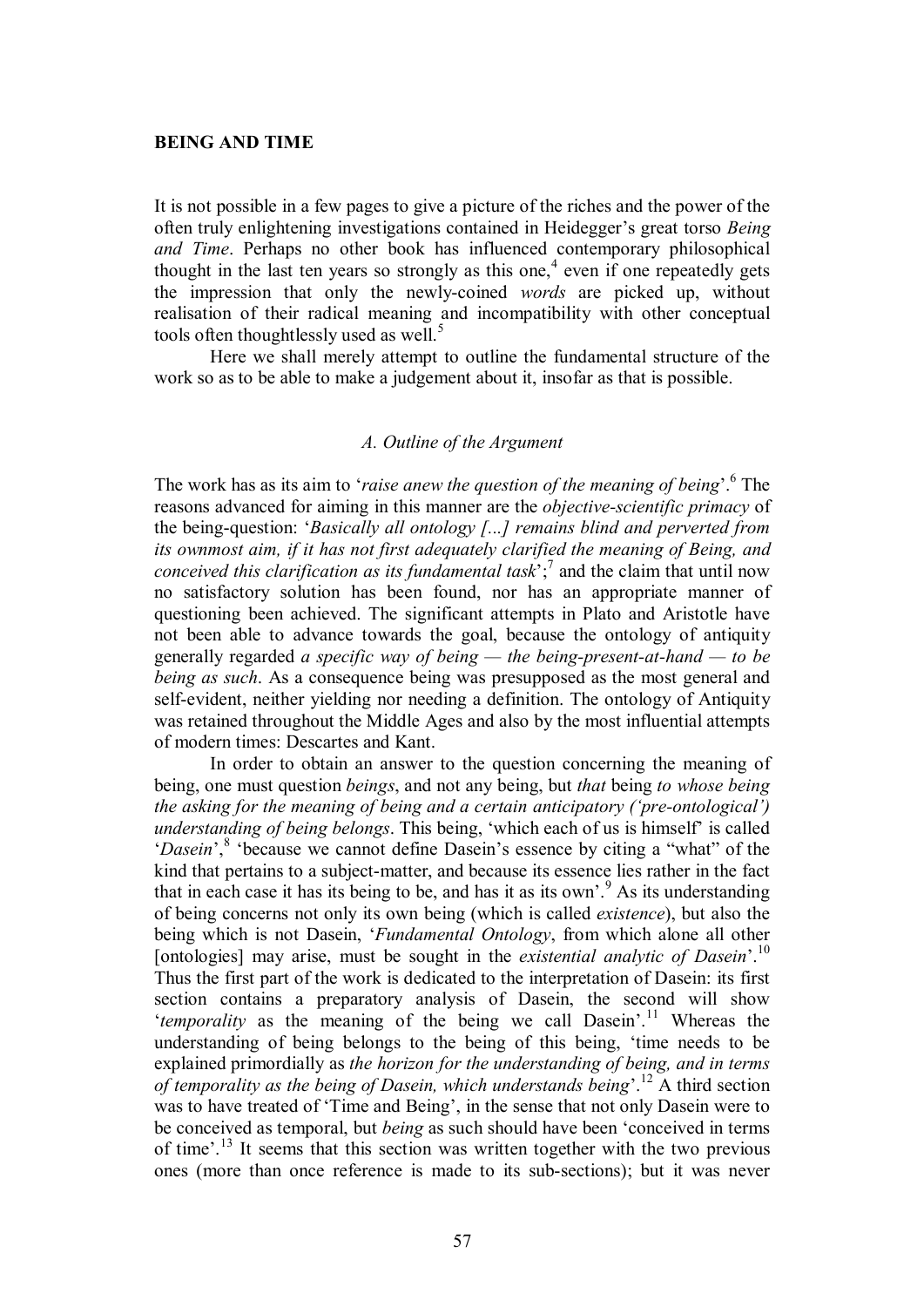## BEING AND TIME

It is not possible in a few pages to give a picture of the riches and the power of the often truly enlightening investigations contained in Heidegger's great torso *Being and Time*. Perhaps no other book has influenced contemporary philosophical thought in the last ten years so strongly as this one,[4] even if one repeatedly gets the impression that only the newly-coined *words* are picked up, without realisation of their radical meaning and incompatibility with other conceptual tools often thoughtlessly used as well.[5]

Here we shall merely attempt to outline the fundamental structure of the work so as to be able to make a judgement about it, insofar as that is possible.

### *A. Outline of the Argument*

The work has as its aim to '*raise anew the question of the meaning of being*'.[6] The reasons advanced for aiming in this manner are the *objective-scientific primacy* of the being-question: '*Basically all ontology [...] remains blind and perverted from its ownmost aim, if it has not first adequately clarified the meaning of Being, and conceived this clarification as its fundamental task*';[7] and the claim that until now no satisfactory solution has been found, nor has an appropriate manner of questioning been achieved. The significant attempts in Plato and Aristotle have not been able to advance towards the goal, because the ontology of antiquity generally regarded *a specific way of being — the being-present-at-hand — to be being as such*. As a consequence being was presupposed as the most general and self-evident, neither yielding nor needing a definition. The ontology of Antiquity was retained throughout the Middle Ages and also by the most influential attempts of modern times: Descartes and Kant.

In order to obtain an answer to the question concerning the meaning of being, one must question *beings*, and not any being, but *that* being *to whose being the asking for the meaning of being and a certain anticipatory ('pre-ontological') understanding of being belongs*. This being, 'which each of us is himself' is called '*Dasein*',[8] 'because we cannot define Dasein's essence by citing a "what" of the kind that pertains to a subject-matter, and because its essence lies rather in the fact that in each case it has its being to be, and has it as its own'.[9] As its understanding of being concerns not only its own being (which is called *existence*), but also the being which is not Dasein, '*Fundamental Ontology*, from which alone all other [ontologies] may arise, must be sought in the *existential analytic of Dasein*'.[10] Thus the first part of the work is dedicated to the interpretation of Dasein: its first section contains a preparatory analysis of Dasein, the second will show '*temporality* as the meaning of the being we call Dasein'.[11] Whereas the understanding of being belongs to the being of this being, 'time needs to be explained primordially as *the horizon for the understanding of being, and in terms of temporality as the being of Dasein, which understands being*'.[12] A third section was to have treated of 'Time and Being', in the sense that not only Dasein were to be conceived as temporal, but *being* as such should have been 'conceived in terms of time'.[13] It seems that this section was written together with the two previous ones (more than once reference is made to its sub-sections); but it was never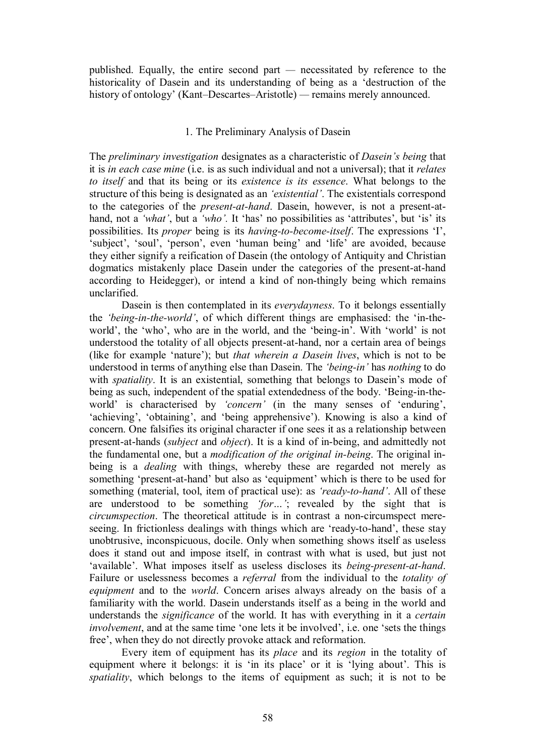published. Equally, the entire second part — necessitated by reference to the historicality of Dasein and its understanding of being as a 'destruction of the history of ontology' (Kant–Descartes–Aristotle) — remains merely announced.

## 1. The Preliminary Analysis of Dasein

The *preliminary investigation* designates as a characteristic of *Dasein's being* that it is *in each case mine* (i.e. is as such individual and not a universal); that it *relates to itself* and that its being or its *existence is its essence*. What belongs to the structure of this being is designated as an *'existential'*. The existentials correspond to the categories of the *present-at-hand*. Dasein, however, is not a present-at-hand, not a *'what'*, but a *'who'*. It 'has' no possibilities as 'attributes', but 'is' its possibilities. Its *proper* being is its *having-to-become-itself*. The expressions 'I', 'subject', 'soul', 'person', even 'human being' and 'life' are avoided, because they either signify a reification of Dasein (the ontology of Antiquity and Christian dogmatics mistakenly place Dasein under the categories of the present-at-hand according to Heidegger), or intend a kind of non-thingly being which remains unclarified.

Dasein is then contemplated in its *everydayness*. To it belongs essentially the *'being-in-the-world'*, of which different things are emphasised: the 'in-the-world', the 'who', who are in the world, and the 'being-in'. With 'world' is not understood the totality of all objects present-at-hand, nor a certain area of beings (like for example 'nature'); but *that wherein a Dasein lives*, which is not to be understood in terms of anything else than Dasein. The *'being-in'* has *nothing* to do with *spatiality*. It is an existential, something that belongs to Dasein's mode of being as such, independent of the spatial extendedness of the body. 'Being-in-the-world' is characterised by *'concern'* (in the many senses of 'enduring', 'achieving', 'obtaining', and 'being apprehensive'). Knowing is also a kind of concern. One falsifies its original character if one sees it as a relationship between present-at-hands (*subject* and *object*). It is a kind of in-being, and admittedly not the fundamental one, but a *modification of the original in-being*. The original in-being is a *dealing* with things, whereby these are regarded not merely as something 'present-at-hand' but also as 'equipment' which is there to be used for something (material, tool, item of practical use): as *'ready-to-hand'*. All of these are understood to be something *'for…'*; revealed by the sight that is *circumspection*. The theoretical attitude is in contrast a non-circumspect mere-seeing. In frictionless dealings with things which are 'ready-to-hand', these stay unobtrusive, inconspicuous, docile. Only when something shows itself as useless does it stand out and impose itself, in contrast with what is used, but just not 'available'. What imposes itself as useless discloses its *being-present-at-hand*. Failure or uselessness becomes a *referral* from the individual to the *totality of equipment* and to the *world*. Concern arises always already on the basis of a familiarity with the world. Dasein understands itself as a being in the world and understands the *significance* of the world. It has with everything in it a *certain involvement*, and at the same time 'one lets it be involved', i.e. one 'sets the things free', when they do not directly provoke attack and reformation.

Every item of equipment has its *place* and its *region* in the totality of equipment where it belongs: it is 'in its place' or it is 'lying about'. This is *spatiality*, which belongs to the items of equipment as such; it is not to be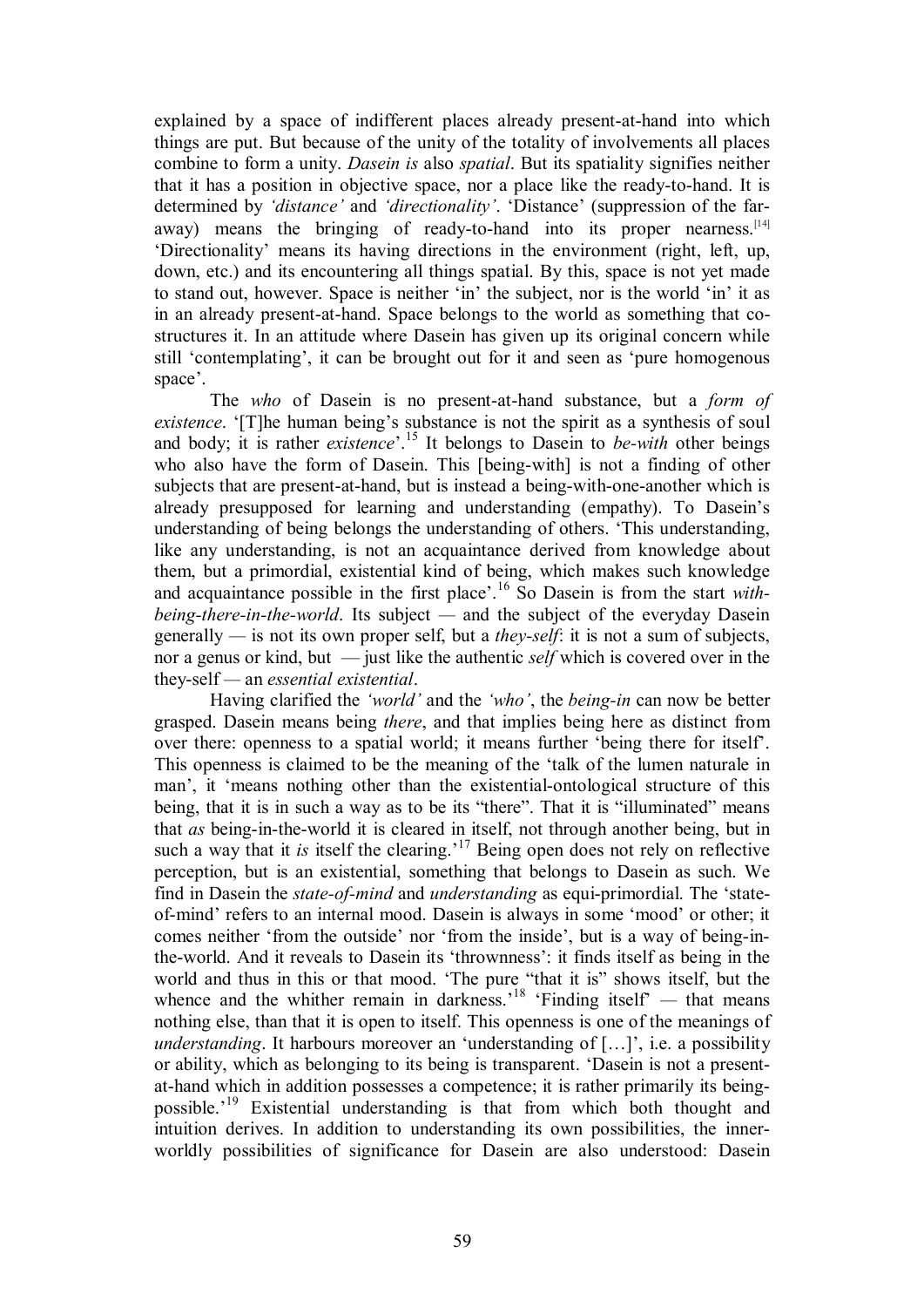explained by a space of indifferent places already present-at-hand into which things are put. But because of the unity of the totality of involvements all places combine to form a unity. *Dasein is* also *spatial*. But its spatiality signifies neither that it has a position in objective space, nor a place like the ready-to-hand. It is determined by *'distance'* and *'directionality'*. 'Distance' (suppression of the far-away) means the bringing of ready-to-hand into its proper nearness.[14] 'Directionality' means its having directions in the environment (right, left, up, down, etc.) and its encountering all things spatial. By this, space is not yet made to stand out, however. Space is neither 'in' the subject, nor is the world 'in' it as in an already present-at-hand. Space belongs to the world as something that co-structures it. In an attitude where Dasein has given up its original concern while still 'contemplating', it can be brought out for it and seen as 'pure homogenous space'.

The *who* of Dasein is no present-at-hand substance, but a *form of existence*. '[T]he human being's substance is not the spirit as a synthesis of soul and body; it is rather *existence*'.[15] It belongs to Dasein to *be-with* other beings who also have the form of Dasein. This [being-with] is not a finding of other subjects that are present-at-hand, but is instead a being-with-one-another which is already presupposed for learning and understanding (empathy). To Dasein's understanding of being belongs the understanding of others. 'This understanding, like any understanding, is not an acquaintance derived from knowledge about them, but a primordial, existential kind of being, which makes such knowledge and acquaintance possible in the first place'.[16] So Dasein is from the start *with-being-there-in-the-world*. Its subject — and the subject of the everyday Dasein generally — is not its own proper self, but a *they-self*: it is not a sum of subjects, nor a genus or kind, but — just like the authentic *self* which is covered over in the they-self — an *essential existential*.

Having clarified the *'world'* and the *'who'*, the *being-in* can now be better grasped. Dasein means being *there*, and that implies being here as distinct from over there: openness to a spatial world; it means further 'being there for itself'. This openness is claimed to be the meaning of the 'talk of the lumen naturale in man', it 'means nothing other than the existential-ontological structure of this being, that it is in such a way as to be its "there". That it is "illuminated" means that *as* being-in-the-world it is cleared in itself, not through another being, but in such a way that it *is* itself the clearing.'[17] Being open does not rely on reflective perception, but is an existential, something that belongs to Dasein as such. We find in Dasein the *state-of-mind* and *understanding* as equi-primordial. The 'state-of-mind' refers to an internal mood. Dasein is always in some 'mood' or other; it comes neither 'from the outside' nor 'from the inside', but is a way of being-in-the-world. And it reveals to Dasein its 'thrownness': it finds itself as being in the world and thus in this or that mood. 'The pure "that it is" shows itself, but the whence and the whither remain in darkness.'[18] 'Finding itself' — that means nothing else, than that it is open to itself. This openness is one of the meanings of *understanding*. It harbours moreover an 'understanding of […]', i.e. a possibility or ability, which as belonging to its being is transparent. 'Dasein is not a present-at-hand which in addition possesses a competence; it is rather primarily its being-possible.'[19] Existential understanding is that from which both thought and intuition derives. In addition to understanding its own possibilities, the inner-worldly possibilities of significance for Dasein are also understood: Dasein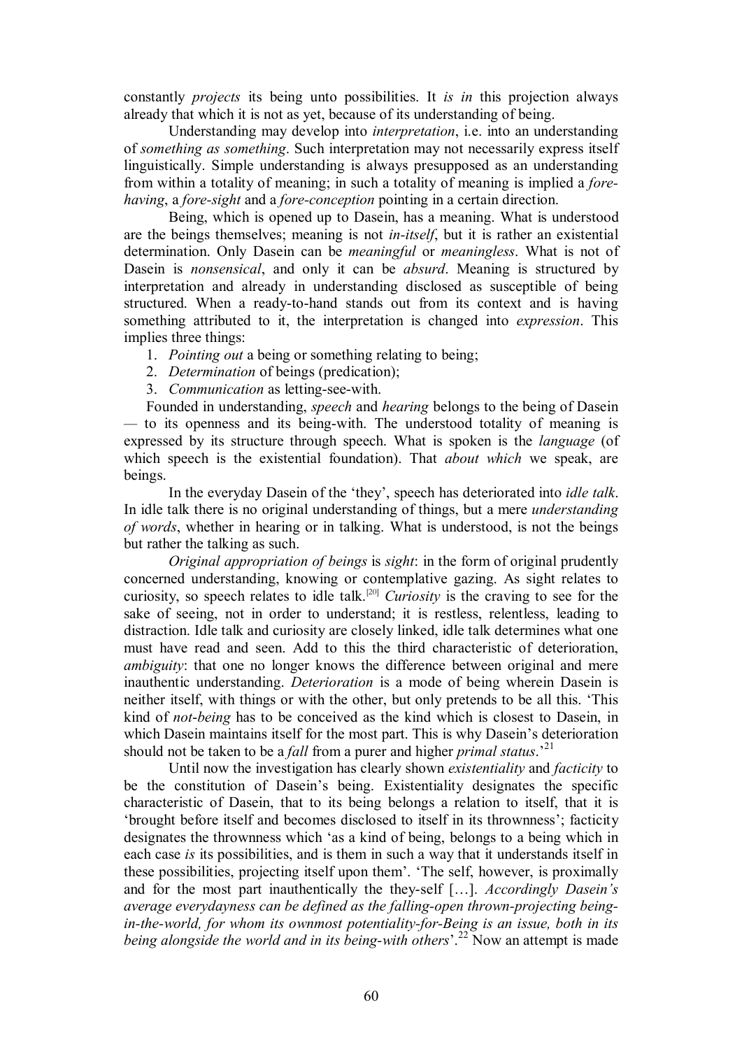constantly *projects* its being unto possibilities. It *is in* this projection always already that which it is not as yet, because of its understanding of being.

Understanding may develop into *interpretation*, i.e. into an understanding of *something as something*. Such interpretation may not necessarily express itself linguistically. Simple understanding is always presupposed as an understanding from within a totality of meaning; in such a totality of meaning is implied a *fore-having*, a *fore-sight* and a *fore-conception* pointing in a certain direction.

Being, which is opened up to Dasein, has a meaning. What is understood are the beings themselves; meaning is not *in-itself*, but it is rather an existential determination. Only Dasein can be *meaningful* or *meaningless*. What is not of Dasein is *nonsensical*, and only it can be *absurd*. Meaning is structured by interpretation and already in understanding disclosed as susceptible of being structured. When a ready-to-hand stands out from its context and is having something attributed to it, the interpretation is changed into *expression*. This implies three things:

1. *Pointing out* a being or something relating to being;
2. *Determination* of beings (predication);
3. *Communication* as letting-see-with.

Founded in understanding, *speech* and *hearing* belongs to the being of Dasein — to its openness and its being-with. The understood totality of meaning is expressed by its structure through speech. What is spoken is the *language* (of which speech is the existential foundation). That *about which* we speak, are beings.

In the everyday Dasein of the 'they', speech has deteriorated into *idle talk*. In idle talk there is no original understanding of things, but a mere *understanding of words*, whether in hearing or in talking. What is understood, is not the beings but rather the talking as such.

*Original appropriation of beings* is *sight*: in the form of original prudently concerned understanding, knowing or contemplative gazing. As sight relates to curiosity, so speech relates to idle talk.[20] *Curiosity* is the craving to see for the sake of seeing, not in order to understand; it is restless, relentless, leading to distraction. Idle talk and curiosity are closely linked, idle talk determines what one must have read and seen. Add to this the third characteristic of deterioration, *ambiguity*: that one no longer knows the difference between original and mere inauthentic understanding. *Deterioration* is a mode of being wherein Dasein is neither itself, with things or with the other, but only pretends to be all this. 'This kind of *not-being* has to be conceived as the kind which is closest to Dasein, in which Dasein maintains itself for the most part. This is why Dasein's deterioration should not be taken to be a *fall* from a purer and higher *primal status*.'[21]

Until now the investigation has clearly shown *existentiality* and *facticity* to be the constitution of Dasein's being. Existentiality designates the specific characteristic of Dasein, that to its being belongs a relation to itself, that it is 'brought before itself and becomes disclosed to itself in its thrownness'; facticity designates the thrownness which 'as a kind of being, belongs to a being which in each case *is* its possibilities, and is them in such a way that it understands itself in these possibilities, projecting itself upon them'. 'The self, however, is proximally and for the most part inauthentically the they-self […]. *Accordingly Dasein's average everydayness can be defined as the falling-open thrown-projecting being-in-the-world, for whom its ownmost potentiality-for-Being is an issue, both in its being alongside the world and in its being-with others*'.[22] Now an attempt is made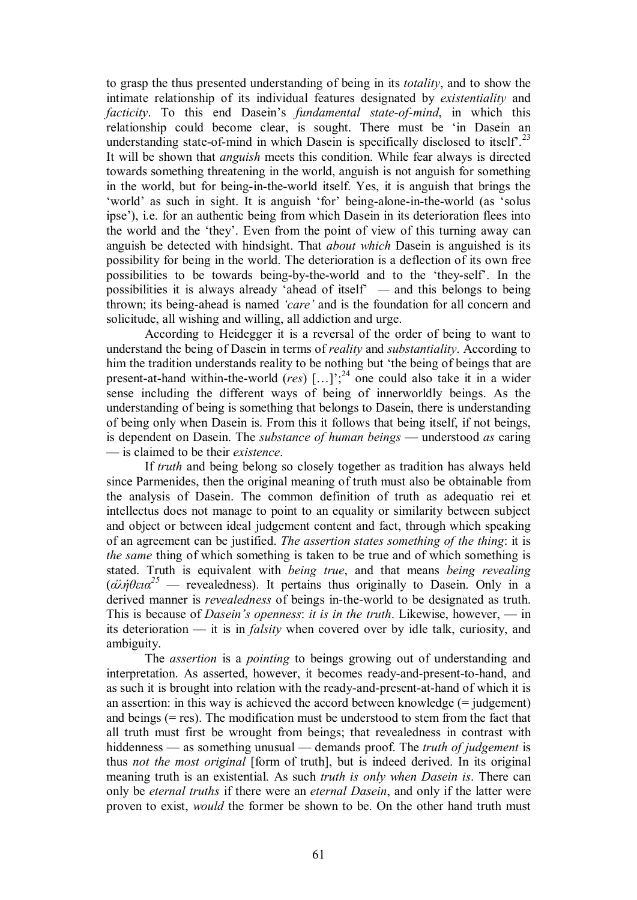to grasp the thus presented understanding of being in its *totality*, and to show the intimate relationship of its individual features designated by *existentiality* and *facticity*. To this end Dasein's *fundamental state-of-mind*, in which this relationship could become clear, is sought. There must be 'in Dasein an understanding state-of-mind in which Dasein is specifically disclosed to itself'.[23] It will be shown that *anguish* meets this condition. While fear always is directed towards something threatening in the world, anguish is not anguish for something in the world, but for being-in-the-world itself. Yes, it is anguish that brings the 'world' as such in sight. It is anguish 'for' being-alone-in-the-world (as 'solus ipse'), i.e. for an authentic being from which Dasein in its deterioration flees into the world and the 'they'. Even from the point of view of this turning away can anguish be detected with hindsight. That *about which* Dasein is anguished is its possibility for being in the world. The deterioration is a deflection of its own free possibilities to be towards being-by-the-world and to the 'they-self'. In the possibilities it is always already 'ahead of itself' — and this belongs to being thrown; its being-ahead is named *'care'* and is the foundation for all concern and solicitude, all wishing and willing, all addiction and urge.

According to Heidegger it is a reversal of the order of being to want to understand the being of Dasein in terms of *reality* and *substantiality*. According to him the tradition understands reality to be nothing but 'the being of beings that are present-at-hand within-the-world (*res*) […]';[24] one could also take it in a wider sense including the different ways of being of innerworldly beings. As the understanding of being is something that belongs to Dasein, there is understanding of being only when Dasein is. From this it follows that being itself, if not beings, is dependent on Dasein. The *substance of human beings* — understood *as* caring — is claimed to be their *existence*.

If *truth* and being belong so closely together as tradition has always held since Parmenides, then the original meaning of truth must also be obtainable from the analysis of Dasein. The common definition of truth as adequatio rei et intellectus does not manage to point to an equality or similarity between subject and object or between ideal judgement content and fact, through which speaking of an agreement can be justified. *The assertion states something of the thing*: it is *the same* thing of which something is taken to be true and of which something is stated. Truth is equivalent with *being true*, and that means *being revealing* (*ἀλήθεια*[25] — revealedness). It pertains thus originally to Dasein. Only in a derived manner is *revealedness* of beings in-the-world to be designated as truth. This is because of *Dasein's openness*: *it is in the truth*. Likewise, however, — in its deterioration — it is in *falsity* when covered over by idle talk, curiosity, and ambiguity.

The *assertion* is a *pointing* to beings growing out of understanding and interpretation. As asserted, however, it becomes ready-and-present-to-hand, and as such it is brought into relation with the ready-and-present-at-hand of which it is an assertion: in this way is achieved the accord between knowledge (= judgement) and beings (= res). The modification must be understood to stem from the fact that all truth must first be wrought from beings; that revealedness in contrast with hiddenness — as something unusual — demands proof. The *truth of judgement* is thus *not the most original* [form of truth], but is indeed derived. In its original meaning truth is an existential. As such *truth is only when Dasein is*. There can only be *eternal truths* if there were an *eternal Dasein*, and only if the latter were proven to exist, *would* the former be shown to be. On the other hand truth must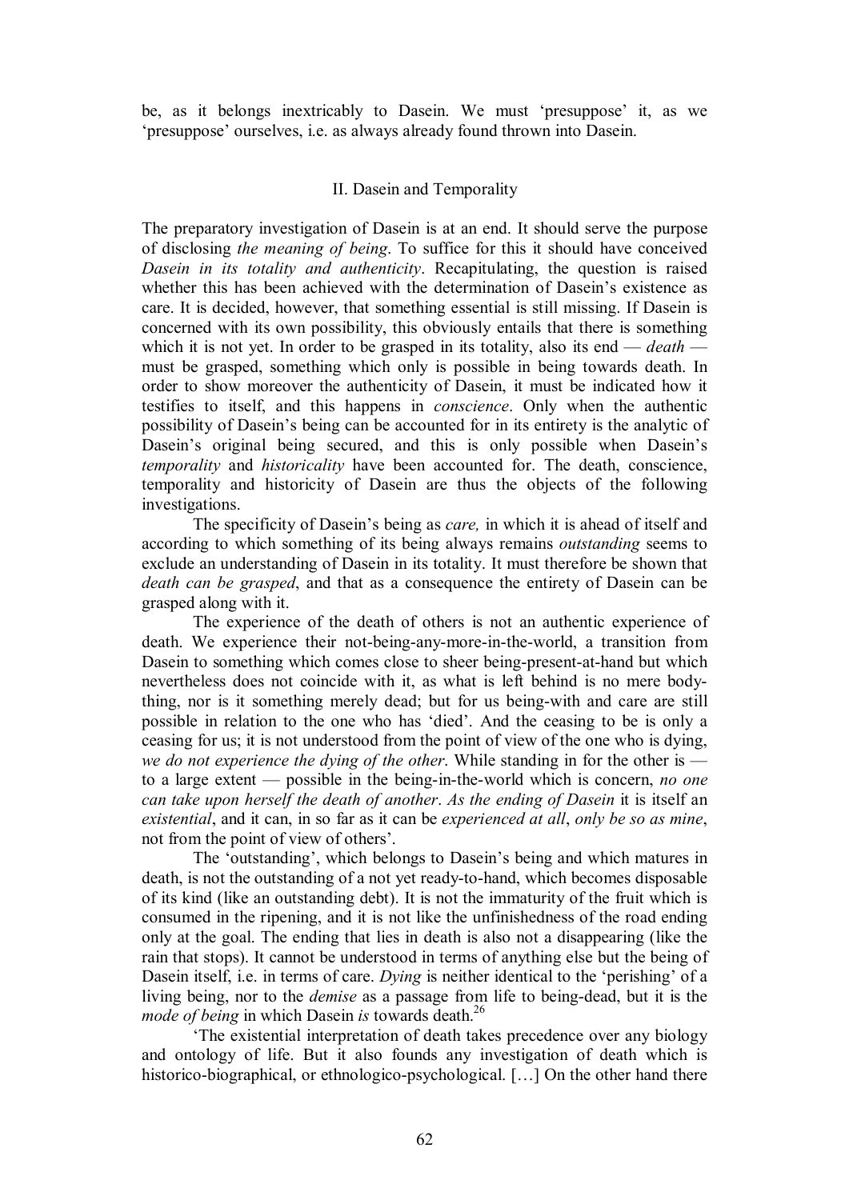be, as it belongs inextricably to Dasein. We must 'presuppose' it, as we 'presuppose' ourselves, i.e. as always already found thrown into Dasein.

## II. Dasein and Temporality

The preparatory investigation of Dasein is at an end. It should serve the purpose of disclosing *the meaning of being*. To suffice for this it should have conceived *Dasein in its totality and authenticity*. Recapitulating, the question is raised whether this has been achieved with the determination of Dasein's existence as care. It is decided, however, that something essential is still missing. If Dasein is concerned with its own possibility, this obviously entails that there is something which it is not yet. In order to be grasped in its totality, also its end — *death* — must be grasped, something which only is possible in being towards death. In order to show moreover the authenticity of Dasein, it must be indicated how it testifies to itself, and this happens in *conscience*. Only when the authentic possibility of Dasein's being can be accounted for in its entirety is the analytic of Dasein's original being secured, and this is only possible when Dasein's *temporality* and *historicality* have been accounted for. The death, conscience, temporality and historicity of Dasein are thus the objects of the following investigations.

The specificity of Dasein's being as *care,* in which it is ahead of itself and according to which something of its being always remains *outstanding* seems to exclude an understanding of Dasein in its totality. It must therefore be shown that *death can be grasped*, and that as a consequence the entirety of Dasein can be grasped along with it.

The experience of the death of others is not an authentic experience of death. We experience their not-being-any-more-in-the-world, a transition from Dasein to something which comes close to sheer being-present-at-hand but which nevertheless does not coincide with it, as what is left behind is no mere body-thing, nor is it something merely dead; but for us being-with and care are still possible in relation to the one who has 'died'. And the ceasing to be is only a ceasing for us; it is not understood from the point of view of the one who is dying, *we do not experience the dying of the other*. While standing in for the other is — to a large extent — possible in the being-in-the-world which is concern, *no one can take upon herself the death of another*. *As the ending of Dasein* it is itself an *existential*, and it can, in so far as it can be *experienced at all*, *only be so as mine*, not from the point of view of others'.

The 'outstanding', which belongs to Dasein's being and which matures in death, is not the outstanding of a not yet ready-to-hand, which becomes disposable of its kind (like an outstanding debt). It is not the immaturity of the fruit which is consumed in the ripening, and it is not like the unfinishedness of the road ending only at the goal. The ending that lies in death is also not a disappearing (like the rain that stops). It cannot be understood in terms of anything else but the being of Dasein itself, i.e. in terms of care. *Dying* is neither identical to the 'perishing' of a living being, nor to the *demise* as a passage from life to being-dead, but it is the *mode of being* in which Dasein *is* towards death.[26]

'The existential interpretation of death takes precedence over any biology and ontology of life. But it also founds any investigation of death which is historico-biographical, or ethnologico-psychological. […] On the other hand there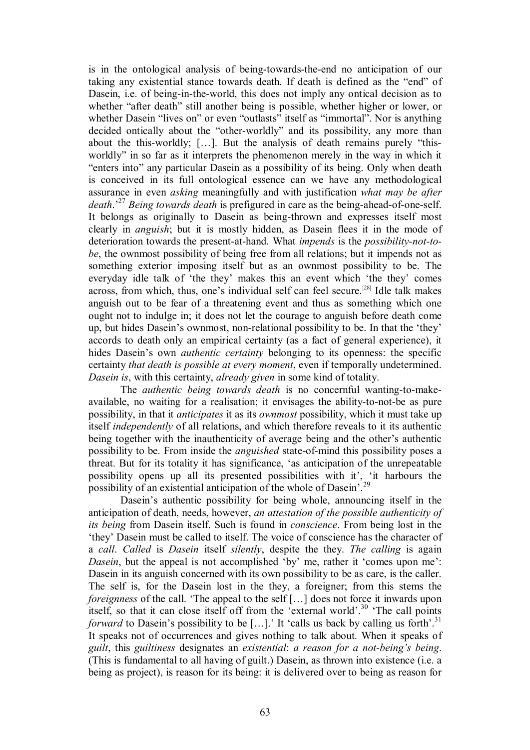is in the ontological analysis of being-towards-the-end no anticipation of our taking any existential stance towards death. If death is defined as the "end" of Dasein, i.e. of being-in-the-world, this does not imply any ontical decision as to whether "after death" still another being is possible, whether higher or lower, or whether Dasein "lives on" or even "outlasts" itself as "immortal". Nor is anything decided ontically about the "other-worldly" and its possibility, any more than about the this-worldly; […]. But the analysis of death remains purely "this-worldly" in so far as it interprets the phenomenon merely in the way in which it "enters into" any particular Dasein as a possibility of its being. Only when death is conceived in its full ontological essence can we have any methodological assurance in even *asking* meaningfully and with justification *what may be after death*.'[27] *Being towards death* is prefigured in care as the being-ahead-of-one-self. It belongs as originally to Dasein as being-thrown and expresses itself most clearly in *anguish*; but it is mostly hidden, as Dasein flees it in the mode of deterioration towards the present-at-hand. What *impends* is the *possibility-not-to-be*, the ownmost possibility of being free from all relations; but it impends not as something exterior imposing itself but as an ownmost possibility to be. The everyday idle talk of 'the they' makes this an event which 'the they' comes across, from which, thus, one's individual self can feel secure.[28] Idle talk makes anguish out to be fear of a threatening event and thus as something which one ought not to indulge in; it does not let the courage to anguish before death come up, but hides Dasein's ownmost, non-relational possibility to be. In that the 'they' accords to death only an empirical certainty (as a fact of general experience), it hides Dasein's own *authentic certainty* belonging to its openness: the specific certainty *that death is possible at every moment*, even if temporally undetermined. *Dasein is*, with this certainty, *already given* in some kind of totality.

The *authentic being towards death* is no concernful wanting-to-make-available, no waiting for a realisation; it envisages the ability-to-not-be as pure possibility, in that it *anticipates* it as its *ownmost* possibility, which it must take up itself *independently* of all relations, and which therefore reveals to it its authentic being together with the inauthenticity of average being and the other's authentic possibility to be. From inside the *anguished* state-of-mind this possibility poses a threat. But for its totality it has significance, 'as anticipation of the unrepeatable possibility opens up all its presented possibilities with it', 'it harbours the possibility of an existential anticipation of the whole of Dasein'.[29]

Dasein's authentic possibility for being whole, announcing itself in the anticipation of death, needs, however, *an attestation of the possible authenticity of its being* from Dasein itself. Such is found in *conscience*. From being lost in the 'they' Dasein must be called to itself. The voice of conscience has the character of a *call*. *Called* is *Dasein* itself *silently*, despite the they. *The calling* is again *Dasein*, but the appeal is not accomplished 'by' me, rather it 'comes upon me': Dasein in its anguish concerned with its own possibility to be as care, is the caller. The self is, for the Dasein lost in the they, a foreigner; from this stems the *foreignness* of the call. 'The appeal to the self […] does not force it inwards upon itself, so that it can close itself off from the 'external world'.[30] 'The call points *forward* to Dasein's possibility to be […].' It 'calls us back by calling us forth'.[31] It speaks not of occurrences and gives nothing to talk about. When it speaks of *guilt*, this *guiltiness* designates an *existential*: *a reason for a not-being's being*. (This is fundamental to all having of guilt.) Dasein, as thrown into existence (i.e. a being as project), is reason for its being: it is delivered over to being as reason for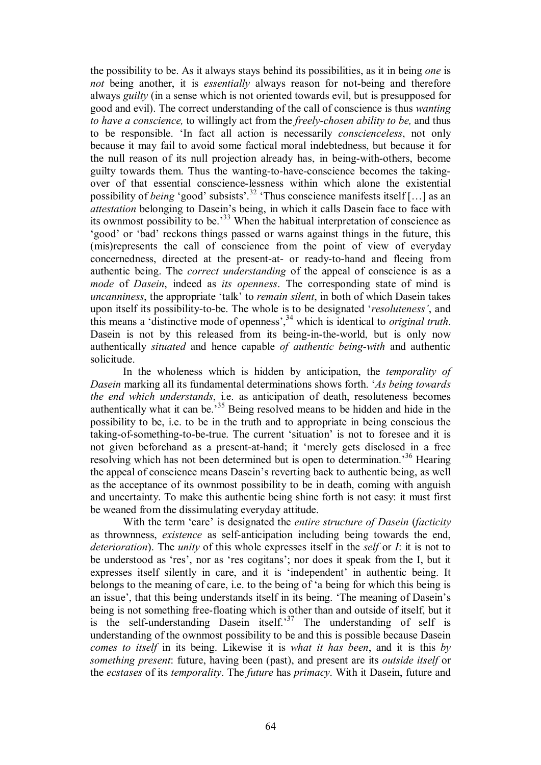the possibility to be. As it always stays behind its possibilities, as it in being *one* is *not* being another, it is *essentially* always reason for not-being and therefore always *guilty* (in a sense which is not oriented towards evil, but is presupposed for good and evil). The correct understanding of the call of conscience is thus *wanting to have a conscience,* to willingly act from the *freely-chosen ability to be,* and thus to be responsible. 'In fact all action is necessarily *conscienceless*, not only because it may fail to avoid some factical moral indebtedness, but because it for the null reason of its null projection already has, in being-with-others, become guilty towards them. Thus the wanting-to-have-conscience becomes the taking-over of that essential conscience-lessness within which alone the existential possibility of *being* 'good' subsists'.[32] 'Thus conscience manifests itself […] as an *attestation* belonging to Dasein's being, in which it calls Dasein face to face with its ownmost possibility to be.'[33] When the habitual interpretation of conscience as 'good' or 'bad' reckons things passed or warns against things in the future, this (mis)represents the call of conscience from the point of view of everyday concernedness, directed at the present-at- or ready-to-hand and fleeing from authentic being. The *correct understanding* of the appeal of conscience is as a *mode* of *Dasein*, indeed as *its openness*. The corresponding state of mind is *uncanniness*, the appropriate 'talk' to *remain silent*, in both of which Dasein takes upon itself its possibility-to-be. The whole is to be designated '*resoluteness'*, and this means a 'distinctive mode of openness',[34] which is identical to *original truth*. Dasein is not by this released from its being-in-the-world, but is only now authentically *situated* and hence capable *of authentic being-with* and authentic solicitude.

In the wholeness which is hidden by anticipation, the *temporality of Dasein* marking all its fundamental determinations shows forth. '*As being towards the end which understands*, i.e. as anticipation of death, resoluteness becomes authentically what it can be.'[35] Being resolved means to be hidden and hide in the possibility to be, i.e. to be in the truth and to appropriate in being conscious the taking-of-something-to-be-true. The current 'situation' is not to foresee and it is not given beforehand as a present-at-hand; it 'merely gets disclosed in a free resolving which has not been determined but is open to determination.'[36] Hearing the appeal of conscience means Dasein's reverting back to authentic being, as well as the acceptance of its ownmost possibility to be in death, coming with anguish and uncertainty. To make this authentic being shine forth is not easy: it must first be weaned from the dissimulating everyday attitude.

With the term 'care' is designated the *entire structure of Dasein* (*facticity* as thrownness, *existence* as self-anticipation including being towards the end, *deterioration*). The *unity* of this whole expresses itself in the *self* or *I*: it is not to be understood as 'res', nor as 'res cogitans'; nor does it speak from the I, but it expresses itself silently in care, and it is 'independent' in authentic being. It belongs to the meaning of care, i.e. to the being of 'a being for which this being is an issue', that this being understands itself in its being. 'The meaning of Dasein's being is not something free-floating which is other than and outside of itself, but it is the self-understanding Dasein itself.'[37] The understanding of self is understanding of the ownmost possibility to be and this is possible because Dasein *comes to itself* in its being. Likewise it is *what it has been*, and it is this *by something present*: future, having been (past), and present are its *outside itself* or the *ecstases* of its *temporality*. The *future* has *primacy*. With it Dasein, future and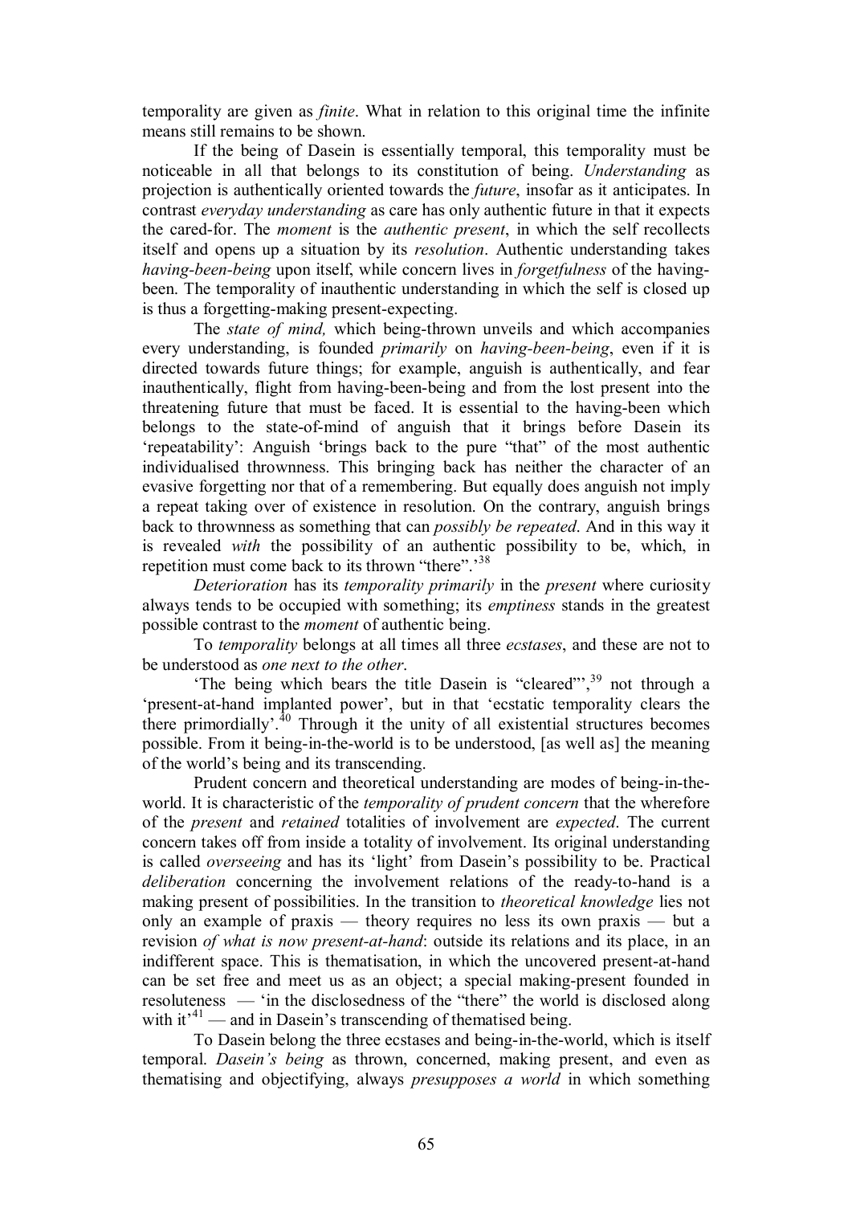temporality are given as *finite*. What in relation to this original time the infinite means still remains to be shown.

If the being of Dasein is essentially temporal, this temporality must be noticeable in all that belongs to its constitution of being. *Understanding* as projection is authentically oriented towards the *future*, insofar as it anticipates. In contrast *everyday understanding* as care has only authentic future in that it expects the cared-for. The *moment* is the *authentic present*, in which the self recollects itself and opens up a situation by its *resolution*. Authentic understanding takes *having-been-being* upon itself, while concern lives in *forgetfulness* of the having-been. The temporality of inauthentic understanding in which the self is closed up is thus a forgetting-making present-expecting.

The *state of mind,* which being-thrown unveils and which accompanies every understanding, is founded *primarily* on *having-been-being*, even if it is directed towards future things; for example, anguish is authentically, and fear inauthentically, flight from having-been-being and from the lost present into the threatening future that must be faced. It is essential to the having-been which belongs to the state-of-mind of anguish that it brings before Dasein its 'repeatability': Anguish 'brings back to the pure "that" of the most authentic individualised thrownness. This bringing back has neither the character of an evasive forgetting nor that of a remembering. But equally does anguish not imply a repeat taking over of existence in resolution. On the contrary, anguish brings back to thrownness as something that can *possibly be repeated*. And in this way it is revealed *with* the possibility of an authentic possibility to be, which, in repetition must come back to its thrown "there".'[38]

*Deterioration* has its *temporality primarily* in the *present* where curiosity always tends to be occupied with something; its *emptiness* stands in the greatest possible contrast to the *moment* of authentic being.

To *temporality* belongs at all times all three *ecstases*, and these are not to be understood as *one next to the other*.

'The being which bears the title Dasein is "cleared"',[39] not through a 'present-at-hand implanted power', but in that 'ecstatic temporality clears the there primordially'.[40] Through it the unity of all existential structures becomes possible. From it being-in-the-world is to be understood, [as well as] the meaning of the world's being and its transcending.

Prudent concern and theoretical understanding are modes of being-in-the-world. It is characteristic of the *temporality of prudent concern* that the wherefore of the *present* and *retained* totalities of involvement are *expected*. The current concern takes off from inside a totality of involvement. Its original understanding is called *overseeing* and has its 'light' from Dasein's possibility to be. Practical *deliberation* concerning the involvement relations of the ready-to-hand is a making present of possibilities. In the transition to *theoretical knowledge* lies not only an example of praxis — theory requires no less its own praxis — but a revision *of what is now present-at-hand*: outside its relations and its place, in an indifferent space. This is thematisation, in which the uncovered present-at-hand can be set free and meet us as an object; a special making-present founded in resoluteness — 'in the disclosedness of the "there" the world is disclosed along with it'[41] — and in Dasein's transcending of thematised being.

To Dasein belong the three ecstases and being-in-the-world, which is itself temporal. *Dasein's being* as thrown, concerned, making present, and even as thematising and objectifying, always *presupposes a world* in which something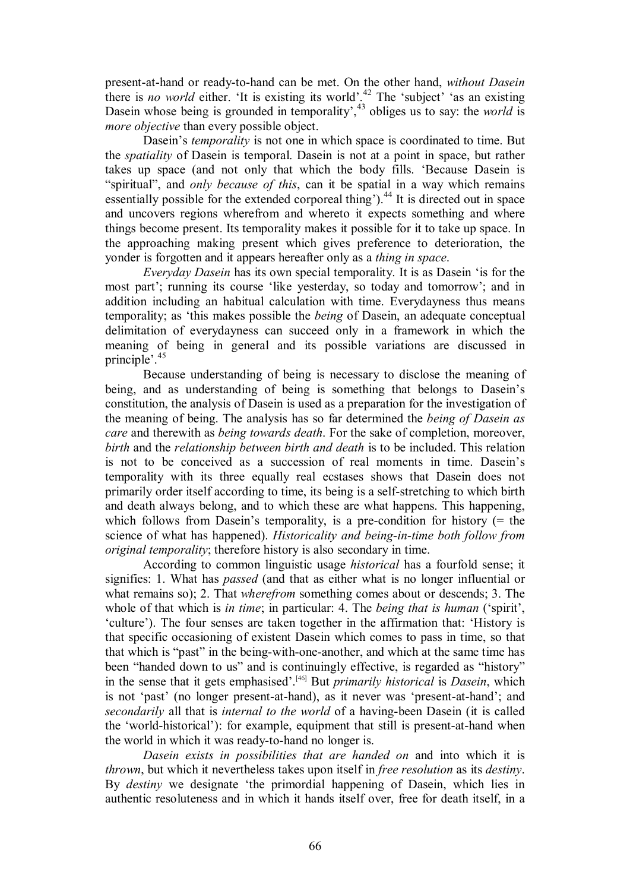present-at-hand or ready-to-hand can be met. On the other hand, *without Dasein* there is *no world* either. 'It is existing its world'.[42] The 'subject' 'as an existing Dasein whose being is grounded in temporality',[43] obliges us to say: the *world* is *more objective* than every possible object.

Dasein's *temporality* is not one in which space is coordinated to time. But the *spatiality* of Dasein is temporal. Dasein is not at a point in space, but rather takes up space (and not only that which the body fills. 'Because Dasein is "spiritual", and *only because of this*, can it be spatial in a way which remains essentially possible for the extended corporeal thing').[44] It is directed out in space and uncovers regions wherefrom and whereto it expects something and where things become present. Its temporality makes it possible for it to take up space. In the approaching making present which gives preference to deterioration, the yonder is forgotten and it appears hereafter only as a *thing in space*.

*Everyday Dasein* has its own special temporality. It is as Dasein 'is for the most part'; running its course 'like yesterday, so today and tomorrow'; and in addition including an habitual calculation with time. Everydayness thus means temporality; as 'this makes possible the *being* of Dasein, an adequate conceptual delimitation of everydayness can succeed only in a framework in which the meaning of being in general and its possible variations are discussed in principle'.[45]

Because understanding of being is necessary to disclose the meaning of being, and as understanding of being is something that belongs to Dasein's constitution, the analysis of Dasein is used as a preparation for the investigation of the meaning of being. The analysis has so far determined the *being of Dasein as care* and therewith as *being towards death*. For the sake of completion, moreover, *birth* and the *relationship between birth and death* is to be included. This relation is not to be conceived as a succession of real moments in time. Dasein's temporality with its three equally real ecstases shows that Dasein does not primarily order itself according to time, its being is a self-stretching to which birth and death always belong, and to which these are what happens. This happening, which follows from Dasein's temporality, is a pre-condition for history (= the science of what has happened). *Historicality and being-in-time both follow from original temporality*; therefore history is also secondary in time.

According to common linguistic usage *historical* has a fourfold sense; it signifies: 1. What has *passed* (and that as either what is no longer influential or what remains so); 2. That *wherefrom* something comes about or descends; 3. The whole of that which is *in time*; in particular: 4. The *being that is human* ('spirit', 'culture'). The four senses are taken together in the affirmation that: 'History is that specific occasioning of existent Dasein which comes to pass in time, so that that which is "past" in the being-with-one-another, and which at the same time has been "handed down to us" and is continuingly effective, is regarded as "history" in the sense that it gets emphasised'.[46] But *primarily historical* is *Dasein*, which is not 'past' (no longer present-at-hand), as it never was 'present-at-hand'; and *secondarily* all that is *internal to the world* of a having-been Dasein (it is called the 'world-historical'): for example, equipment that still is present-at-hand when the world in which it was ready-to-hand no longer is.

*Dasein exists in possibilities that are handed on* and into which it is *thrown*, but which it nevertheless takes upon itself in *free resolution* as its *destiny*. By *destiny* we designate 'the primordial happening of Dasein, which lies in authentic resoluteness and in which it hands itself over, free for death itself, in a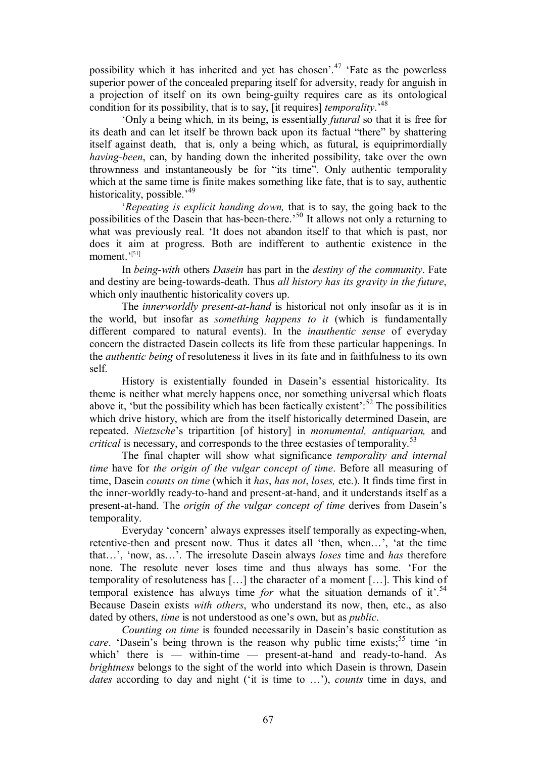possibility which it has inherited and yet has chosen'.[47] 'Fate as the powerless superior power of the concealed preparing itself for adversity, ready for anguish in a projection of itself on its own being-guilty requires care as its ontological condition for its possibility, that is to say, [it requires] *temporality*.'[48]

'Only a being which, in its being, is essentially *futural* so that it is free for its death and can let itself be thrown back upon its factual "there" by shattering itself against death, that is, only a being which, as futural, is equiprimordially *having-been*, can, by handing down the inherited possibility, take over the own thrownness and instantaneously be for "its time". Only authentic temporality which at the same time is finite makes something like fate, that is to say, authentic historicality, possible.'[49]

'*Repeating is explicit handing down,* that is to say, the going back to the possibilities of the Dasein that has-been-there.'[50] It allows not only a returning to what was previously real. 'It does not abandon itself to that which is past, nor does it aim at progress. Both are indifferent to authentic existence in the moment.'[51]

In *being-with* others *Dasein* has part in the *destiny of the community*. Fate and destiny are being-towards-death. Thus *all history has its gravity in the future*, which only inauthentic historicality covers up.

The *innerworldly present-at-hand* is historical not only insofar as it is in the world, but insofar as *something happens to it* (which is fundamentally different compared to natural events). In the *inauthentic sense* of everyday concern the distracted Dasein collects its life from these particular happenings. In the *authentic being* of resoluteness it lives in its fate and in faithfulness to its own self.

History is existentially founded in Dasein's essential historicality. Its theme is neither what merely happens once, nor something universal which floats above it, 'but the possibility which has been factically existent':[52] The possibilities which drive history, which are from the itself historically determined Dasein, are repeated. *Nietzsche*'s tripartition [of history] in *monumental, antiquarian,* and *critical* is necessary, and corresponds to the three ecstasies of temporality.[53]

The final chapter will show what significance *temporality and internal time* have for *the origin of the vulgar concept of time*. Before all measuring of time, Dasein *counts on time* (which it *has*, *has not*, *loses,* etc.). It finds time first in the inner-worldly ready-to-hand and present-at-hand, and it understands itself as a present-at-hand. The *origin of the vulgar concept of time* derives from Dasein's temporality.

Everyday 'concern' always expresses itself temporally as expecting-when, retentive-then and present now. Thus it dates all 'then, when…', 'at the time that…', 'now, as…'. The irresolute Dasein always *loses* time and *has* therefore none. The resolute never loses time and thus always has some. 'For the temporality of resoluteness has […] the character of a moment […]. This kind of temporal existence has always time *for* what the situation demands of it'.[54] Because Dasein exists *with others*, who understand its now, then, etc., as also dated by others, *time* is not understood as one's own, but as *public*.

*Counting on time* is founded necessarily in Dasein's basic constitution as *care*. 'Dasein's being thrown is the reason why public time exists;[55] time 'in which' there is — within-time — present-at-hand and ready-to-hand. As *brightness* belongs to the sight of the world into which Dasein is thrown, Dasein *dates* according to day and night ('it is time to …'), *counts* time in days, and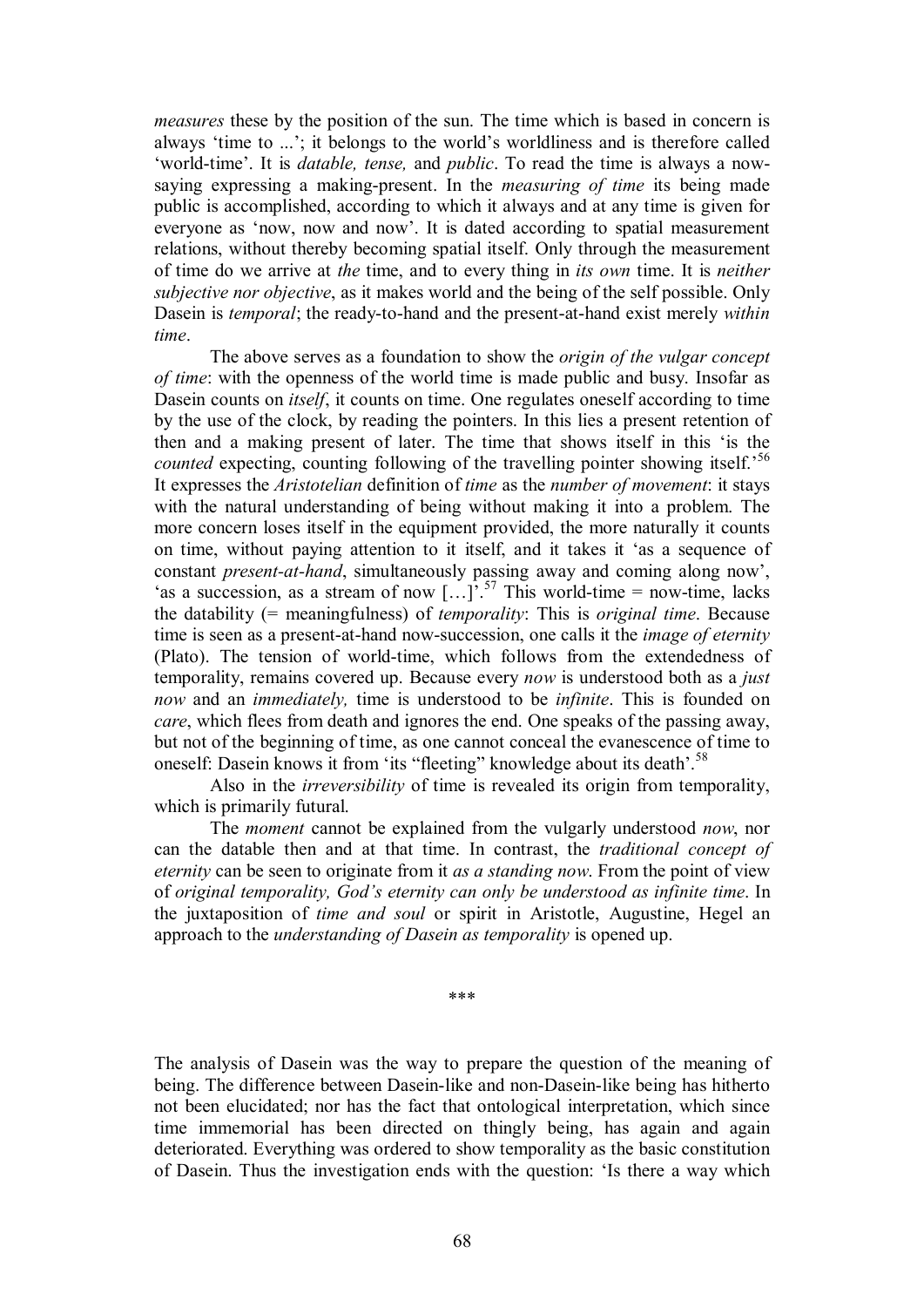*measures* these by the position of the sun. The time which is based in concern is always 'time to ...'; it belongs to the world's worldliness and is therefore called 'world-time'. It is *datable, tense,* and *public*. To read the time is always a now-saying expressing a making-present. In the *measuring of time* its being made public is accomplished, according to which it always and at any time is given for everyone as 'now, now and now'. It is dated according to spatial measurement relations, without thereby becoming spatial itself. Only through the measurement of time do we arrive at *the* time, and to every thing in *its own* time. It is *neither subjective nor objective*, as it makes world and the being of the self possible. Only Dasein is *temporal*; the ready-to-hand and the present-at-hand exist merely *within time*.

The above serves as a foundation to show the *origin of the vulgar concept of time*: with the openness of the world time is made public and busy. Insofar as Dasein counts on *itself*, it counts on time. One regulates oneself according to time by the use of the clock, by reading the pointers. In this lies a present retention of then and a making present of later. The time that shows itself in this 'is the *counted* expecting, counting following of the travelling pointer showing itself.'[56] It expresses the *Aristotelian* definition of *time* as the *number of movement*: it stays with the natural understanding of being without making it into a problem. The more concern loses itself in the equipment provided, the more naturally it counts on time, without paying attention to it itself, and it takes it 'as a sequence of constant *present-at-hand*, simultaneously passing away and coming along now', 'as a succession, as a stream of now […]'.[57] This world-time = now-time, lacks the datability (= meaningfulness) of *temporality*: This is *original time*. Because time is seen as a present-at-hand now-succession, one calls it the *image of eternity* (Plato). The tension of world-time, which follows from the extendedness of temporality, remains covered up. Because every *now* is understood both as a *just now* and an *immediately,* time is understood to be *infinite*. This is founded on *care*, which flees from death and ignores the end. One speaks of the passing away, but not of the beginning of time, as one cannot conceal the evanescence of time to oneself: Dasein knows it from 'its "fleeting" knowledge about its death'.[58]

Also in the *irreversibility* of time is revealed its origin from temporality, which is primarily futural.

The *moment* cannot be explained from the vulgarly understood *now*, nor can the datable then and at that time. In contrast, the *traditional concept of eternity* can be seen to originate from it *as a standing now*. From the point of view of *original temporality, God's eternity can only be understood as infinite time*. In the juxtaposition of *time and soul* or spirit in Aristotle, Augustine, Hegel an approach to the *understanding of Dasein as temporality* is opened up.

\*\*\*

The analysis of Dasein was the way to prepare the question of the meaning of being. The difference between Dasein-like and non-Dasein-like being has hitherto not been elucidated; nor has the fact that ontological interpretation, which since time immemorial has been directed on thingly being, has again and again deteriorated. Everything was ordered to show temporality as the basic constitution of Dasein. Thus the investigation ends with the question: 'Is there a way which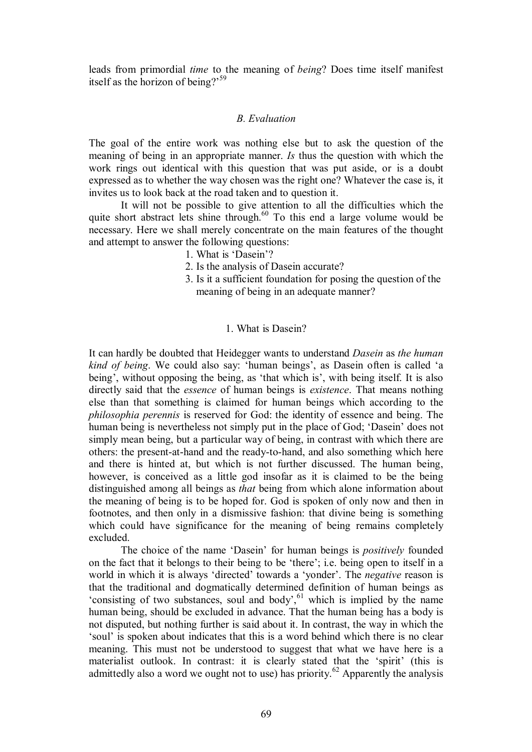leads from primordial *time* to the meaning of *being*? Does time itself manifest itself as the horizon of being?'[59]

### *B. Evaluation*

The goal of the entire work was nothing else but to ask the question of the meaning of being in an appropriate manner. *Is* thus the question with which the work rings out identical with this question that was put aside, or is a doubt expressed as to whether the way chosen was the right one? Whatever the case is, it invites us to look back at the road taken and to question it.

It will not be possible to give attention to all the difficulties which the quite short abstract lets shine through.[60] To this end a large volume would be necessary. Here we shall merely concentrate on the main features of the thought and attempt to answer the following questions:

1. What is 'Dasein'?
2. Is the analysis of Dasein accurate?
3. Is it a sufficient foundation for posing the question of the meaning of being in an adequate manner?

#### 1. What is Dasein?

It can hardly be doubted that Heidegger wants to understand *Dasein* as *the human kind of being*. We could also say: 'human beings', as Dasein often is called 'a being', without opposing the being, as 'that which is', with being itself. It is also directly said that the *essence* of human beings is *existence*. That means nothing else than that something is claimed for human beings which according to the *philosophia perennis* is reserved for God: the identity of essence and being. The human being is nevertheless not simply put in the place of God; 'Dasein' does not simply mean being, but a particular way of being, in contrast with which there are others: the present-at-hand and the ready-to-hand, and also something which here and there is hinted at, but which is not further discussed. The human being, however, is conceived as a little god insofar as it is claimed to be the being distinguished among all beings as *that* being from which alone information about the meaning of being is to be hoped for. God is spoken of only now and then in footnotes, and then only in a dismissive fashion: that divine being is something which could have significance for the meaning of being remains completely excluded.

The choice of the name 'Dasein' for human beings is *positively* founded on the fact that it belongs to their being to be 'there'; i.e. being open to itself in a world in which it is always 'directed' towards a 'yonder'. The *negative* reason is that the traditional and dogmatically determined definition of human beings as 'consisting of two substances, soul and body',[61] which is implied by the name human being, should be excluded in advance. That the human being has a body is not disputed, but nothing further is said about it. In contrast, the way in which the 'soul' is spoken about indicates that this is a word behind which there is no clear meaning. This must not be understood to suggest that what we have here is a materialist outlook. In contrast: it is clearly stated that the 'spirit' (this is admittedly also a word we ought not to use) has priority.[62] Apparently the analysis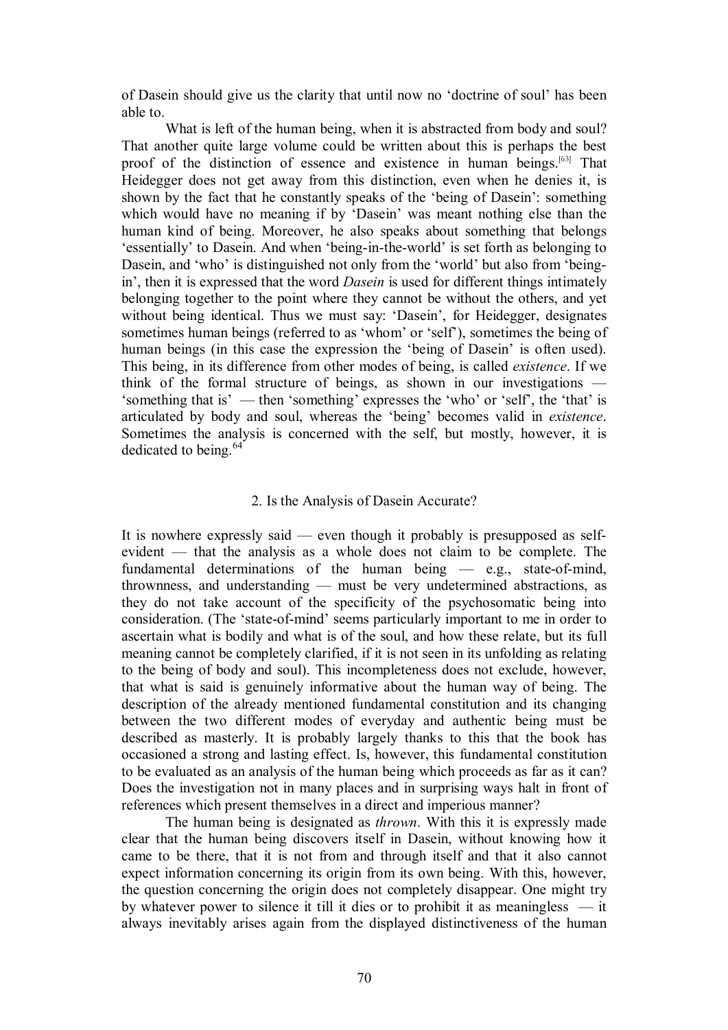of Dasein should give us the clarity that until now no 'doctrine of soul' has been able to.

What is left of the human being, when it is abstracted from body and soul? That another quite large volume could be written about this is perhaps the best proof of the distinction of essence and existence in human beings.[63] That Heidegger does not get away from this distinction, even when he denies it, is shown by the fact that he constantly speaks of the 'being of Dasein': something which would have no meaning if by 'Dasein' was meant nothing else than the human kind of being. Moreover, he also speaks about something that belongs 'essentially' to Dasein. And when 'being-in-the-world' is set forth as belonging to Dasein, and 'who' is distinguished not only from the 'world' but also from 'being-in', then it is expressed that the word *Dasein* is used for different things intimately belonging together to the point where they cannot be without the others, and yet without being identical. Thus we must say: 'Dasein', for Heidegger, designates sometimes human beings (referred to as 'whom' or 'self'), sometimes the being of human beings (in this case the expression the 'being of Dasein' is often used). This being, in its difference from other modes of being, is called *existence*. If we think of the formal structure of beings, as shown in our investigations — 'something that is' — then 'something' expresses the 'who' or 'self', the 'that' is articulated by body and soul, whereas the 'being' becomes valid in *existence*. Sometimes the analysis is concerned with the self, but mostly, however, it is dedicated to being.[64]

## 2. Is the Analysis of Dasein Accurate?

It is nowhere expressly said — even though it probably is presupposed as self-evident — that the analysis as a whole does not claim to be complete. The fundamental determinations of the human being — e.g., state-of-mind, thrownness, and understanding — must be very undetermined abstractions, as they do not take account of the specificity of the psychosomatic being into consideration. (The 'state-of-mind' seems particularly important to me in order to ascertain what is bodily and what is of the soul, and how these relate, but its full meaning cannot be completely clarified, if it is not seen in its unfolding as relating to the being of body and soul). This incompleteness does not exclude, however, that what is said is genuinely informative about the human way of being. The description of the already mentioned fundamental constitution and its changing between the two different modes of everyday and authentic being must be described as masterly. It is probably largely thanks to this that the book has occasioned a strong and lasting effect. Is, however, this fundamental constitution to be evaluated as an analysis of the human being which proceeds as far as it can? Does the investigation not in many places and in surprising ways halt in front of references which present themselves in a direct and imperious manner?

The human being is designated as *thrown*. With this it is expressly made clear that the human being discovers itself in Dasein, without knowing how it came to be there, that it is not from and through itself and that it also cannot expect information concerning its origin from its own being. With this, however, the question concerning the origin does not completely disappear. One might try by whatever power to silence it till it dies or to prohibit it as meaningless — it always inevitably arises again from the displayed distinctiveness of the human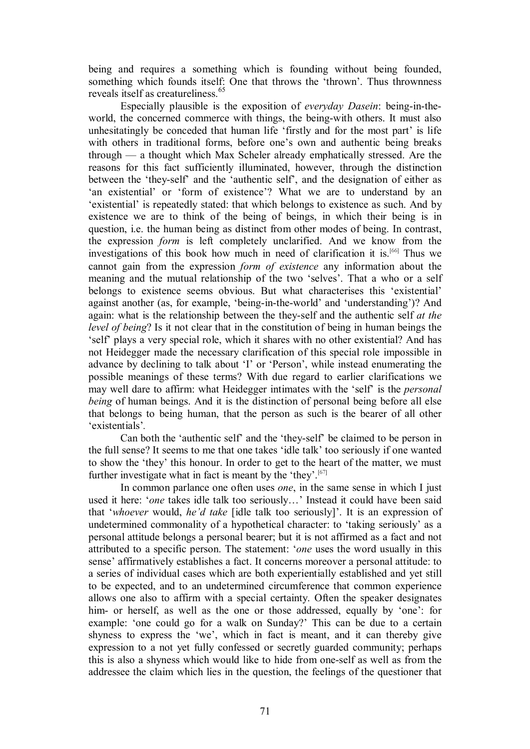being and requires a something which is founding without being founded, something which founds itself: One that throws the 'thrown'. Thus thrownness reveals itself as creatureliness.[65]

Especially plausible is the exposition of *everyday Dasein*: being-in-the-world, the concerned commerce with things, the being-with others. It must also unhesitatingly be conceded that human life 'firstly and for the most part' is life with others in traditional forms, before one's own and authentic being breaks through — a thought which Max Scheler already emphatically stressed. Are the reasons for this fact sufficiently illuminated, however, through the distinction between the 'they-self' and the 'authentic self', and the designation of either as 'an existential' or 'form of existence'? What we are to understand by an 'existential' is repeatedly stated: that which belongs to existence as such. And by existence we are to think of the being of beings, in which their being is in question, i.e. the human being as distinct from other modes of being. In contrast, the expression *form* is left completely unclarified. And we know from the investigations of this book how much in need of clarification it is.[66] Thus we cannot gain from the expression *form of existence* any information about the meaning and the mutual relationship of the two 'selves'. That a who or a self belongs to existence seems obvious. But what characterises this 'existential' against another (as, for example, 'being-in-the-world' and 'understanding')? And again: what is the relationship between the they-self and the authentic self *at the level of being*? Is it not clear that in the constitution of being in human beings the 'self' plays a very special role, which it shares with no other existential? And has not Heidegger made the necessary clarification of this special role impossible in advance by declining to talk about 'I' or 'Person', while instead enumerating the possible meanings of these terms? With due regard to earlier clarifications we may well dare to affirm: what Heidegger intimates with the 'self' is the *personal being* of human beings. And it is the distinction of personal being before all else that belongs to being human, that the person as such is the bearer of all other 'existentials'.

Can both the 'authentic self' and the 'they-self' be claimed to be person in the full sense? It seems to me that one takes 'idle talk' too seriously if one wanted to show the 'they' this honour. In order to get to the heart of the matter, we must further investigate what in fact is meant by the 'they'.[67]

In common parlance one often uses *one*, in the same sense in which I just used it here: '*one* takes idle talk too seriously…' Instead it could have been said that '*whoever* would, *he'd take* [idle talk too seriously]'. It is an expression of undetermined commonality of a hypothetical character: to 'taking seriously' as a personal attitude belongs a personal bearer; but it is not affirmed as a fact and not attributed to a specific person. The statement: '*one* uses the word usually in this sense' affirmatively establishes a fact. It concerns moreover a personal attitude: to a series of individual cases which are both experientially established and yet still to be expected, and to an undetermined circumference that common experience allows one also to affirm with a special certainty. Often the speaker designates him- or herself, as well as the one or those addressed, equally by 'one': for example: 'one could go for a walk on Sunday?' This can be due to a certain shyness to express the 'we', which in fact is meant, and it can thereby give expression to a not yet fully confessed or secretly guarded community; perhaps this is also a shyness which would like to hide from one-self as well as from the addressee the claim which lies in the question, the feelings of the questioner that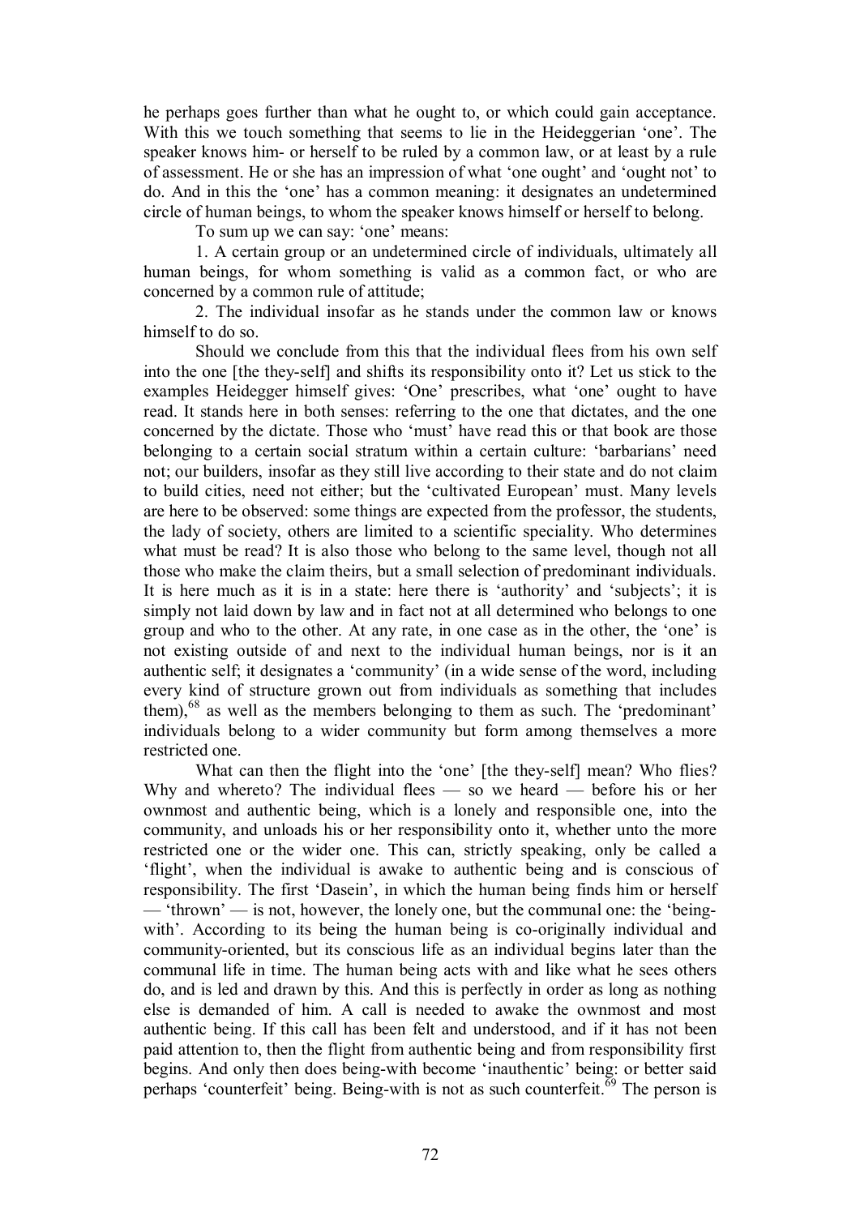he perhaps goes further than what he ought to, or which could gain acceptance. With this we touch something that seems to lie in the Heideggerian 'one'. The speaker knows him- or herself to be ruled by a common law, or at least by a rule of assessment. He or she has an impression of what 'one ought' and 'ought not' to do. And in this the 'one' has a common meaning: it designates an undetermined circle of human beings, to whom the speaker knows himself or herself to belong.

To sum up we can say: 'one' means:

1. A certain group or an undetermined circle of individuals, ultimately all human beings, for whom something is valid as a common fact, or who are concerned by a common rule of attitude;

2. The individual insofar as he stands under the common law or knows himself to do so.

Should we conclude from this that the individual flees from his own self into the one [the they-self] and shifts its responsibility onto it? Let us stick to the examples Heidegger himself gives: 'One' prescribes, what 'one' ought to have read. It stands here in both senses: referring to the one that dictates, and the one concerned by the dictate. Those who 'must' have read this or that book are those belonging to a certain social stratum within a certain culture: 'barbarians' need not; our builders, insofar as they still live according to their state and do not claim to build cities, need not either; but the 'cultivated European' must. Many levels are here to be observed: some things are expected from the professor, the students, the lady of society, others are limited to a scientific speciality. Who determines what must be read? It is also those who belong to the same level, though not all those who make the claim theirs, but a small selection of predominant individuals. It is here much as it is in a state: here there is 'authority' and 'subjects'; it is simply not laid down by law and in fact not at all determined who belongs to one group and who to the other. At any rate, in one case as in the other, the 'one' is not existing outside of and next to the individual human beings, nor is it an authentic self; it designates a 'community' (in a wide sense of the word, including every kind of structure grown out from individuals as something that includes them),[68] as well as the members belonging to them as such. The 'predominant' individuals belong to a wider community but form among themselves a more restricted one.

What can then the flight into the 'one' [the they-self] mean? Who flies? Why and whereto? The individual flees — so we heard — before his or her ownmost and authentic being, which is a lonely and responsible one, into the community, and unloads his or her responsibility onto it, whether unto the more restricted one or the wider one. This can, strictly speaking, only be called a 'flight', when the individual is awake to authentic being and is conscious of responsibility. The first 'Dasein', in which the human being finds him or herself — 'thrown' — is not, however, the lonely one, but the communal one: the 'being-with'. According to its being the human being is co-originally individual and community-oriented, but its conscious life as an individual begins later than the communal life in time. The human being acts with and like what he sees others do, and is led and drawn by this. And this is perfectly in order as long as nothing else is demanded of him. A call is needed to awake the ownmost and most authentic being. If this call has been felt and understood, and if it has not been paid attention to, then the flight from authentic being and from responsibility first begins. And only then does being-with become 'inauthentic' being: or better said perhaps 'counterfeit' being. Being-with is not as such counterfeit.[69] The person is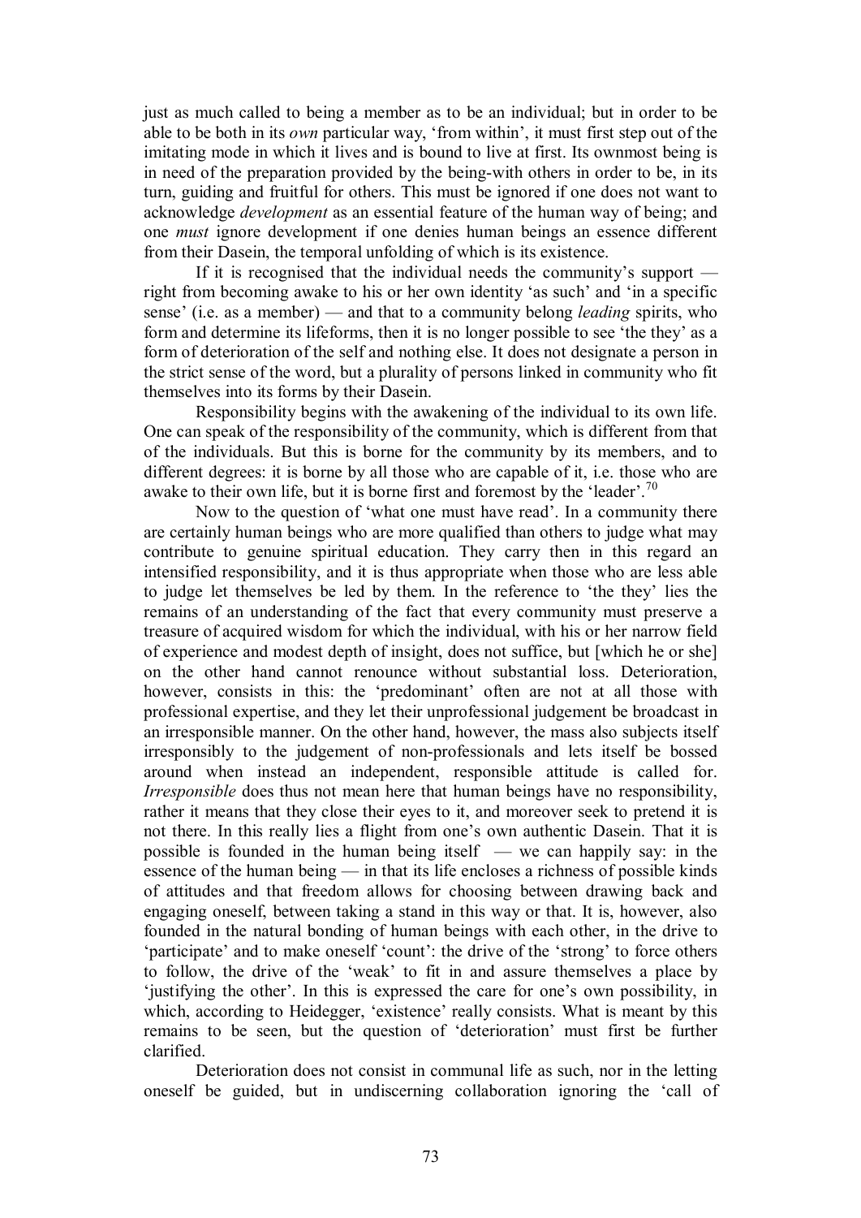just as much called to being a member as to be an individual; but in order to be able to be both in its *own* particular way, 'from within', it must first step out of the imitating mode in which it lives and is bound to live at first. Its ownmost being is in need of the preparation provided by the being-with others in order to be, in its turn, guiding and fruitful for others. This must be ignored if one does not want to acknowledge *development* as an essential feature of the human way of being; and one *must* ignore development if one denies human beings an essence different from their Dasein, the temporal unfolding of which is its existence.

If it is recognised that the individual needs the community's support — right from becoming awake to his or her own identity 'as such' and 'in a specific sense' (i.e. as a member) — and that to a community belong *leading* spirits, who form and determine its lifeforms, then it is no longer possible to see 'the they' as a form of deterioration of the self and nothing else. It does not designate a person in the strict sense of the word, but a plurality of persons linked in community who fit themselves into its forms by their Dasein.

Responsibility begins with the awakening of the individual to its own life. One can speak of the responsibility of the community, which is different from that of the individuals. But this is borne for the community by its members, and to different degrees: it is borne by all those who are capable of it, i.e. those who are awake to their own life, but it is borne first and foremost by the 'leader'.[70]

Now to the question of 'what one must have read'. In a community there are certainly human beings who are more qualified than others to judge what may contribute to genuine spiritual education. They carry then in this regard an intensified responsibility, and it is thus appropriate when those who are less able to judge let themselves be led by them. In the reference to 'the they' lies the remains of an understanding of the fact that every community must preserve a treasure of acquired wisdom for which the individual, with his or her narrow field of experience and modest depth of insight, does not suffice, but [which he or she] on the other hand cannot renounce without substantial loss. Deterioration, however, consists in this: the 'predominant' often are not at all those with professional expertise, and they let their unprofessional judgement be broadcast in an irresponsible manner. On the other hand, however, the mass also subjects itself irresponsibly to the judgement of non-professionals and lets itself be bossed around when instead an independent, responsible attitude is called for. *Irresponsible* does thus not mean here that human beings have no responsibility, rather it means that they close their eyes to it, and moreover seek to pretend it is not there. In this really lies a flight from one's own authentic Dasein. That it is possible is founded in the human being itself — we can happily say: in the essence of the human being — in that its life encloses a richness of possible kinds of attitudes and that freedom allows for choosing between drawing back and engaging oneself, between taking a stand in this way or that. It is, however, also founded in the natural bonding of human beings with each other, in the drive to 'participate' and to make oneself 'count': the drive of the 'strong' to force others to follow, the drive of the 'weak' to fit in and assure themselves a place by 'justifying the other'. In this is expressed the care for one's own possibility, in which, according to Heidegger, 'existence' really consists. What is meant by this remains to be seen, but the question of 'deterioration' must first be further clarified.

Deterioration does not consist in communal life as such, nor in the letting oneself be guided, but in undiscerning collaboration ignoring the 'call of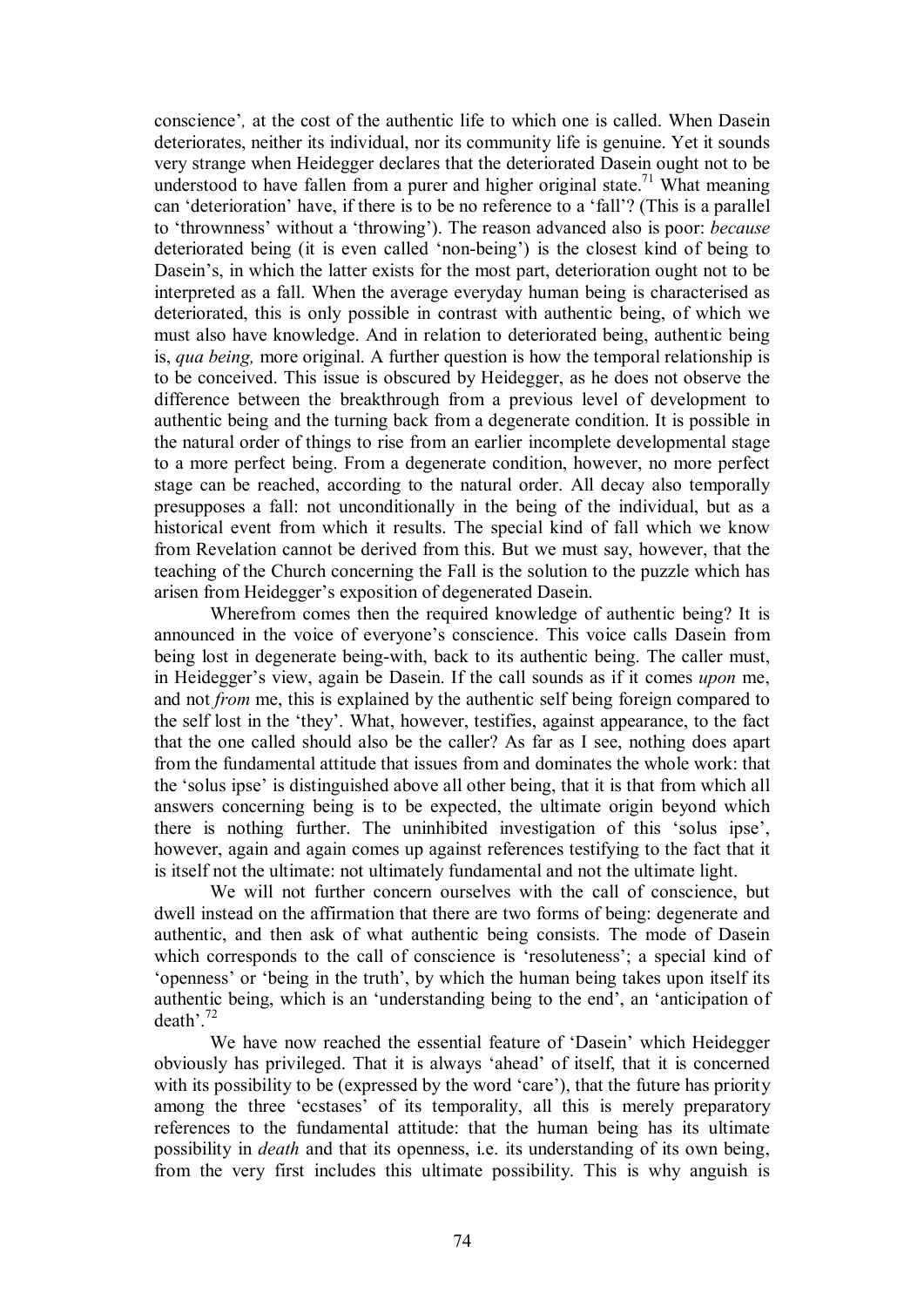conscience', at the cost of the authentic life to which one is called. When Dasein deteriorates, neither its individual, nor its community life is genuine. Yet it sounds very strange when Heidegger declares that the deteriorated Dasein ought not to be understood to have fallen from a purer and higher original state.[71] What meaning can 'deterioration' have, if there is to be no reference to a 'fall'? (This is a parallel to 'thrownness' without a 'throwing'). The reason advanced also is poor: *because* deteriorated being (it is even called 'non-being') is the closest kind of being to Dasein's, in which the latter exists for the most part, deterioration ought not to be interpreted as a fall. When the average everyday human being is characterised as deteriorated, this is only possible in contrast with authentic being, of which we must also have knowledge. And in relation to deteriorated being, authentic being is, *qua being,* more original. A further question is how the temporal relationship is to be conceived. This issue is obscured by Heidegger, as he does not observe the difference between the breakthrough from a previous level of development to authentic being and the turning back from a degenerate condition. It is possible in the natural order of things to rise from an earlier incomplete developmental stage to a more perfect being. From a degenerate condition, however, no more perfect stage can be reached, according to the natural order. All decay also temporally presupposes a fall: not unconditionally in the being of the individual, but as a historical event from which it results. The special kind of fall which we know from Revelation cannot be derived from this. But we must say, however, that the teaching of the Church concerning the Fall is the solution to the puzzle which has arisen from Heidegger's exposition of degenerated Dasein.

Wherefrom comes then the required knowledge of authentic being? It is announced in the voice of everyone's conscience. This voice calls Dasein from being lost in degenerate being-with, back to its authentic being. The caller must, in Heidegger's view, again be Dasein. If the call sounds as if it comes *upon* me, and not *from* me, this is explained by the authentic self being foreign compared to the self lost in the 'they'. What, however, testifies, against appearance, to the fact that the one called should also be the caller? As far as I see, nothing does apart from the fundamental attitude that issues from and dominates the whole work: that the 'solus ipse' is distinguished above all other being, that it is that from which all answers concerning being is to be expected, the ultimate origin beyond which there is nothing further. The uninhibited investigation of this 'solus ipse', however, again and again comes up against references testifying to the fact that it is itself not the ultimate: not ultimately fundamental and not the ultimate light.

We will not further concern ourselves with the call of conscience, but dwell instead on the affirmation that there are two forms of being: degenerate and authentic, and then ask of what authentic being consists. The mode of Dasein which corresponds to the call of conscience is 'resoluteness'; a special kind of 'openness' or 'being in the truth', by which the human being takes upon itself its authentic being, which is an 'understanding being to the end', an 'anticipation of death'.[72]

We have now reached the essential feature of 'Dasein' which Heidegger obviously has privileged. That it is always 'ahead' of itself, that it is concerned with its possibility to be (expressed by the word 'care'), that the future has priority among the three 'ecstases' of its temporality, all this is merely preparatory references to the fundamental attitude: that the human being has its ultimate possibility in *death* and that its openness, i.e. its understanding of its own being, from the very first includes this ultimate possibility. This is why anguish is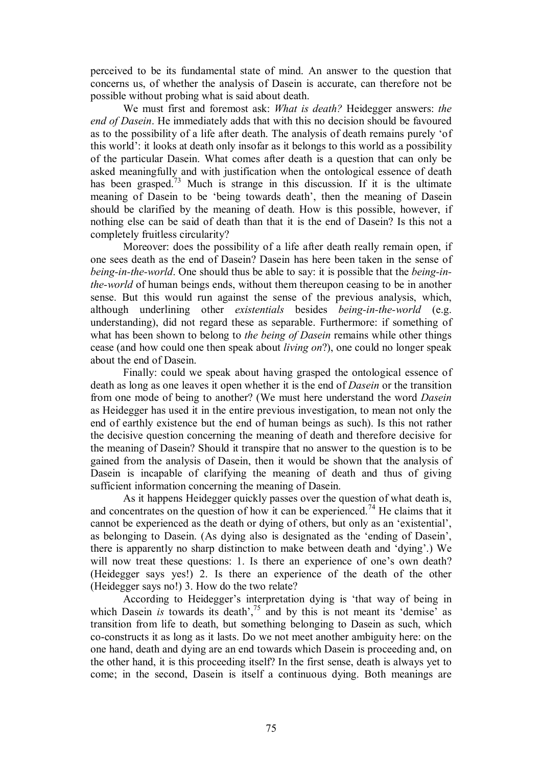perceived to be its fundamental state of mind. An answer to the question that concerns us, of whether the analysis of Dasein is accurate, can therefore not be possible without probing what is said about death.

We must first and foremost ask: *What is death?* Heidegger answers: *the end of Dasein*. He immediately adds that with this no decision should be favoured as to the possibility of a life after death. The analysis of death remains purely 'of this world': it looks at death only insofar as it belongs to this world as a possibility of the particular Dasein. What comes after death is a question that can only be asked meaningfully and with justification when the ontological essence of death has been grasped.[73] Much is strange in this discussion. If it is the ultimate meaning of Dasein to be 'being towards death', then the meaning of Dasein should be clarified by the meaning of death. How is this possible, however, if nothing else can be said of death than that it is the end of Dasein? Is this not a completely fruitless circularity?

Moreover: does the possibility of a life after death really remain open, if one sees death as the end of Dasein? Dasein has here been taken in the sense of *being-in-the-world*. One should thus be able to say: it is possible that the *being-in-the-world* of human beings ends, without them thereupon ceasing to be in another sense. But this would run against the sense of the previous analysis, which, although underlining other *existentials* besides *being-in-the-world* (e.g. understanding), did not regard these as separable. Furthermore: if something of what has been shown to belong to *the being of Dasein* remains while other things cease (and how could one then speak about *living on*?), one could no longer speak about the end of Dasein.

Finally: could we speak about having grasped the ontological essence of death as long as one leaves it open whether it is the end of *Dasein* or the transition from one mode of being to another? (We must here understand the word *Dasein* as Heidegger has used it in the entire previous investigation, to mean not only the end of earthly existence but the end of human beings as such). Is this not rather the decisive question concerning the meaning of death and therefore decisive for the meaning of Dasein? Should it transpire that no answer to the question is to be gained from the analysis of Dasein, then it would be shown that the analysis of Dasein is incapable of clarifying the meaning of death and thus of giving sufficient information concerning the meaning of Dasein.

As it happens Heidegger quickly passes over the question of what death is, and concentrates on the question of how it can be experienced.[74] He claims that it cannot be experienced as the death or dying of others, but only as an 'existential', as belonging to Dasein. (As dying also is designated as the 'ending of Dasein', there is apparently no sharp distinction to make between death and 'dying'.) We will now treat these questions: 1. Is there an experience of one's own death? (Heidegger says yes!) 2. Is there an experience of the death of the other (Heidegger says no!) 3. How do the two relate?

According to Heidegger's interpretation dying is 'that way of being in which Dasein *is* towards its death',[75] and by this is not meant its 'demise' as transition from life to death, but something belonging to Dasein as such, which co-constructs it as long as it lasts. Do we not meet another ambiguity here: on the one hand, death and dying are an end towards which Dasein is proceeding and, on the other hand, it is this proceeding itself? In the first sense, death is always yet to come; in the second, Dasein is itself a continuous dying. Both meanings are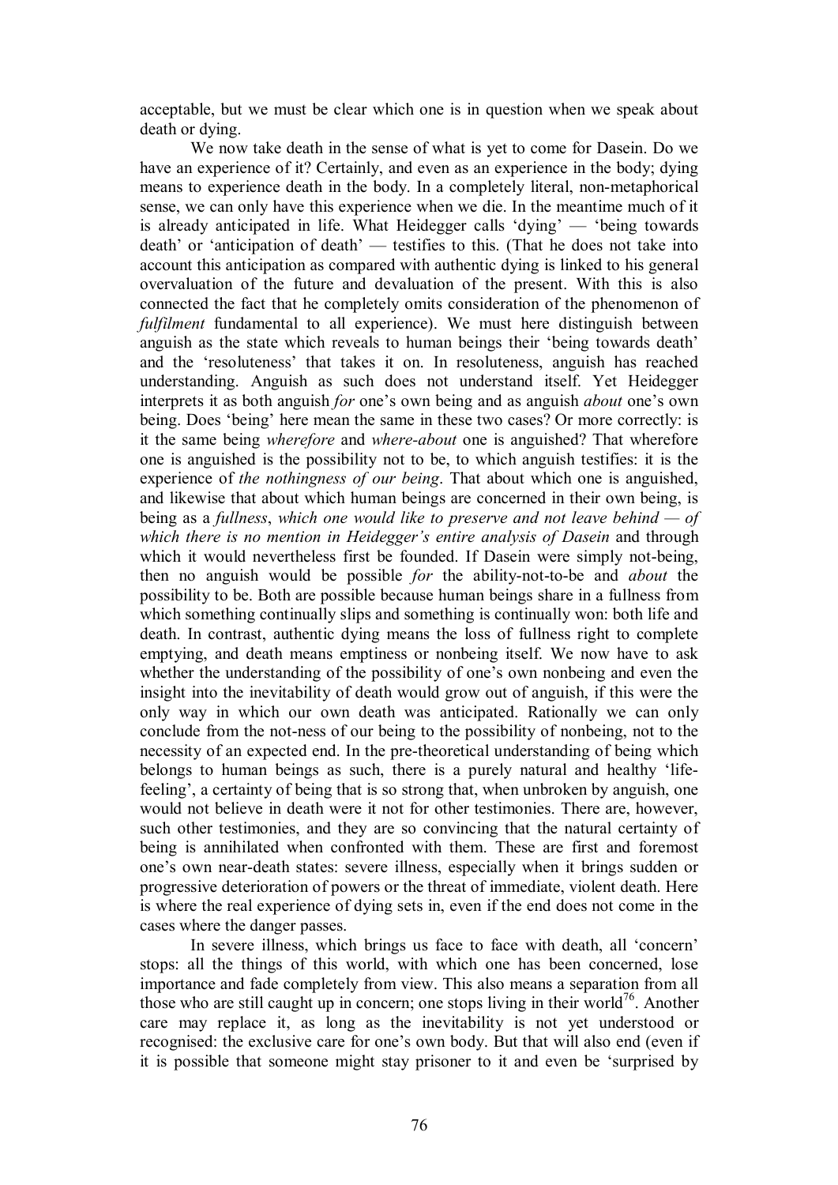acceptable, but we must be clear which one is in question when we speak about death or dying.

We now take death in the sense of what is yet to come for Dasein. Do we have an experience of it? Certainly, and even as an experience in the body; dying means to experience death in the body. In a completely literal, non-metaphorical sense, we can only have this experience when we die. In the meantime much of it is already anticipated in life. What Heidegger calls 'dying' — 'being towards death' or 'anticipation of death' — testifies to this. (That he does not take into account this anticipation as compared with authentic dying is linked to his general overvaluation of the future and devaluation of the present. With this is also connected the fact that he completely omits consideration of the phenomenon of *fulfilment* fundamental to all experience). We must here distinguish between anguish as the state which reveals to human beings their 'being towards death' and the 'resoluteness' that takes it on. In resoluteness, anguish has reached understanding. Anguish as such does not understand itself. Yet Heidegger interprets it as both anguish *for* one's own being and as anguish *about* one's own being. Does 'being' here mean the same in these two cases? Or more correctly: is it the same being *wherefore* and *where-about* one is anguished? That wherefore one is anguished is the possibility not to be, to which anguish testifies: it is the experience of *the nothingness of our being*. That about which one is anguished, and likewise that about which human beings are concerned in their own being, is being as a *fullness*, *which one would like to preserve and not leave behind — of which there is no mention in Heidegger's entire analysis of Dasein* and through which it would nevertheless first be founded. If Dasein were simply not-being, then no anguish would be possible *for* the ability-not-to-be and *about* the possibility to be. Both are possible because human beings share in a fullness from which something continually slips and something is continually won: both life and death. In contrast, authentic dying means the loss of fullness right to complete emptying, and death means emptiness or nonbeing itself. We now have to ask whether the understanding of the possibility of one's own nonbeing and even the insight into the inevitability of death would grow out of anguish, if this were the only way in which our own death was anticipated. Rationally we can only conclude from the not-ness of our being to the possibility of nonbeing, not to the necessity of an expected end. In the pre-theoretical understanding of being which belongs to human beings as such, there is a purely natural and healthy 'life-feeling', a certainty of being that is so strong that, when unbroken by anguish, one would not believe in death were it not for other testimonies. There are, however, such other testimonies, and they are so convincing that the natural certainty of being is annihilated when confronted with them. These are first and foremost one's own near-death states: severe illness, especially when it brings sudden or progressive deterioration of powers or the threat of immediate, violent death. Here is where the real experience of dying sets in, even if the end does not come in the cases where the danger passes.

In severe illness, which brings us face to face with death, all 'concern' stops: all the things of this world, with which one has been concerned, lose importance and fade completely from view. This also means a separation from all those who are still caught up in concern; one stops living in their world[76]. Another care may replace it, as long as the inevitability is not yet understood or recognised: the exclusive care for one's own body. But that will also end (even if it is possible that someone might stay prisoner to it and even be 'surprised by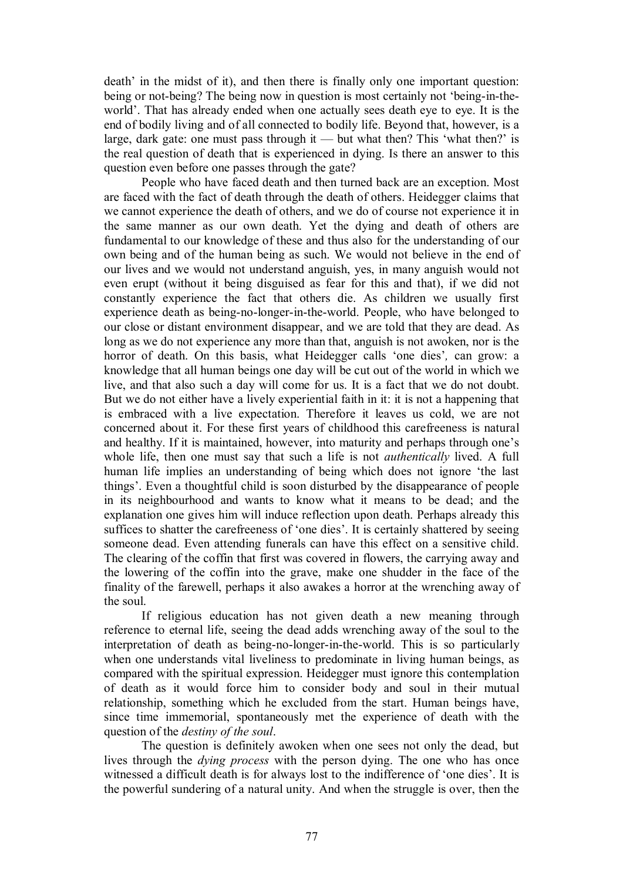death' in the midst of it), and then there is finally only one important question: being or not-being? The being now in question is most certainly not 'being-in-the-world'. That has already ended when one actually sees death eye to eye. It is the end of bodily living and of all connected to bodily life. Beyond that, however, is a large, dark gate: one must pass through it — but what then? This 'what then?' is the real question of death that is experienced in dying. Is there an answer to this question even before one passes through the gate?

People who have faced death and then turned back are an exception. Most are faced with the fact of death through the death of others. Heidegger claims that we cannot experience the death of others, and we do of course not experience it in the same manner as our own death. Yet the dying and death of others are fundamental to our knowledge of these and thus also for the understanding of our own being and of the human being as such. We would not believe in the end of our lives and we would not understand anguish, yes, in many anguish would not even erupt (without it being disguised as fear for this and that), if we did not constantly experience the fact that others die. As children we usually first experience death as being-no-longer-in-the-world. People, who have belonged to our close or distant environment disappear, and we are told that they are dead. As long as we do not experience any more than that, anguish is not awoken, nor is the horror of death. On this basis, what Heidegger calls 'one dies'*,* can grow: a knowledge that all human beings one day will be cut out of the world in which we live, and that also such a day will come for us. It is a fact that we do not doubt. But we do not either have a lively experiential faith in it: it is not a happening that is embraced with a live expectation. Therefore it leaves us cold, we are not concerned about it. For these first years of childhood this carefreeness is natural and healthy. If it is maintained, however, into maturity and perhaps through one's whole life, then one must say that such a life is not *authentically* lived. A full human life implies an understanding of being which does not ignore 'the last things'. Even a thoughtful child is soon disturbed by the disappearance of people in its neighbourhood and wants to know what it means to be dead; and the explanation one gives him will induce reflection upon death. Perhaps already this suffices to shatter the carefreeness of 'one dies'. It is certainly shattered by seeing someone dead. Even attending funerals can have this effect on a sensitive child. The clearing of the coffin that first was covered in flowers, the carrying away and the lowering of the coffin into the grave, make one shudder in the face of the finality of the farewell, perhaps it also awakes a horror at the wrenching away of the soul.

If religious education has not given death a new meaning through reference to eternal life, seeing the dead adds wrenching away of the soul to the interpretation of death as being-no-longer-in-the-world. This is so particularly when one understands vital liveliness to predominate in living human beings, as compared with the spiritual expression. Heidegger must ignore this contemplation of death as it would force him to consider body and soul in their mutual relationship, something which he excluded from the start. Human beings have, since time immemorial, spontaneously met the experience of death with the question of the *destiny of the soul*.

The question is definitely awoken when one sees not only the dead, but lives through the *dying process* with the person dying. The one who has once witnessed a difficult death is for always lost to the indifference of 'one dies'. It is the powerful sundering of a natural unity. And when the struggle is over, then the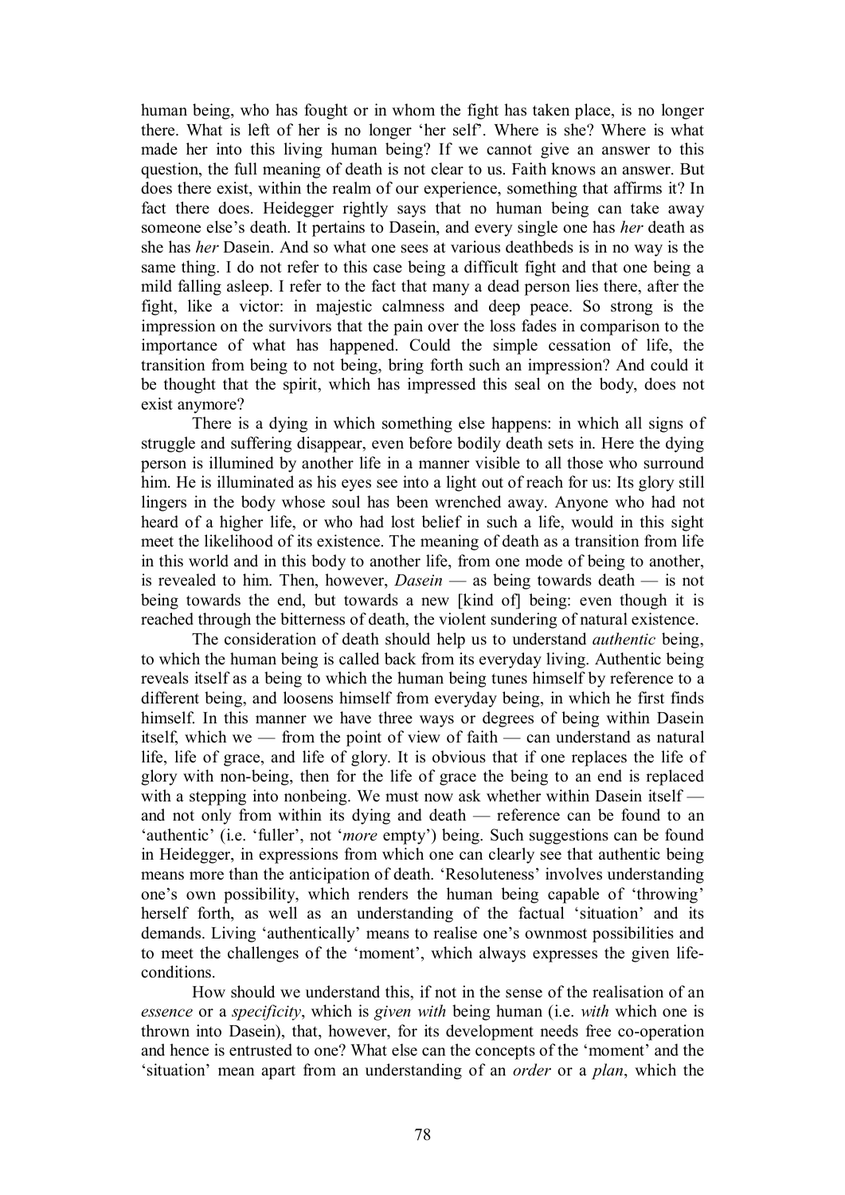human being, who has fought or in whom the fight has taken place, is no longer there. What is left of her is no longer 'her self'. Where is she? Where is what made her into this living human being? If we cannot give an answer to this question, the full meaning of death is not clear to us. Faith knows an answer. But does there exist, within the realm of our experience, something that affirms it? In fact there does. Heidegger rightly says that no human being can take away someone else's death. It pertains to Dasein, and every single one has *her* death as she has *her* Dasein. And so what one sees at various deathbeds is in no way is the same thing. I do not refer to this case being a difficult fight and that one being a mild falling asleep. I refer to the fact that many a dead person lies there, after the fight, like a victor: in majestic calmness and deep peace. So strong is the impression on the survivors that the pain over the loss fades in comparison to the importance of what has happened. Could the simple cessation of life, the transition from being to not being, bring forth such an impression? And could it be thought that the spirit, which has impressed this seal on the body, does not exist anymore?

There is a dying in which something else happens: in which all signs of struggle and suffering disappear, even before bodily death sets in. Here the dying person is illumined by another life in a manner visible to all those who surround him. He is illuminated as his eyes see into a light out of reach for us: Its glory still lingers in the body whose soul has been wrenched away. Anyone who had not heard of a higher life, or who had lost belief in such a life, would in this sight meet the likelihood of its existence. The meaning of death as a transition from life in this world and in this body to another life, from one mode of being to another, is revealed to him. Then, however, *Dasein* — as being towards death — is not being towards the end, but towards a new [kind of] being: even though it is reached through the bitterness of death, the violent sundering of natural existence.

The consideration of death should help us to understand *authentic* being, to which the human being is called back from its everyday living. Authentic being reveals itself as a being to which the human being tunes himself by reference to a different being, and loosens himself from everyday being, in which he first finds himself. In this manner we have three ways or degrees of being within Dasein itself, which we — from the point of view of faith — can understand as natural life, life of grace, and life of glory. It is obvious that if one replaces the life of glory with non-being, then for the life of grace the being to an end is replaced with a stepping into nonbeing. We must now ask whether within Dasein itself — and not only from within its dying and death — reference can be found to an 'authentic' (i.e. 'fuller', not '*more* empty') being. Such suggestions can be found in Heidegger, in expressions from which one can clearly see that authentic being means more than the anticipation of death. 'Resoluteness' involves understanding one's own possibility, which renders the human being capable of 'throwing' herself forth, as well as an understanding of the factual 'situation' and its demands. Living 'authentically' means to realise one's ownmost possibilities and to meet the challenges of the 'moment', which always expresses the given life-conditions.

How should we understand this, if not in the sense of the realisation of an *essence* or a *specificity*, which is *given with* being human (i.e. *with* which one is thrown into Dasein), that, however, for its development needs free co-operation and hence is entrusted to one? What else can the concepts of the 'moment' and the 'situation' mean apart from an understanding of an *order* or a *plan*, which the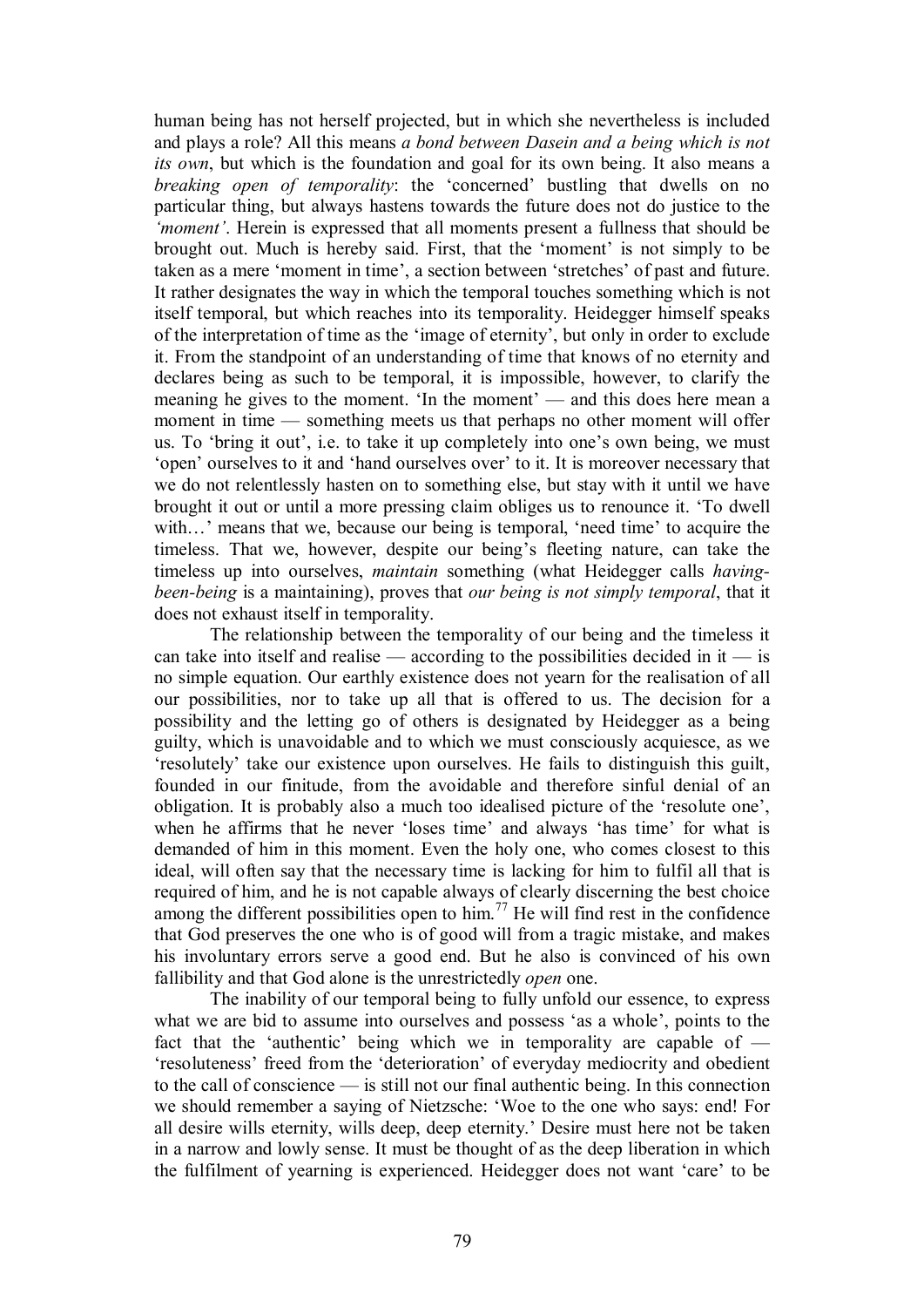human being has not herself projected, but in which she nevertheless is included and plays a role? All this means *a bond between Dasein and a being which is not its own*, but which is the foundation and goal for its own being. It also means a *breaking open of temporality*: the 'concerned' bustling that dwells on no particular thing, but always hastens towards the future does not do justice to the *'moment'*. Herein is expressed that all moments present a fullness that should be brought out. Much is hereby said. First, that the 'moment' is not simply to be taken as a mere 'moment in time', a section between 'stretches' of past and future. It rather designates the way in which the temporal touches something which is not itself temporal, but which reaches into its temporality. Heidegger himself speaks of the interpretation of time as the 'image of eternity', but only in order to exclude it. From the standpoint of an understanding of time that knows of no eternity and declares being as such to be temporal, it is impossible, however, to clarify the meaning he gives to the moment. 'In the moment' — and this does here mean a moment in time — something meets us that perhaps no other moment will offer us. To 'bring it out', i.e. to take it up completely into one's own being, we must 'open' ourselves to it and 'hand ourselves over' to it. It is moreover necessary that we do not relentlessly hasten on to something else, but stay with it until we have brought it out or until a more pressing claim obliges us to renounce it. 'To dwell with…' means that we, because our being is temporal, 'need time' to acquire the timeless. That we, however, despite our being's fleeting nature, can take the timeless up into ourselves, *maintain* something (what Heidegger calls *having-been-being* is a maintaining), proves that *our being is not simply temporal*, that it does not exhaust itself in temporality.

The relationship between the temporality of our being and the timeless it can take into itself and realise — according to the possibilities decided in it — is no simple equation. Our earthly existence does not yearn for the realisation of all our possibilities, nor to take up all that is offered to us. The decision for a possibility and the letting go of others is designated by Heidegger as a being guilty, which is unavoidable and to which we must consciously acquiesce, as we 'resolutely' take our existence upon ourselves. He fails to distinguish this guilt, founded in our finitude, from the avoidable and therefore sinful denial of an obligation. It is probably also a much too idealised picture of the 'resolute one', when he affirms that he never 'loses time' and always 'has time' for what is demanded of him in this moment. Even the holy one, who comes closest to this ideal, will often say that the necessary time is lacking for him to fulfil all that is required of him, and he is not capable always of clearly discerning the best choice among the different possibilities open to him.[77] He will find rest in the confidence that God preserves the one who is of good will from a tragic mistake, and makes his involuntary errors serve a good end. But he also is convinced of his own fallibility and that God alone is the unrestrictedly *open* one.

The inability of our temporal being to fully unfold our essence, to express what we are bid to assume into ourselves and possess 'as a whole', points to the fact that the 'authentic' being which we in temporality are capable of — 'resoluteness' freed from the 'deterioration' of everyday mediocrity and obedient to the call of conscience — is still not our final authentic being. In this connection we should remember a saying of Nietzsche: 'Woe to the one who says: end! For all desire wills eternity, wills deep, deep eternity.' Desire must here not be taken in a narrow and lowly sense. It must be thought of as the deep liberation in which the fulfilment of yearning is experienced. Heidegger does not want 'care' to be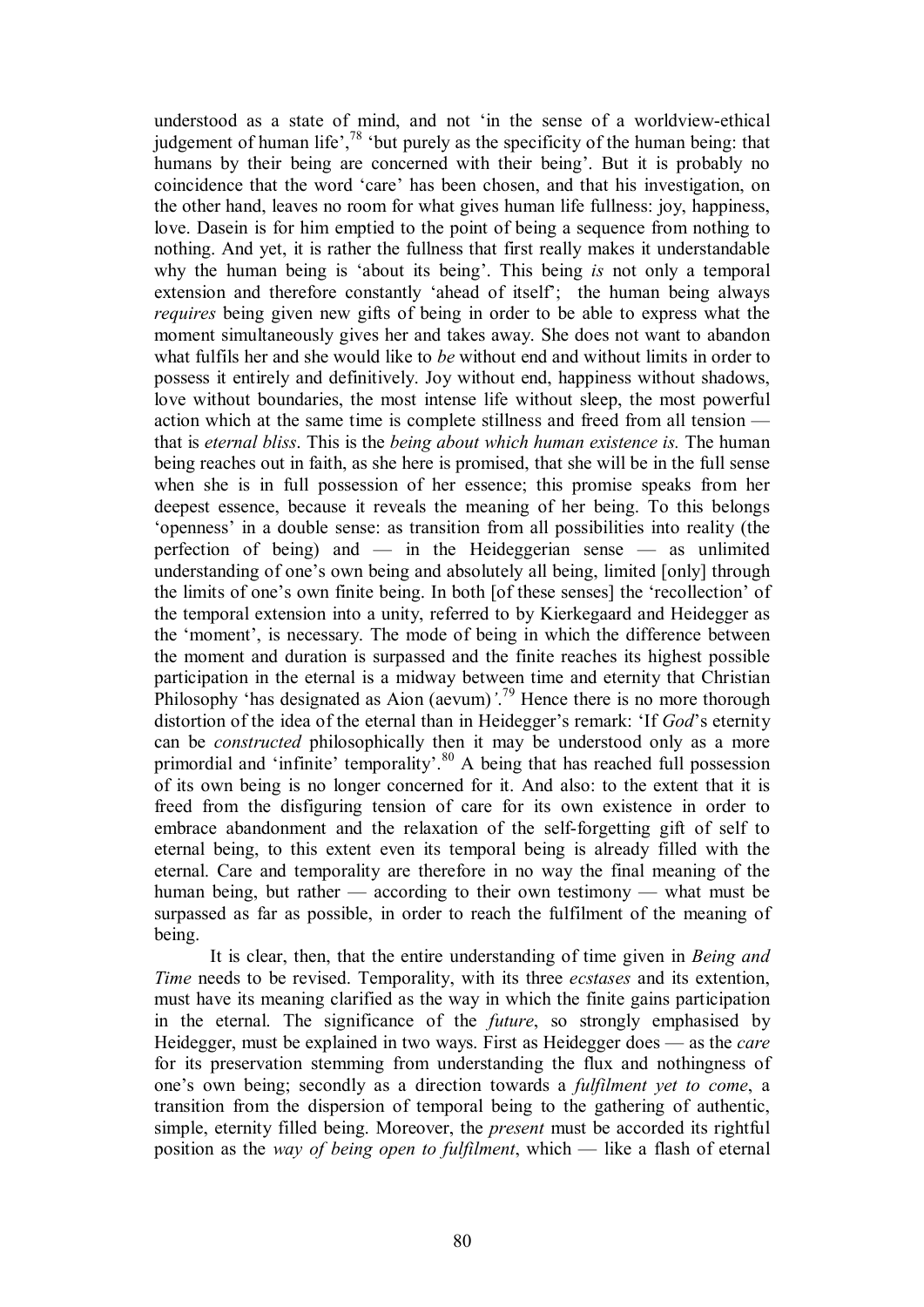understood as a state of mind, and not 'in the sense of a worldview-ethical judgement of human life',[78] 'but purely as the specificity of the human being: that humans by their being are concerned with their being'. But it is probably no coincidence that the word 'care' has been chosen, and that his investigation, on the other hand, leaves no room for what gives human life fullness: joy, happiness, love. Dasein is for him emptied to the point of being a sequence from nothing to nothing. And yet, it is rather the fullness that first really makes it understandable why the human being is 'about its being'. This being *is* not only a temporal extension and therefore constantly 'ahead of itself'; the human being always *requires* being given new gifts of being in order to be able to express what the moment simultaneously gives her and takes away. She does not want to abandon what fulfils her and she would like to *be* without end and without limits in order to possess it entirely and definitively. Joy without end, happiness without shadows, love without boundaries, the most intense life without sleep, the most powerful action which at the same time is complete stillness and freed from all tension — that is *eternal bliss*. This is the *being about which human existence is.* The human being reaches out in faith, as she here is promised, that she will be in the full sense when she is in full possession of her essence; this promise speaks from her deepest essence, because it reveals the meaning of her being. To this belongs 'openness' in a double sense: as transition from all possibilities into reality (the perfection of being) and — in the Heideggerian sense — as unlimited understanding of one's own being and absolutely all being, limited [only] through the limits of one's own finite being. In both [of these senses] the 'recollection' of the temporal extension into a unity, referred to by Kierkegaard and Heidegger as the 'moment', is necessary. The mode of being in which the difference between the moment and duration is surpassed and the finite reaches its highest possible participation in the eternal is a midway between time and eternity that Christian Philosophy 'has designated as Aion (aevum)'.[79] Hence there is no more thorough distortion of the idea of the eternal than in Heidegger's remark: 'If *God*'s eternity can be *constructed* philosophically then it may be understood only as a more primordial and 'infinite' temporality'.[80] A being that has reached full possession of its own being is no longer concerned for it. And also: to the extent that it is freed from the disfiguring tension of care for its own existence in order to embrace abandonment and the relaxation of the self-forgetting gift of self to eternal being, to this extent even its temporal being is already filled with the eternal. Care and temporality are therefore in no way the final meaning of the human being, but rather — according to their own testimony — what must be surpassed as far as possible, in order to reach the fulfilment of the meaning of being.

It is clear, then, that the entire understanding of time given in *Being and Time* needs to be revised. Temporality, with its three *ecstases* and its extention, must have its meaning clarified as the way in which the finite gains participation in the eternal. The significance of the *future*, so strongly emphasised by Heidegger, must be explained in two ways. First as Heidegger does — as the *care* for its preservation stemming from understanding the flux and nothingness of one's own being; secondly as a direction towards a *fulfilment yet to come*, a transition from the dispersion of temporal being to the gathering of authentic, simple, eternity filled being. Moreover, the *present* must be accorded its rightful position as the *way of being open to fulfilment*, which — like a flash of eternal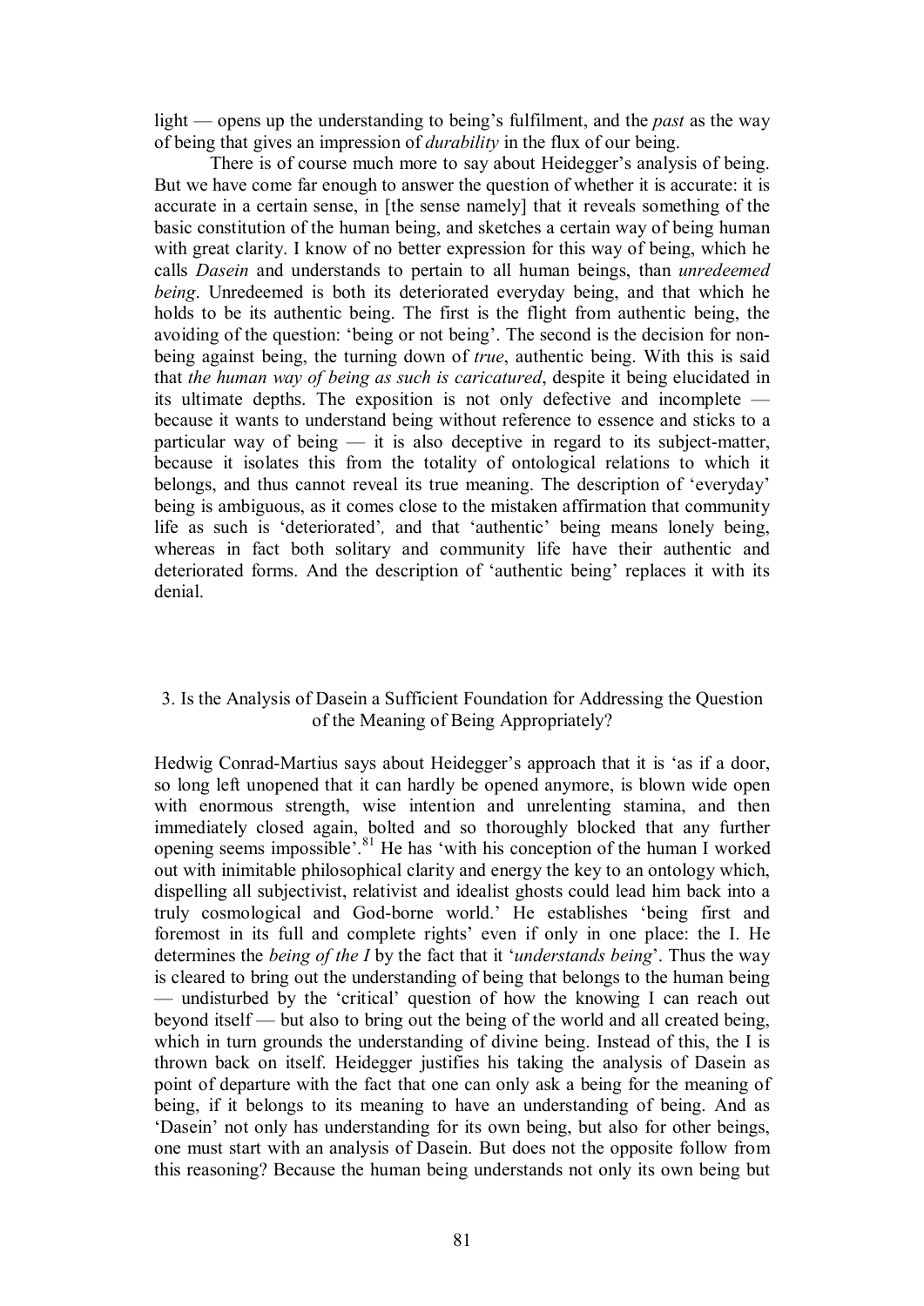light — opens up the understanding to being's fulfilment, and the *past* as the way of being that gives an impression of *durability* in the flux of our being.

There is of course much more to say about Heidegger's analysis of being. But we have come far enough to answer the question of whether it is accurate: it is accurate in a certain sense, in [the sense namely] that it reveals something of the basic constitution of the human being, and sketches a certain way of being human with great clarity. I know of no better expression for this way of being, which he calls *Dasein* and understands to pertain to all human beings, than *unredeemed being*. Unredeemed is both its deteriorated everyday being, and that which he holds to be its authentic being. The first is the flight from authentic being, the avoiding of the question: 'being or not being'. The second is the decision for non-being against being, the turning down of *true*, authentic being. With this is said that *the human way of being as such is caricatured*, despite it being elucidated in its ultimate depths. The exposition is not only defective and incomplete — because it wants to understand being without reference to essence and sticks to a particular way of being — it is also deceptive in regard to its subject-matter, because it isolates this from the totality of ontological relations to which it belongs, and thus cannot reveal its true meaning. The description of 'everyday' being is ambiguous, as it comes close to the mistaken affirmation that community life as such is 'deteriorated', and that 'authentic' being means lonely being, whereas in fact both solitary and community life have their authentic and deteriorated forms. And the description of 'authentic being' replaces it with its denial.

## 3. Is the Analysis of Dasein a Sufficient Foundation for Addressing the Question of the Meaning of Being Appropriately?

Hedwig Conrad-Martius says about Heidegger's approach that it is 'as if a door, so long left unopened that it can hardly be opened anymore, is blown wide open with enormous strength, wise intention and unrelenting stamina, and then immediately closed again, bolted and so thoroughly blocked that any further opening seems impossible'.[81] He has 'with his conception of the human I worked out with inimitable philosophical clarity and energy the key to an ontology which, dispelling all subjectivist, relativist and idealist ghosts could lead him back into a truly cosmological and God-borne world.' He establishes 'being first and foremost in its full and complete rights' even if only in one place: the I. He determines the *being of the I* by the fact that it '*understands being*'. Thus the way is cleared to bring out the understanding of being that belongs to the human being — undisturbed by the 'critical' question of how the knowing I can reach out beyond itself — but also to bring out the being of the world and all created being, which in turn grounds the understanding of divine being. Instead of this, the I is thrown back on itself. Heidegger justifies his taking the analysis of Dasein as point of departure with the fact that one can only ask a being for the meaning of being, if it belongs to its meaning to have an understanding of being. And as 'Dasein' not only has understanding for its own being, but also for other beings, one must start with an analysis of Dasein. But does not the opposite follow from this reasoning? Because the human being understands not only its own being but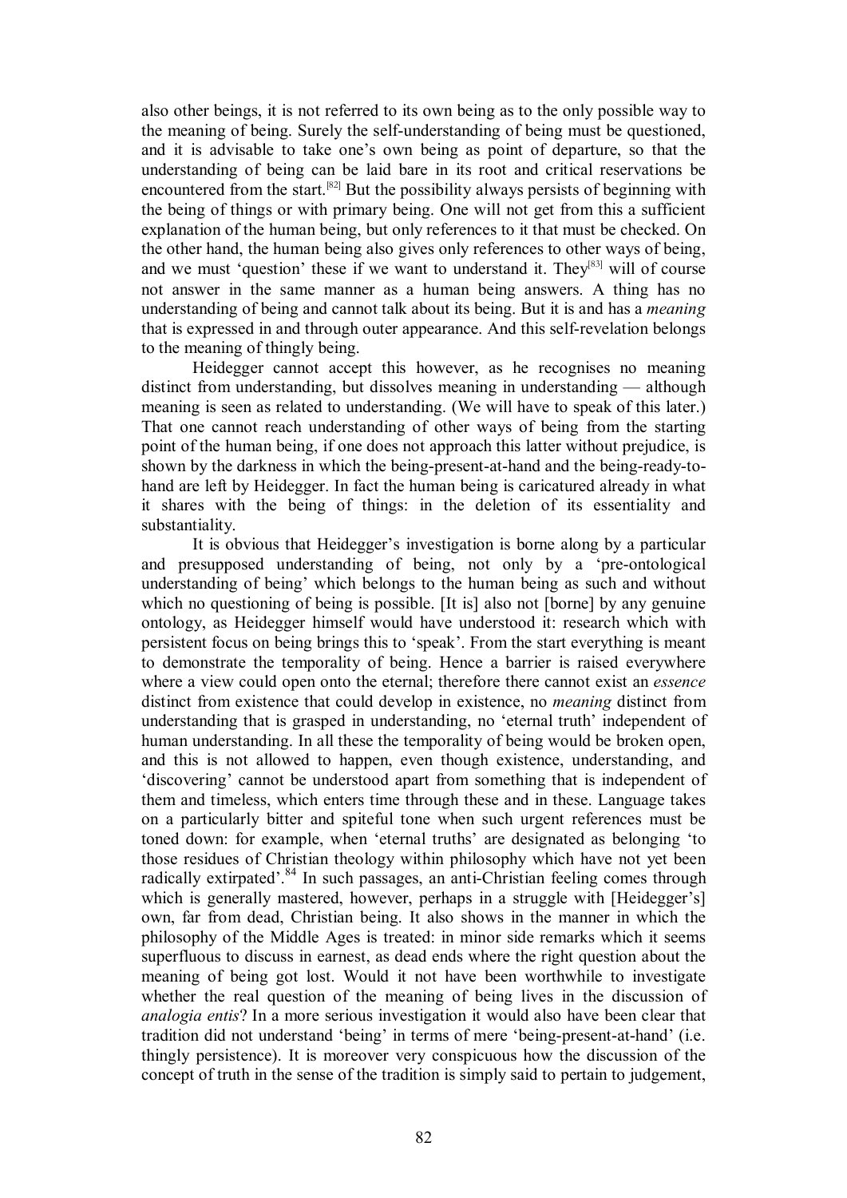also other beings, it is not referred to its own being as to the only possible way to the meaning of being. Surely the self-understanding of being must be questioned, and it is advisable to take one's own being as point of departure, so that the understanding of being can be laid bare in its root and critical reservations be encountered from the start.[82] But the possibility always persists of beginning with the being of things or with primary being. One will not get from this a sufficient explanation of the human being, but only references to it that must be checked. On the other hand, the human being also gives only references to other ways of being, and we must 'question' these if we want to understand it. They[83] will of course not answer in the same manner as a human being answers. A thing has no understanding of being and cannot talk about its being. But it is and has a *meaning* that is expressed in and through outer appearance. And this self-revelation belongs to the meaning of thingly being.

Heidegger cannot accept this however, as he recognises no meaning distinct from understanding, but dissolves meaning in understanding — although meaning is seen as related to understanding. (We will have to speak of this later.) That one cannot reach understanding of other ways of being from the starting point of the human being, if one does not approach this latter without prejudice, is shown by the darkness in which the being-present-at-hand and the being-ready-to-hand are left by Heidegger. In fact the human being is caricatured already in what it shares with the being of things: in the deletion of its essentiality and substantiality.

It is obvious that Heidegger's investigation is borne along by a particular and presupposed understanding of being, not only by a 'pre-ontological understanding of being' which belongs to the human being as such and without which no questioning of being is possible. [It is] also not [borne] by any genuine ontology, as Heidegger himself would have understood it: research which with persistent focus on being brings this to 'speak'. From the start everything is meant to demonstrate the temporality of being. Hence a barrier is raised everywhere where a view could open onto the eternal; therefore there cannot exist an *essence* distinct from existence that could develop in existence, no *meaning* distinct from understanding that is grasped in understanding, no 'eternal truth' independent of human understanding. In all these the temporality of being would be broken open, and this is not allowed to happen, even though existence, understanding, and 'discovering' cannot be understood apart from something that is independent of them and timeless, which enters time through these and in these. Language takes on a particularly bitter and spiteful tone when such urgent references must be toned down: for example, when 'eternal truths' are designated as belonging 'to those residues of Christian theology within philosophy which have not yet been radically extirpated'.[84] In such passages, an anti-Christian feeling comes through which is generally mastered, however, perhaps in a struggle with [Heidegger's] own, far from dead, Christian being. It also shows in the manner in which the philosophy of the Middle Ages is treated: in minor side remarks which it seems superfluous to discuss in earnest, as dead ends where the right question about the meaning of being got lost. Would it not have been worthwhile to investigate whether the real question of the meaning of being lives in the discussion of *analogia entis*? In a more serious investigation it would also have been clear that tradition did not understand 'being' in terms of mere 'being-present-at-hand' (i.e. thingly persistence). It is moreover very conspicuous how the discussion of the concept of truth in the sense of the tradition is simply said to pertain to judgement,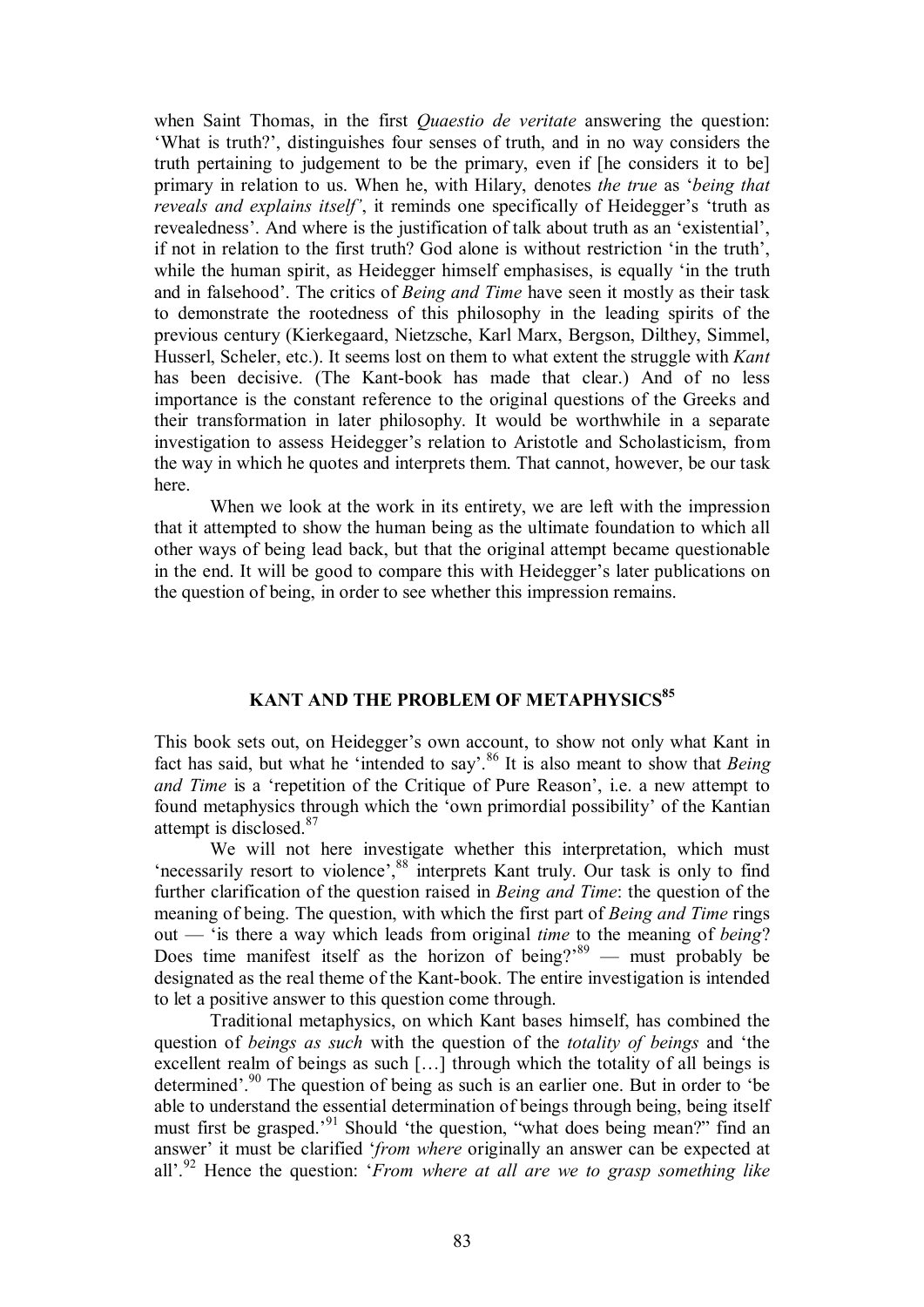when Saint Thomas, in the first *Quaestio de veritate* answering the question: 'What is truth?', distinguishes four senses of truth, and in no way considers the truth pertaining to judgement to be the primary, even if [he considers it to be] primary in relation to us. When he, with Hilary, denotes *the true* as '*being that reveals and explains itself*', it reminds one specifically of Heidegger's 'truth as revealedness'. And where is the justification of talk about truth as an 'existential', if not in relation to the first truth? God alone is without restriction 'in the truth', while the human spirit, as Heidegger himself emphasises, is equally 'in the truth and in falsehood'. The critics of *Being and Time* have seen it mostly as their task to demonstrate the rootedness of this philosophy in the leading spirits of the previous century (Kierkegaard, Nietzsche, Karl Marx, Bergson, Dilthey, Simmel, Husserl, Scheler, etc.). It seems lost on them to what extent the struggle with *Kant* has been decisive. (The Kant-book has made that clear.) And of no less importance is the constant reference to the original questions of the Greeks and their transformation in later philosophy. It would be worthwhile in a separate investigation to assess Heidegger's relation to Aristotle and Scholasticism, from the way in which he quotes and interprets them. That cannot, however, be our task here.

When we look at the work in its entirety, we are left with the impression that it attempted to show the human being as the ultimate foundation to which all other ways of being lead back, but that the original attempt became questionable in the end. It will be good to compare this with Heidegger's later publications on the question of being, in order to see whether this impression remains.

## KANT AND THE PROBLEM OF METAPHYSICS[85]

This book sets out, on Heidegger's own account, to show not only what Kant in fact has said, but what he 'intended to say'.[86] It is also meant to show that *Being and Time* is a 'repetition of the Critique of Pure Reason', i.e. a new attempt to found metaphysics through which the 'own primordial possibility' of the Kantian attempt is disclosed.[87]

We will not here investigate whether this interpretation, which must 'necessarily resort to violence',[88] interprets Kant truly. Our task is only to find further clarification of the question raised in *Being and Time*: the question of the meaning of being. The question, with which the first part of *Being and Time* rings out — 'is there a way which leads from original *time* to the meaning of *being*? Does time manifest itself as the horizon of being?'[89] — must probably be designated as the real theme of the Kant-book. The entire investigation is intended to let a positive answer to this question come through.

Traditional metaphysics, on which Kant bases himself, has combined the question of *beings as such* with the question of the *totality of beings* and 'the excellent realm of beings as such […] through which the totality of all beings is determined'.[90] The question of being as such is an earlier one. But in order to 'be able to understand the essential determination of beings through being, being itself must first be grasped.'[91] Should 'the question, "what does being mean?" find an answer' it must be clarified '*from where* originally an answer can be expected at all'.[92] Hence the question: '*From where at all are we to grasp something like*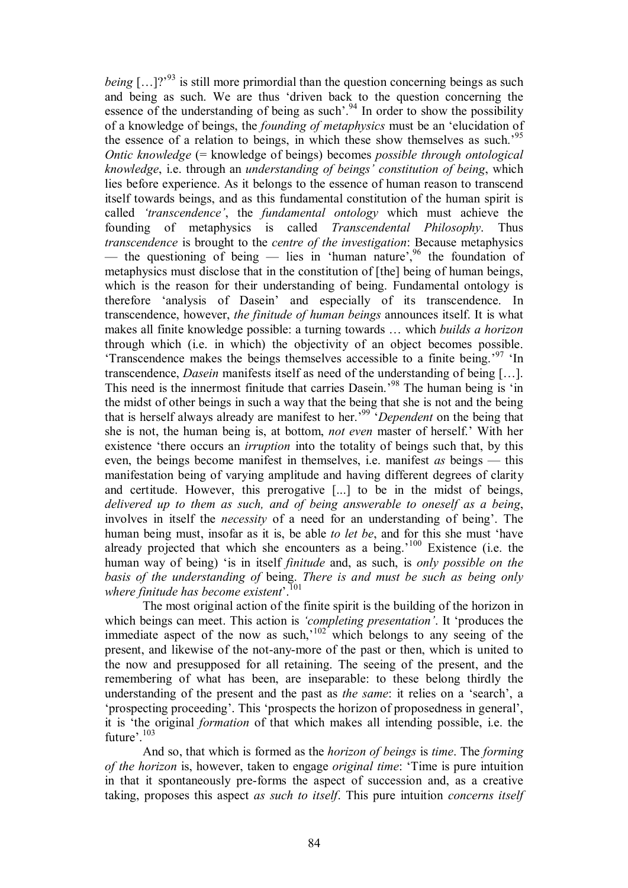*being* […]?'[93] is still more primordial than the question concerning beings as such and being as such. We are thus 'driven back to the question concerning the essence of the understanding of being as such'.[94] In order to show the possibility of a knowledge of beings, the *founding of metaphysics* must be an 'elucidation of the essence of a relation to beings, in which these show themselves as such.'[95] *Ontic knowledge* (= knowledge of beings) becomes *possible through ontological knowledge*, i.e. through an *understanding of beings' constitution of being*, which lies before experience. As it belongs to the essence of human reason to transcend itself towards beings, and as this fundamental constitution of the human spirit is called *'transcendence'*, the *fundamental ontology* which must achieve the founding of metaphysics is called *Transcendental Philosophy*. Thus *transcendence* is brought to the *centre of the investigation*: Because metaphysics — the questioning of being — lies in 'human nature',[96] the foundation of metaphysics must disclose that in the constitution of [the] being of human beings, which is the reason for their understanding of being. Fundamental ontology is therefore 'analysis of Dasein' and especially of its transcendence. In transcendence, however, *the finitude of human beings* announces itself. It is what makes all finite knowledge possible: a turning towards … which *builds a horizon* through which (i.e. in which) the objectivity of an object becomes possible. 'Transcendence makes the beings themselves accessible to a finite being.'[97] 'In transcendence, *Dasein* manifests itself as need of the understanding of being […]. This need is the innermost finitude that carries Dasein.'[98] The human being is 'in the midst of other beings in such a way that the being that she is not and the being that is herself always already are manifest to her.'[99] '*Dependent* on the being that she is not, the human being is, at bottom, *not even* master of herself.' With her existence 'there occurs an *irruption* into the totality of beings such that, by this even, the beings become manifest in themselves, i.e. manifest *as* beings — this manifestation being of varying amplitude and having different degrees of clarity and certitude. However, this prerogative [...] to be in the midst of beings, *delivered up to them as such, and of being answerable to oneself as a being*, involves in itself the *necessity* of a need for an understanding of being'. The human being must, insofar as it is, be able *to let be*, and for this she must 'have already projected that which she encounters as a being.'[100] Existence (i.e. the human way of being) 'is in itself *finitude* and, as such, is *only possible on the basis of the understanding of* being. *There is and must be such as being only where finitude has become existent*'.[101]

The most original action of the finite spirit is the building of the horizon in which beings can meet. This action is *'completing presentation'*. It 'produces the immediate aspect of the now as such,'[102] which belongs to any seeing of the present, and likewise of the not-any-more of the past or then, which is united to the now and presupposed for all retaining. The seeing of the present, and the remembering of what has been, are inseparable: to these belong thirdly the understanding of the present and the past as *the same*: it relies on a 'search', a 'prospecting proceeding'. This 'prospects the horizon of proposedness in general', it is 'the original *formation* of that which makes all intending possible, i.e. the future'.[103]

And so, that which is formed as the *horizon of beings* is *time*. The *forming of the horizon* is, however, taken to engage *original time*: 'Time is pure intuition in that it spontaneously pre-forms the aspect of succession and, as a creative taking, proposes this aspect *as such to itself*. This pure intuition *concerns itself*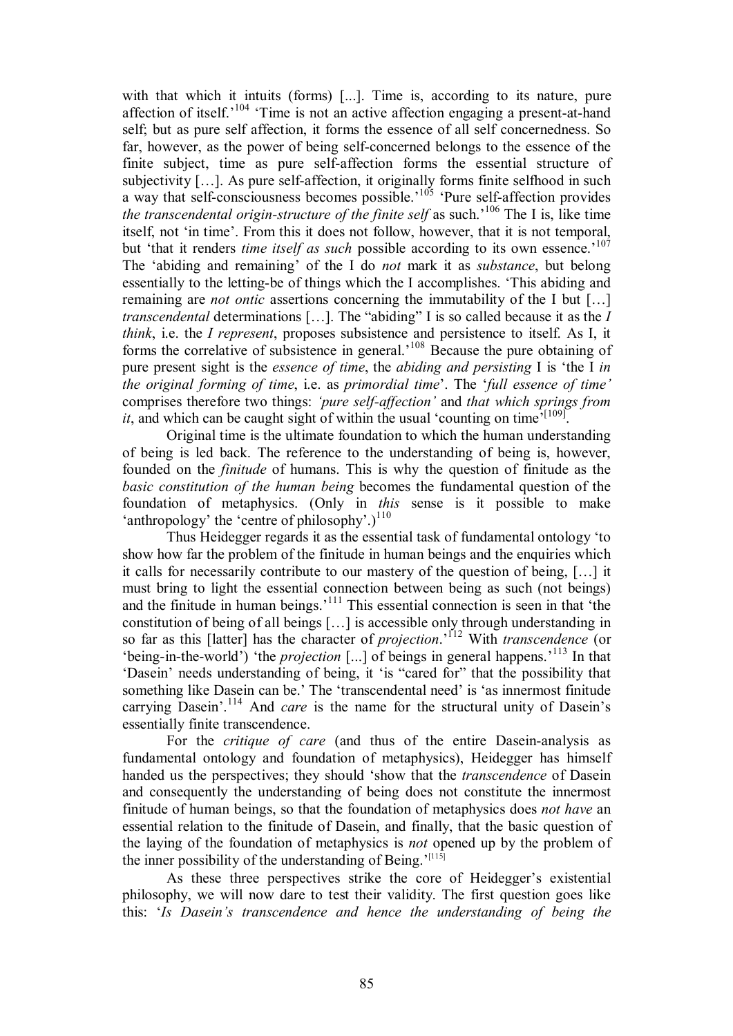with that which it intuits (forms) [...]. Time is, according to its nature, pure affection of itself.'[104] 'Time is not an active affection engaging a present-at-hand self; but as pure self affection, it forms the essence of all self concernedness. So far, however, as the power of being self-concerned belongs to the essence of the finite subject, time as pure self-affection forms the essential structure of subjectivity […]. As pure self-affection, it originally forms finite selfhood in such a way that self-consciousness becomes possible.'[105] 'Pure self-affection provides *the transcendental origin-structure of the finite self* as such.'[106] The I is, like time itself, not 'in time'. From this it does not follow, however, that it is not temporal, but 'that it renders *time itself as such* possible according to its own essence.'[107] The 'abiding and remaining' of the I do *not* mark it as *substance*, but belong essentially to the letting-be of things which the I accomplishes. 'This abiding and remaining are *not ontic* assertions concerning the immutability of the I but […] *transcendental* determinations […]. The "abiding" I is so called because it as the *I think*, i.e. the *I represent*, proposes subsistence and persistence to itself. As I, it forms the correlative of subsistence in general.'[108] Because the pure obtaining of pure present sight is the *essence of time*, the *abiding and persisting* I is 'the I *in the original forming of time*, i.e. as *primordial time*'. The '*full essence of time'* comprises therefore two things: *'pure self-affection'* and *that which springs from it*, and which can be caught sight of within the usual 'counting on time'[109].

Original time is the ultimate foundation to which the human understanding of being is led back. The reference to the understanding of being is, however, founded on the *finitude* of humans. This is why the question of finitude as the *basic constitution of the human being* becomes the fundamental question of the foundation of metaphysics. (Only in *this* sense is it possible to make 'anthropology' the 'centre of philosophy'.)[110]

Thus Heidegger regards it as the essential task of fundamental ontology 'to show how far the problem of the finitude in human beings and the enquiries which it calls for necessarily contribute to our mastery of the question of being, […] it must bring to light the essential connection between being as such (not beings) and the finitude in human beings.'[111] This essential connection is seen in that 'the constitution of being of all beings […] is accessible only through understanding in so far as this [latter] has the character of *projection*.'[112] With *transcendence* (or 'being-in-the-world') 'the *projection* [...] of beings in general happens.'[113] In that 'Dasein' needs understanding of being, it 'is "cared for" that the possibility that something like Dasein can be.' The 'transcendental need' is 'as innermost finitude carrying Dasein'.[114] And *care* is the name for the structural unity of Dasein's essentially finite transcendence.

For the *critique of care* (and thus of the entire Dasein-analysis as fundamental ontology and foundation of metaphysics), Heidegger has himself handed us the perspectives; they should 'show that the *transcendence* of Dasein and consequently the understanding of being does not constitute the innermost finitude of human beings, so that the foundation of metaphysics does *not have* an essential relation to the finitude of Dasein, and finally, that the basic question of the laying of the foundation of metaphysics is *not* opened up by the problem of the inner possibility of the understanding of Being.'[115]

As these three perspectives strike the core of Heidegger's existential philosophy, we will now dare to test their validity. The first question goes like this: '*Is Dasein's transcendence and hence the understanding of being the*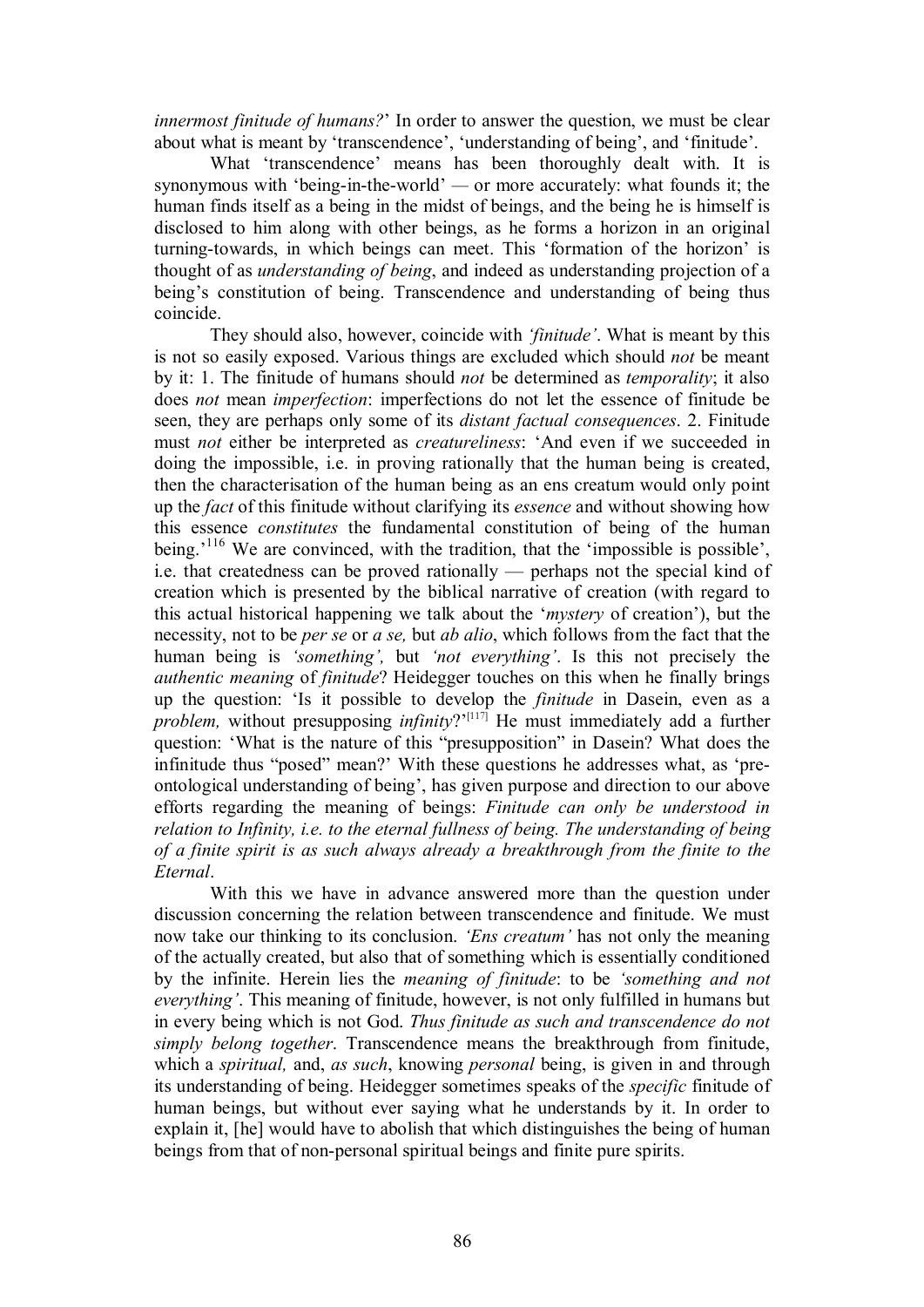*innermost finitude of humans?*' In order to answer the question, we must be clear about what is meant by 'transcendence', 'understanding of being', and 'finitude'.

What 'transcendence' means has been thoroughly dealt with. It is synonymous with 'being-in-the-world' — or more accurately: what founds it; the human finds itself as a being in the midst of beings, and the being he is himself is disclosed to him along with other beings, as he forms a horizon in an original turning-towards, in which beings can meet. This 'formation of the horizon' is thought of as *understanding of being*, and indeed as understanding projection of a being's constitution of being. Transcendence and understanding of being thus coincide.

They should also, however, coincide with *'finitude'*. What is meant by this is not so easily exposed. Various things are excluded which should *not* be meant by it: 1. The finitude of humans should *not* be determined as *temporality*; it also does *not* mean *imperfection*: imperfections do not let the essence of finitude be seen, they are perhaps only some of its *distant factual consequences*. 2. Finitude must *not* either be interpreted as *creatureliness*: 'And even if we succeeded in doing the impossible, i.e. in proving rationally that the human being is created, then the characterisation of the human being as an ens creatum would only point up the *fact* of this finitude without clarifying its *essence* and without showing how this essence *constitutes* the fundamental constitution of being of the human being.'[116] We are convinced, with the tradition, that the 'impossible is possible', i.e. that createdness can be proved rationally — perhaps not the special kind of creation which is presented by the biblical narrative of creation (with regard to this actual historical happening we talk about the '*mystery* of creation'), but the necessity, not to be *per se* or *a se,* but *ab alio*, which follows from the fact that the human being is *'something',* but *'not everything'*. Is this not precisely the *authentic meaning* of *finitude*? Heidegger touches on this when he finally brings up the question: 'Is it possible to develop the *finitude* in Dasein, even as a *problem,* without presupposing *infinity*?'[117] He must immediately add a further question: 'What is the nature of this "presupposition" in Dasein? What does the infinitude thus "posed" mean?' With these questions he addresses what, as 'pre-ontological understanding of being', has given purpose and direction to our above efforts regarding the meaning of beings: *Finitude can only be understood in relation to Infinity, i.e. to the eternal fullness of being. The understanding of being of a finite spirit is as such always already a breakthrough from the finite to the Eternal*.

With this we have in advance answered more than the question under discussion concerning the relation between transcendence and finitude. We must now take our thinking to its conclusion. *'Ens creatum'* has not only the meaning of the actually created, but also that of something which is essentially conditioned by the infinite. Herein lies the *meaning of finitude*: to be *'something and not everything'*. This meaning of finitude, however, is not only fulfilled in humans but in every being which is not God. *Thus finitude as such and transcendence do not simply belong together*. Transcendence means the breakthrough from finitude, which a *spiritual,* and, *as such*, knowing *personal* being, is given in and through its understanding of being. Heidegger sometimes speaks of the *specific* finitude of human beings, but without ever saying what he understands by it. In order to explain it, [he] would have to abolish that which distinguishes the being of human beings from that of non-personal spiritual beings and finite pure spirits.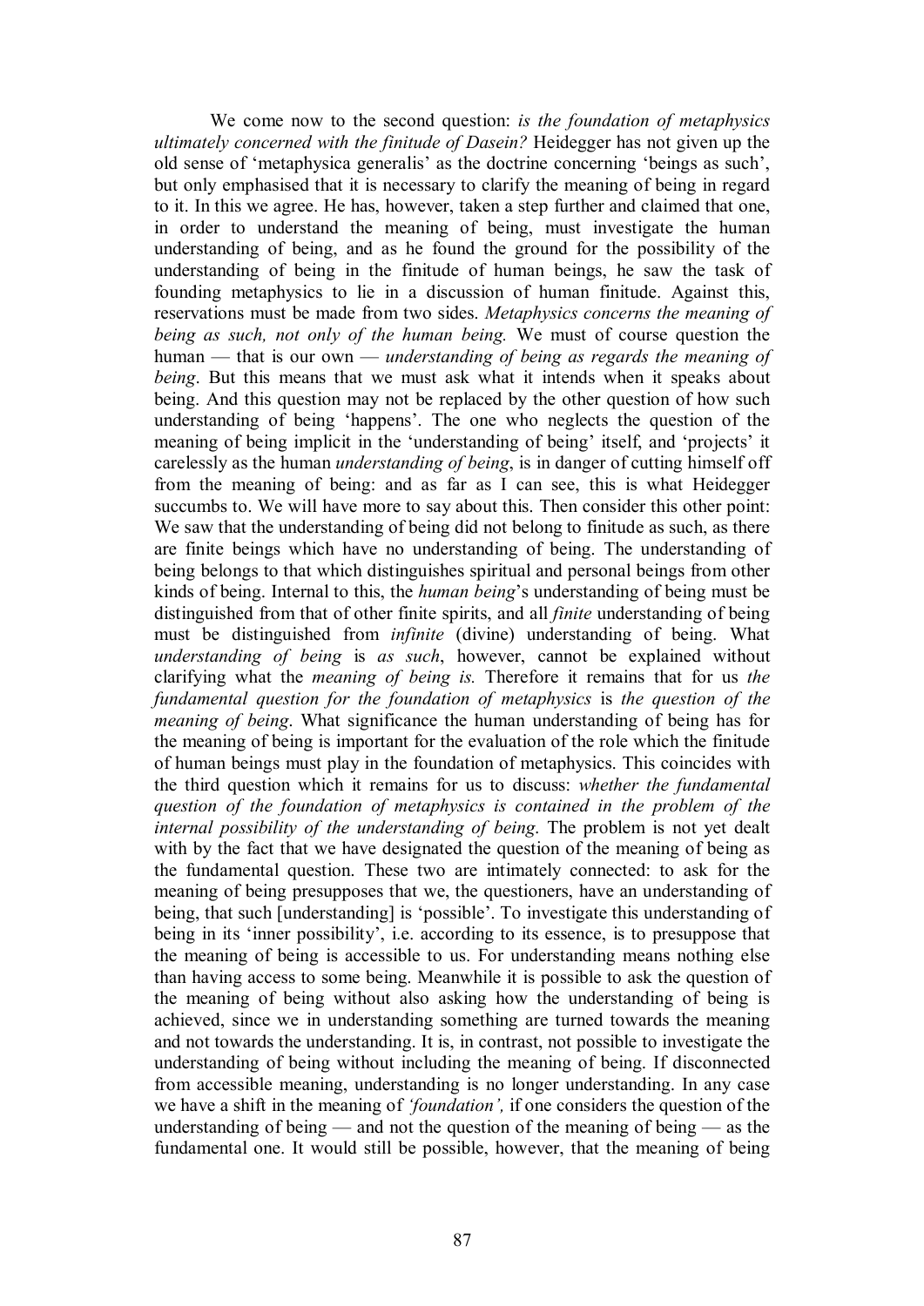We come now to the second question: *is the foundation of metaphysics ultimately concerned with the finitude of Dasein?* Heidegger has not given up the old sense of 'metaphysica generalis' as the doctrine concerning 'beings as such', but only emphasised that it is necessary to clarify the meaning of being in regard to it. In this we agree. He has, however, taken a step further and claimed that one, in order to understand the meaning of being, must investigate the human understanding of being, and as he found the ground for the possibility of the understanding of being in the finitude of human beings, he saw the task of founding metaphysics to lie in a discussion of human finitude. Against this, reservations must be made from two sides. *Metaphysics concerns the meaning of being as such, not only of the human being.* We must of course question the human — that is our own — *understanding of being as regards the meaning of being*. But this means that we must ask what it intends when it speaks about being. And this question may not be replaced by the other question of how such understanding of being 'happens'. The one who neglects the question of the meaning of being implicit in the 'understanding of being' itself, and 'projects' it carelessly as the human *understanding of being*, is in danger of cutting himself off from the meaning of being: and as far as I can see, this is what Heidegger succumbs to. We will have more to say about this. Then consider this other point: We saw that the understanding of being did not belong to finitude as such, as there are finite beings which have no understanding of being. The understanding of being belongs to that which distinguishes spiritual and personal beings from other kinds of being. Internal to this, the *human being*'s understanding of being must be distinguished from that of other finite spirits, and all *finite* understanding of being must be distinguished from *infinite* (divine) understanding of being. What *understanding of being* is *as such*, however, cannot be explained without clarifying what the *meaning of being is.* Therefore it remains that for us *the fundamental question for the foundation of metaphysics* is *the question of the meaning of being*. What significance the human understanding of being has for the meaning of being is important for the evaluation of the role which the finitude of human beings must play in the foundation of metaphysics. This coincides with the third question which it remains for us to discuss: *whether the fundamental question of the foundation of metaphysics is contained in the problem of the internal possibility of the understanding of being.* The problem is not yet dealt with by the fact that we have designated the question of the meaning of being as the fundamental question. These two are intimately connected: to ask for the meaning of being presupposes that we, the questioners, have an understanding of being, that such [understanding] is 'possible'. To investigate this understanding of being in its 'inner possibility', i.e. according to its essence, is to presuppose that the meaning of being is accessible to us. For understanding means nothing else than having access to some being. Meanwhile it is possible to ask the question of the meaning of being without also asking how the understanding of being is achieved, since we in understanding something are turned towards the meaning and not towards the understanding. It is, in contrast, not possible to investigate the understanding of being without including the meaning of being. If disconnected from accessible meaning, understanding is no longer understanding. In any case we have a shift in the meaning of *'foundation',* if one considers the question of the understanding of being — and not the question of the meaning of being — as the fundamental one. It would still be possible, however, that the meaning of being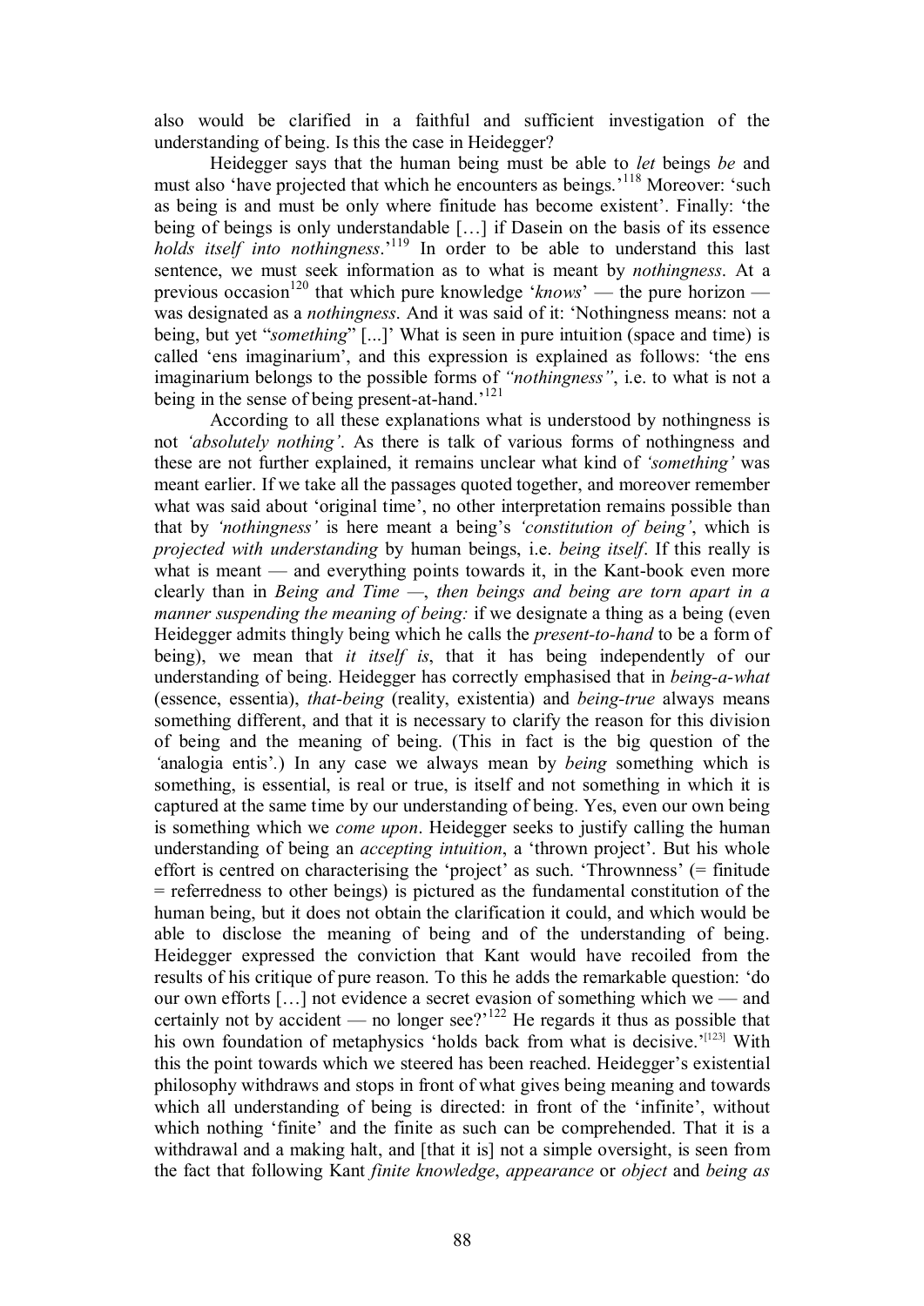also would be clarified in a faithful and sufficient investigation of the understanding of being. Is this the case in Heidegger?

Heidegger says that the human being must be able to *let* beings *be* and must also 'have projected that which he encounters as beings.'[118] Moreover: 'such as being is and must be only where finitude has become existent'. Finally: 'the being of beings is only understandable […] if Dasein on the basis of its essence *holds itself into nothingness*.'[119] In order to be able to understand this last sentence, we must seek information as to what is meant by *nothingness*. At a previous occasion[120] that which pure knowledge '*knows*' — the pure horizon — was designated as a *nothingness*. And it was said of it: 'Nothingness means: not a being, but yet "*something*" [...]' What is seen in pure intuition (space and time) is called 'ens imaginarium', and this expression is explained as follows: 'the ens imaginarium belongs to the possible forms of *"nothingness"*, i.e. to what is not a being in the sense of being present-at-hand.'[121]

According to all these explanations what is understood by nothingness is not *'absolutely nothing'*. As there is talk of various forms of nothingness and these are not further explained, it remains unclear what kind of *'something'* was meant earlier. If we take all the passages quoted together, and moreover remember what was said about 'original time', no other interpretation remains possible than that by *'nothingness'* is here meant a being's *'constitution of being'*, which is *projected with understanding* by human beings, i.e. *being itself*. If this really is what is meant — and everything points towards it, in the Kant-book even more clearly than in *Being and Time* —, *then beings and being are torn apart in a manner suspending the meaning of being:* if we designate a thing as a being (even Heidegger admits thingly being which he calls the *present-to-hand* to be a form of being), we mean that *it itself is*, that it has being independently of our understanding of being. Heidegger has correctly emphasised that in *being-a-what* (essence, essentia), *that-being* (reality, existentia) and *being-true* always means something different, and that it is necessary to clarify the reason for this division of being and the meaning of being. (This in fact is the big question of the 'analogia entis'.) In any case we always mean by *being* something which is something, is essential, is real or true, is itself and not something in which it is captured at the same time by our understanding of being. Yes, even our own being is something which we *come upon*. Heidegger seeks to justify calling the human understanding of being an *accepting intuition*, a 'thrown project'. But his whole effort is centred on characterising the 'project' as such. 'Thrownness' (= finitude = referredness to other beings) is pictured as the fundamental constitution of the human being, but it does not obtain the clarification it could, and which would be able to disclose the meaning of being and of the understanding of being. Heidegger expressed the conviction that Kant would have recoiled from the results of his critique of pure reason. To this he adds the remarkable question: 'do our own efforts […] not evidence a secret evasion of something which we — and certainly not by accident — no longer see?'[122] He regards it thus as possible that his own foundation of metaphysics 'holds back from what is decisive.'[123] With this the point towards which we steered has been reached. Heidegger's existential philosophy withdraws and stops in front of what gives being meaning and towards which all understanding of being is directed: in front of the 'infinite', without which nothing 'finite' and the finite as such can be comprehended. That it is a withdrawal and a making halt, and [that it is] not a simple oversight, is seen from the fact that following Kant *finite knowledge*, *appearance* or *object* and *being as*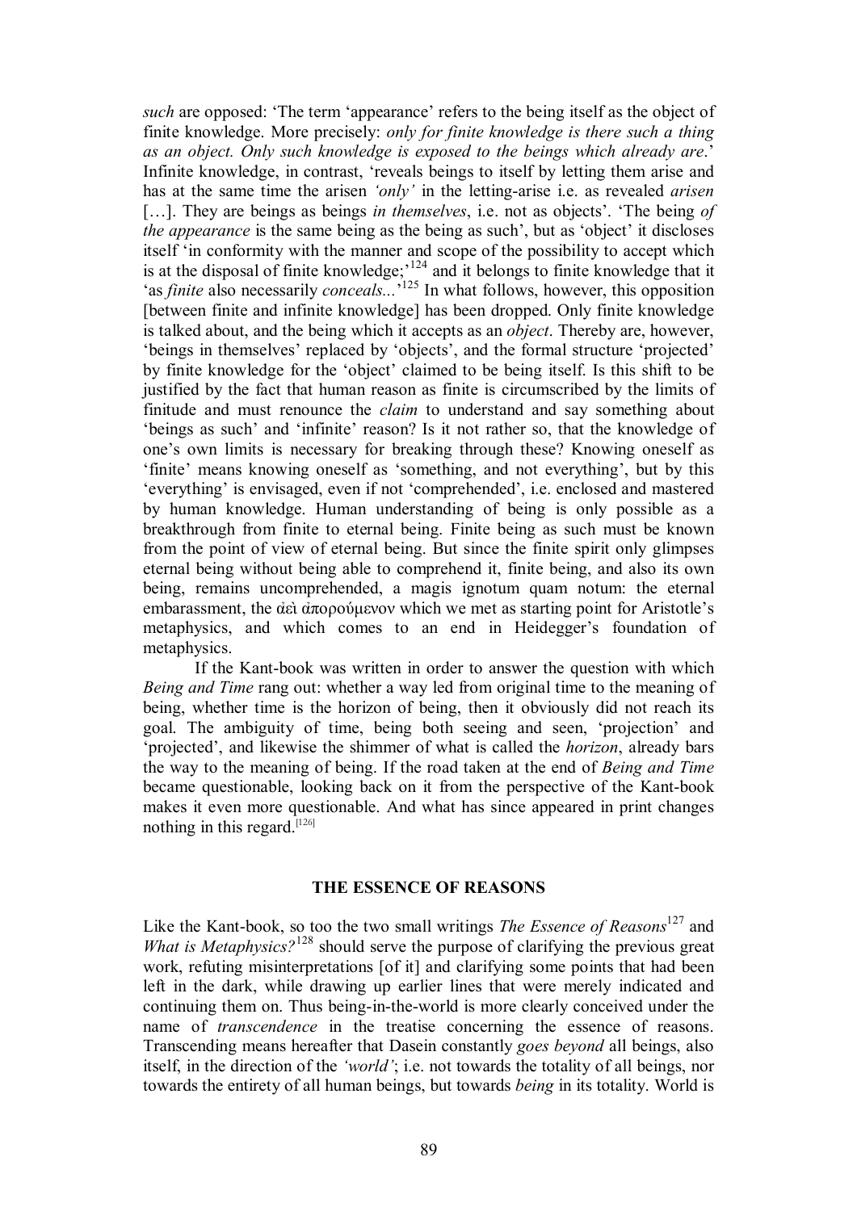*such* are opposed: 'The term 'appearance' refers to the being itself as the object of finite knowledge. More precisely: *only for finite knowledge is there such a thing as an object. Only such knowledge is exposed to the beings which already are*.' Infinite knowledge, in contrast, 'reveals beings to itself by letting them arise and has at the same time the arisen *'only'* in the letting-arise i.e. as revealed *arisen* […]. They are beings as beings *in themselves*, i.e. not as objects'. 'The being *of the appearance* is the same being as the being as such', but as 'object' it discloses itself 'in conformity with the manner and scope of the possibility to accept which is at the disposal of finite knowledge;'[124] and it belongs to finite knowledge that it 'as *finite* also necessarily *conceals...*'[125] In what follows, however, this opposition [between finite and infinite knowledge] has been dropped. Only finite knowledge is talked about, and the being which it accepts as an *object*. Thereby are, however, 'beings in themselves' replaced by 'objects', and the formal structure 'projected' by finite knowledge for the 'object' claimed to be being itself. Is this shift to be justified by the fact that human reason as finite is circumscribed by the limits of finitude and must renounce the *claim* to understand and say something about 'beings as such' and 'infinite' reason? Is it not rather so, that the knowledge of one's own limits is necessary for breaking through these? Knowing oneself as 'finite' means knowing oneself as 'something, and not everything', but by this 'everything' is envisaged, even if not 'comprehended', i.e. enclosed and mastered by human knowledge. Human understanding of being is only possible as a breakthrough from finite to eternal being. Finite being as such must be known from the point of view of eternal being. But since the finite spirit only glimpses eternal being without being able to comprehend it, finite being, and also its own being, remains uncomprehended, a magis ignotum quam notum: the eternal embarassment, the ἀεὶ ἀπορούμενον which we met as starting point for Aristotle's metaphysics, and which comes to an end in Heidegger's foundation of metaphysics.

If the Kant-book was written in order to answer the question with which *Being and Time* rang out: whether a way led from original time to the meaning of being, whether time is the horizon of being, then it obviously did not reach its goal. The ambiguity of time, being both seeing and seen, 'projection' and 'projected', and likewise the shimmer of what is called the *horizon*, already bars the way to the meaning of being. If the road taken at the end of *Being and Time* became questionable, looking back on it from the perspective of the Kant-book makes it even more questionable. And what has since appeared in print changes nothing in this regard.[126]

## THE ESSENCE OF REASONS

Like the Kant-book, so too the two small writings *The Essence of Reasons*[127] and *What is Metaphysics?*[128] should serve the purpose of clarifying the previous great work, refuting misinterpretations [of it] and clarifying some points that had been left in the dark, while drawing up earlier lines that were merely indicated and continuing them on. Thus being-in-the-world is more clearly conceived under the name of *transcendence* in the treatise concerning the essence of reasons. Transcending means hereafter that Dasein constantly *goes beyond* all beings, also itself, in the direction of the *'world'*; i.e. not towards the totality of all beings, nor towards the entirety of all human beings, but towards *being* in its totality. World is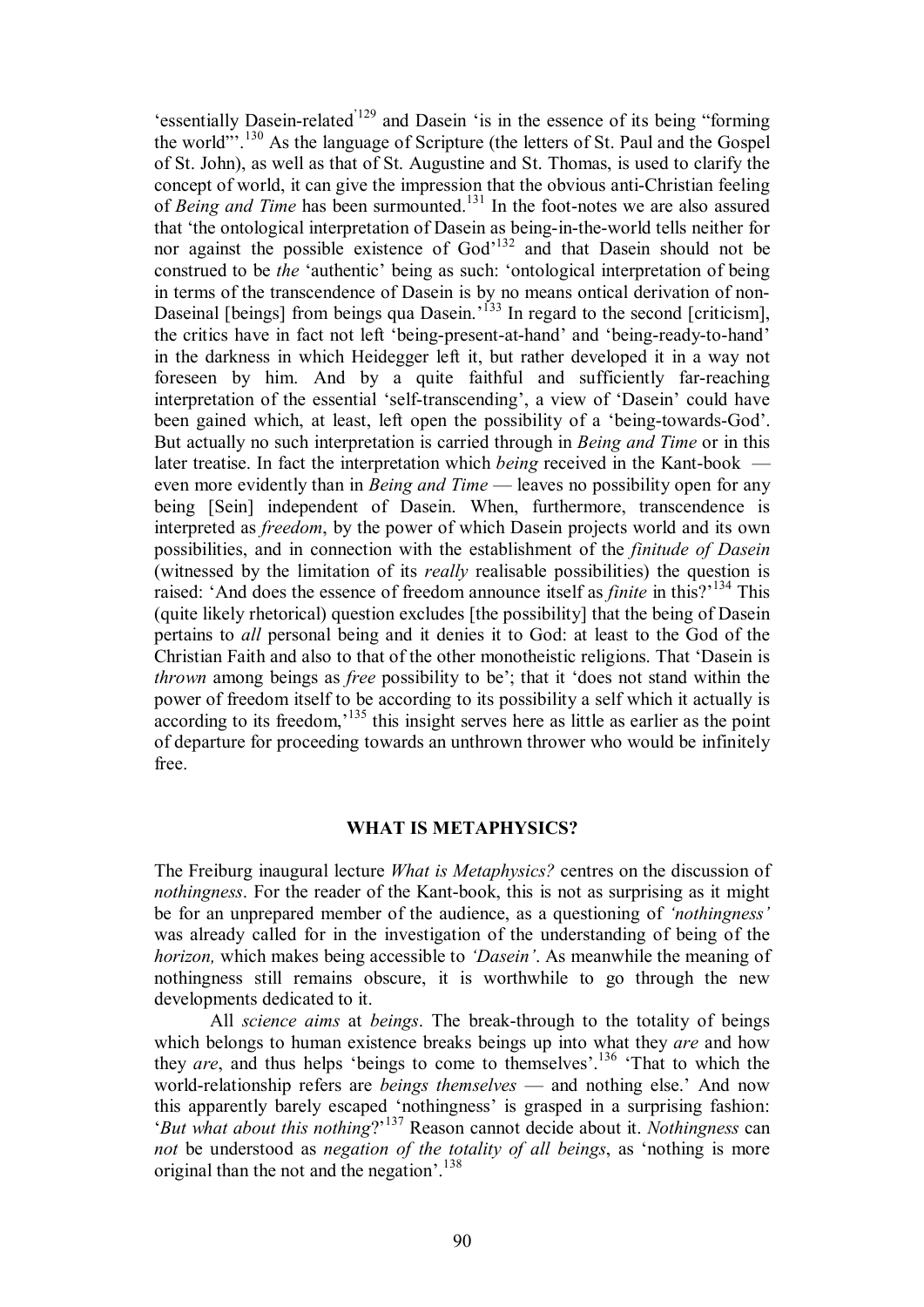'essentially Dasein-related'[129] and Dasein 'is in the essence of its being "forming the world"'.[130] As the language of Scripture (the letters of St. Paul and the Gospel of St. John), as well as that of St. Augustine and St. Thomas, is used to clarify the concept of world, it can give the impression that the obvious anti-Christian feeling of *Being and Time* has been surmounted.[131] In the foot-notes we are also assured that 'the ontological interpretation of Dasein as being-in-the-world tells neither for nor against the possible existence of God'[132] and that Dasein should not be construed to be *the* 'authentic' being as such: 'ontological interpretation of being in terms of the transcendence of Dasein is by no means ontical derivation of non-Daseinal [beings] from beings qua Dasein.'[133] In regard to the second [criticism], the critics have in fact not left 'being-present-at-hand' and 'being-ready-to-hand' in the darkness in which Heidegger left it, but rather developed it in a way not foreseen by him. And by a quite faithful and sufficiently far-reaching interpretation of the essential 'self-transcending', a view of 'Dasein' could have been gained which, at least, left open the possibility of a 'being-towards-God'. But actually no such interpretation is carried through in *Being and Time* or in this later treatise. In fact the interpretation which *being* received in the Kant-book — even more evidently than in *Being and Time* — leaves no possibility open for any being [Sein] independent of Dasein. When, furthermore, transcendence is interpreted as *freedom*, by the power of which Dasein projects world and its own possibilities, and in connection with the establishment of the *finitude of Dasein* (witnessed by the limitation of its *really* realisable possibilities) the question is raised: 'And does the essence of freedom announce itself as *finite* in this?'[134] This (quite likely rhetorical) question excludes [the possibility] that the being of Dasein pertains to *all* personal being and it denies it to God: at least to the God of the Christian Faith and also to that of the other monotheistic religions. That 'Dasein is *thrown* among beings as *free* possibility to be'; that it 'does not stand within the power of freedom itself to be according to its possibility a self which it actually is according to its freedom,'[135] this insight serves here as little as earlier as the point of departure for proceeding towards an unthrown thrower who would be infinitely free.

## WHAT IS METAPHYSICS?

The Freiburg inaugural lecture *What is Metaphysics?* centres on the discussion of *nothingness*. For the reader of the Kant-book, this is not as surprising as it might be for an unprepared member of the audience, as a questioning of *'nothingness'* was already called for in the investigation of the understanding of being of the *horizon,* which makes being accessible to *'Dasein'*. As meanwhile the meaning of nothingness still remains obscure, it is worthwhile to go through the new developments dedicated to it.

All *science aims* at *beings*. The break-through to the totality of beings which belongs to human existence breaks beings up into what they *are* and how they *are*, and thus helps 'beings to come to themselves'.[136] 'That to which the world-relationship refers are *beings themselves* — and nothing else.' And now this apparently barely escaped 'nothingness' is grasped in a surprising fashion: '*But what about this nothing*?'[137] Reason cannot decide about it. *Nothingness* can *not* be understood as *negation of the totality of all beings*, as 'nothing is more original than the not and the negation'.[138]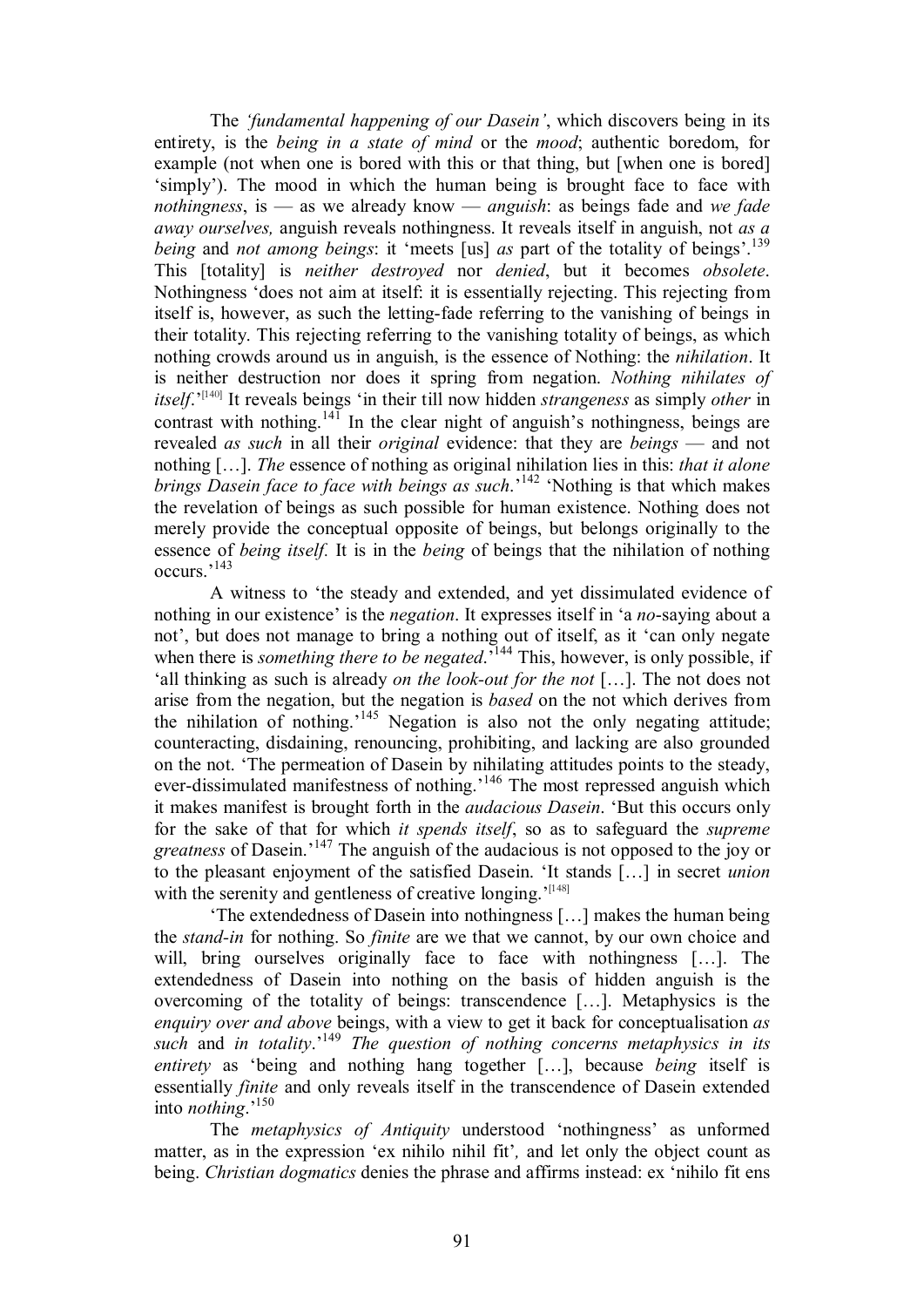The *'fundamental happening of our Dasein'*, which discovers being in its entirety, is the *being in a state of mind* or the *mood*; authentic boredom, for example (not when one is bored with this or that thing, but [when one is bored] 'simply'). The mood in which the human being is brought face to face with *nothingness*, is — as we already know — *anguish*: as beings fade and *we fade away ourselves,* anguish reveals nothingness. It reveals itself in anguish, not *as a being* and *not among beings*: it 'meets [us] *as* part of the totality of beings'.[139] This [totality] is *neither destroyed* nor *denied*, but it becomes *obsolete*. Nothingness 'does not aim at itself: it is essentially rejecting. This rejecting from itself is, however, as such the letting-fade referring to the vanishing of beings in their totality. This rejecting referring to the vanishing totality of beings, as which nothing crowds around us in anguish, is the essence of Nothing: the *nihilation*. It is neither destruction nor does it spring from negation. *Nothing nihilates of itself*.'[140] It reveals beings 'in their till now hidden *strangeness* as simply *other* in contrast with nothing.[141] In the clear night of anguish's nothingness, beings are revealed *as such* in all their *original* evidence: that they are *beings* — and not nothing […]. *The* essence of nothing as original nihilation lies in this: *that it alone brings Dasein face to face with beings as such*.'[142] 'Nothing is that which makes the revelation of beings as such possible for human existence. Nothing does not merely provide the conceptual opposite of beings, but belongs originally to the essence of *being itself.* It is in the *being* of beings that the nihilation of nothing occurs.'[143]

A witness to 'the steady and extended, and yet dissimulated evidence of nothing in our existence' is the *negation*. It expresses itself in 'a *no*-saying about a not', but does not manage to bring a nothing out of itself, as it 'can only negate when there is *something there to be negated*.'[144] This, however, is only possible, if 'all thinking as such is already *on the look-out for the not* […]. The not does not arise from the negation, but the negation is *based* on the not which derives from the nihilation of nothing.'[145] Negation is also not the only negating attitude; counteracting, disdaining, renouncing, prohibiting, and lacking are also grounded on the not. 'The permeation of Dasein by nihilating attitudes points to the steady, ever-dissimulated manifestness of nothing.'[146] The most repressed anguish which it makes manifest is brought forth in the *audacious Dasein*. 'But this occurs only for the sake of that for which *it spends itself*, so as to safeguard the *supreme greatness* of Dasein.'[147] The anguish of the audacious is not opposed to the joy or to the pleasant enjoyment of the satisfied Dasein. 'It stands […] in secret *union* with the serenity and gentleness of creative longing.'[148]

'The extendedness of Dasein into nothingness […] makes the human being the *stand-in* for nothing. So *finite* are we that we cannot, by our own choice and will, bring ourselves originally face to face with nothingness […]. The extendedness of Dasein into nothing on the basis of hidden anguish is the overcoming of the totality of beings: transcendence […]. Metaphysics is the *enquiry over and above* beings, with a view to get it back for conceptualisation *as such* and *in totality*.'[149] *The question of nothing concerns metaphysics in its entirety* as 'being and nothing hang together […], because *being* itself is essentially *finite* and only reveals itself in the transcendence of Dasein extended into *nothing*.'[150]

The *metaphysics of Antiquity* understood 'nothingness' as unformed matter, as in the expression 'ex nihilo nihil fit'*,* and let only the object count as being. *Christian dogmatics* denies the phrase and affirms instead: ex 'nihilo fit ens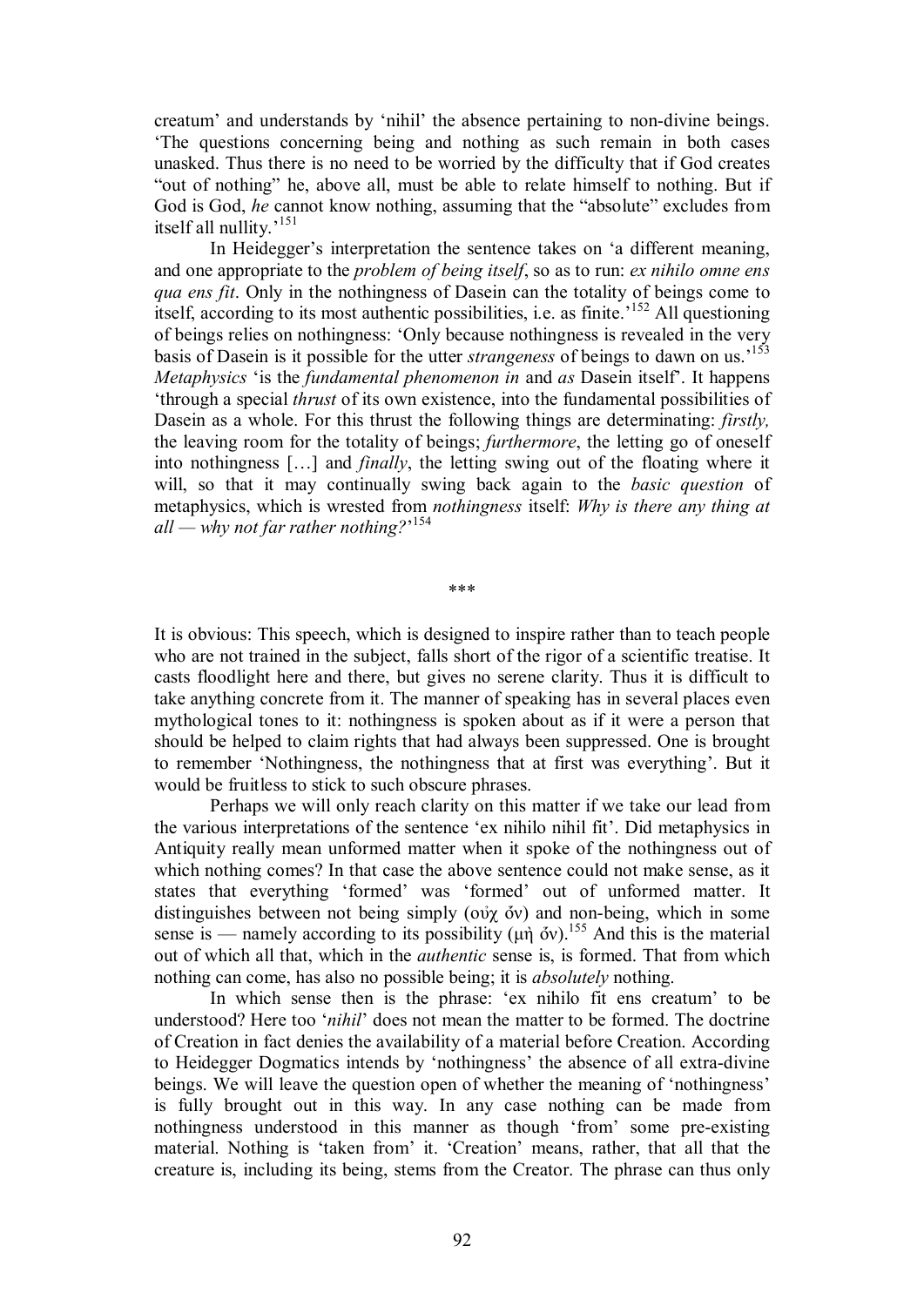creatum' and understands by 'nihil' the absence pertaining to non-divine beings. 'The questions concerning being and nothing as such remain in both cases unasked. Thus there is no need to be worried by the difficulty that if God creates "out of nothing" he, above all, must be able to relate himself to nothing. But if God is God, *he* cannot know nothing, assuming that the "absolute" excludes from itself all nullity.'[151]

In Heidegger's interpretation the sentence takes on 'a different meaning, and one appropriate to the *problem of being itself*, so as to run: *ex nihilo omne ens qua ens fit*. Only in the nothingness of Dasein can the totality of beings come to itself, according to its most authentic possibilities, i.e. as finite.'[152] All questioning of beings relies on nothingness: 'Only because nothingness is revealed in the very basis of Dasein is it possible for the utter *strangeness* of beings to dawn on us.'[153] *Metaphysics* 'is the *fundamental phenomenon in* and *as* Dasein itself'. It happens 'through a special *thrust* of its own existence, into the fundamental possibilities of Dasein as a whole. For this thrust the following things are determinating: *firstly,* the leaving room for the totality of beings; *furthermore*, the letting go of oneself into nothingness […] and *finally*, the letting swing out of the floating where it will, so that it may continually swing back again to the *basic question* of metaphysics, which is wrested from *nothingness* itself: *Why is there any thing at all — why not far rather nothing?*'[154]

\*\*\*

It is obvious: This speech, which is designed to inspire rather than to teach people who are not trained in the subject, falls short of the rigor of a scientific treatise. It casts floodlight here and there, but gives no serene clarity. Thus it is difficult to take anything concrete from it. The manner of speaking has in several places even mythological tones to it: nothingness is spoken about as if it were a person that should be helped to claim rights that had always been suppressed. One is brought to remember 'Nothingness, the nothingness that at first was everything'. But it would be fruitless to stick to such obscure phrases.

Perhaps we will only reach clarity on this matter if we take our lead from the various interpretations of the sentence 'ex nihilo nihil fit'. Did metaphysics in Antiquity really mean unformed matter when it spoke of the nothingness out of which nothing comes? In that case the above sentence could not make sense, as it states that everything 'formed' was 'formed' out of unformed matter. It distinguishes between not being simply (οὐχ ὄν) and non-being, which in some sense is — namely according to its possibility (μὴ ὄν).[155] And this is the material out of which all that, which in the *authentic* sense is, is formed. That from which nothing can come, has also no possible being; it is *absolutely* nothing.

In which sense then is the phrase: 'ex nihilo fit ens creatum' to be understood? Here too '*nihil*' does not mean the matter to be formed. The doctrine of Creation in fact denies the availability of a material before Creation. According to Heidegger Dogmatics intends by 'nothingness' the absence of all extra-divine beings. We will leave the question open of whether the meaning of 'nothingness' is fully brought out in this way. In any case nothing can be made from nothingness understood in this manner as though 'from' some pre-existing material. Nothing is 'taken from' it. 'Creation' means, rather, that all that the creature is, including its being, stems from the Creator. The phrase can thus only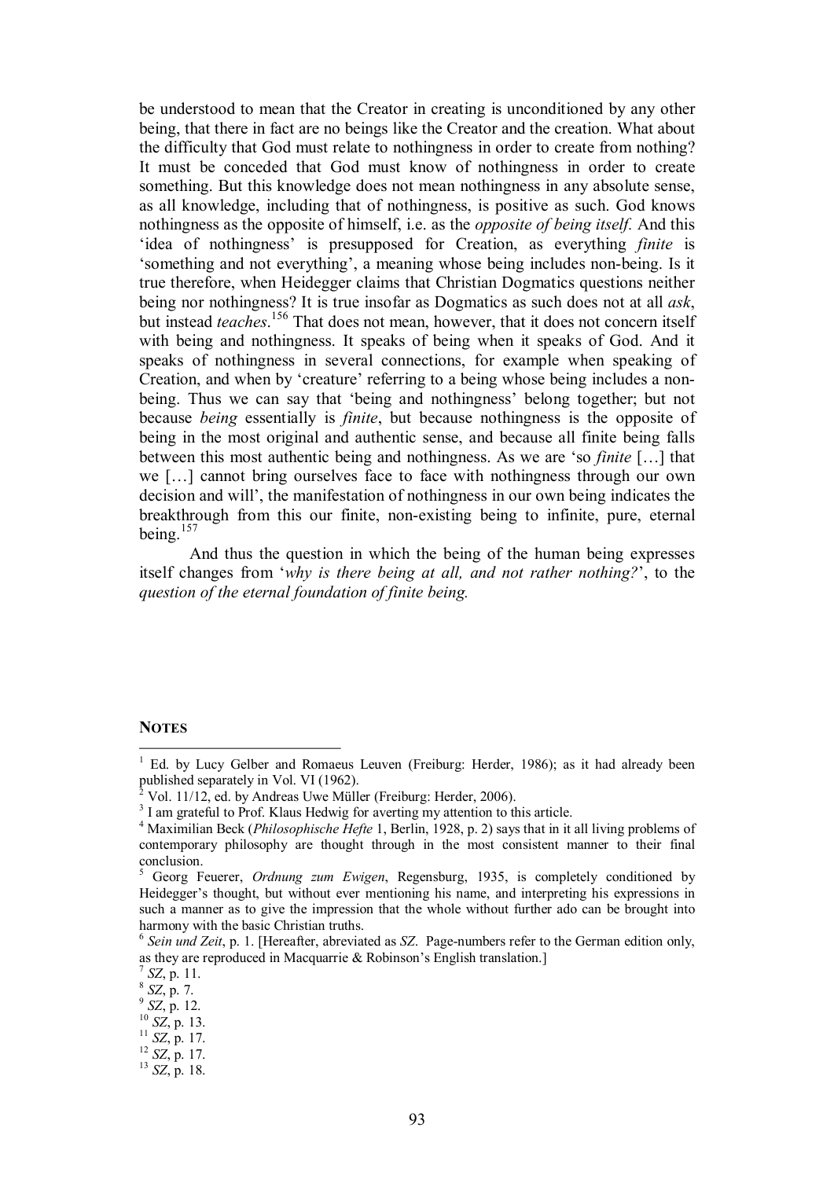be understood to mean that the Creator in creating is unconditioned by any other being, that there in fact are no beings like the Creator and the creation. What about the difficulty that God must relate to nothingness in order to create from nothing? It must be conceded that God must know of nothingness in order to create something. But this knowledge does not mean nothingness in any absolute sense, as all knowledge, including that of nothingness, is positive as such. God knows nothingness as the opposite of himself, i.e. as the *opposite of being itself.* And this 'idea of nothingness' is presupposed for Creation, as everything *finite* is 'something and not everything', a meaning whose being includes non-being. Is it true therefore, when Heidegger claims that Christian Dogmatics questions neither being nor nothingness? It is true insofar as Dogmatics as such does not at all *ask*, but instead *teaches*.[156] That does not mean, however, that it does not concern itself with being and nothingness. It speaks of being when it speaks of God. And it speaks of nothingness in several connections, for example when speaking of Creation, and when by 'creature' referring to a being whose being includes a non-being. Thus we can say that 'being and nothingness' belong together; but not because *being* essentially is *finite*, but because nothingness is the opposite of being in the most original and authentic sense, and because all finite being falls between this most authentic being and nothingness. As we are 'so *finite* […] that we […] cannot bring ourselves face to face with nothingness through our own decision and will', the manifestation of nothingness in our own being indicates the breakthrough from this our finite, non-existing being to infinite, pure, eternal being.[157]

And thus the question in which the being of the human being expresses itself changes from '*why is there being at all, and not rather nothing?*', to the *question of the eternal foundation of finite being.*

**NOTES**

---

[1] Ed. by Lucy Gelber and Romaeus Leuven (Freiburg: Herder, 1986); as it had already been published separately in Vol. VI (1962).

[2] Vol. 11/12, ed. by Andreas Uwe Müller (Freiburg: Herder, 2006).

[3] I am grateful to Prof. Klaus Hedwig for averting my attention to this article.

[4] Maximilian Beck (*Philosophische Hefte* 1, Berlin, 1928, p. 2) says that in it all living problems of contemporary philosophy are thought through in the most consistent manner to their final conclusion.

[5] Georg Feuerer, *Ordnung zum Ewigen*, Regensburg, 1935, is completely conditioned by Heidegger's thought, but without ever mentioning his name, and interpreting his expressions in such a manner as to give the impression that the whole without further ado can be brought into harmony with the basic Christian truths.

[6] *Sein und Zeit*, p. 1. [Hereafter, abreviated as *SZ*. Page-numbers refer to the German edition only, as they are reproduced in Macquarrie & Robinson's English translation.]

[7] *SZ*, p. 11.

[8] *SZ*, p. 7.

[9] *SZ*, p. 12.

[10] *SZ*, p. 13.

[11] *SZ*, p. 17.

[12] *SZ*, p. 17.

[13] *SZ*, p. 18.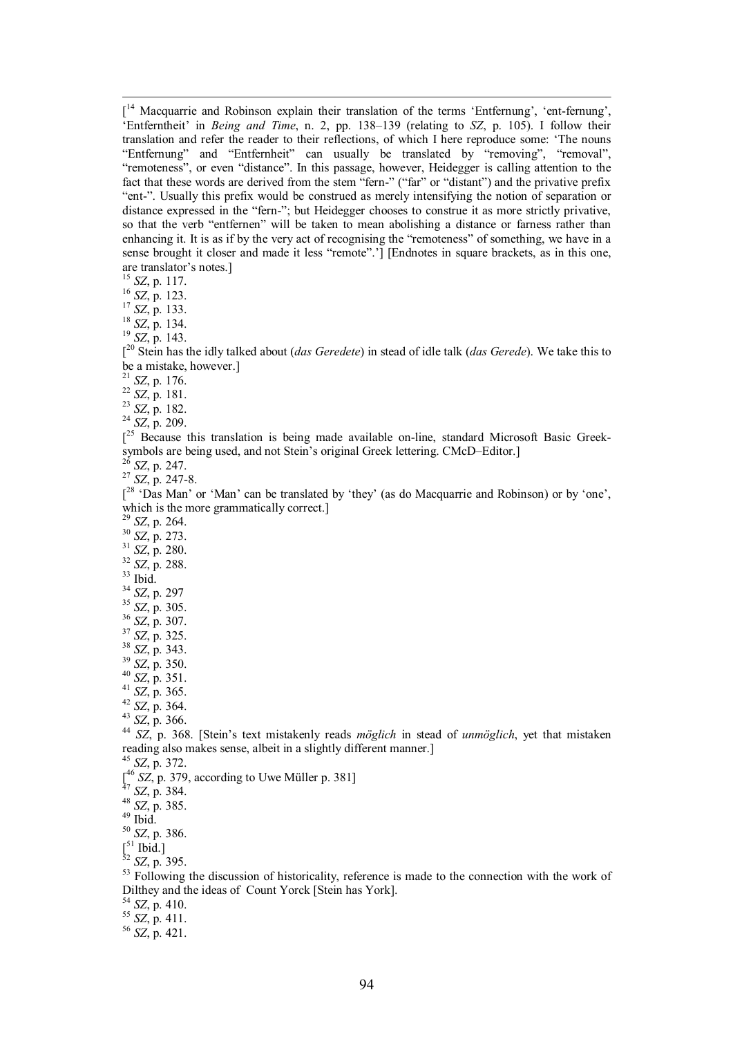[[14] Macquarrie and Robinson explain their translation of the terms 'Entfernung', 'ent-fernung', 'Entferntheit' in *Being and Time*, n. 2, pp. 138–139 (relating to *SZ*, p. 105). I follow their translation and refer the reader to their reflections, of which I here reproduce some: 'The nouns "Entfernung" and "Entfernheit" can usually be translated by "removing", "removal", "remoteness", or even "distance". In this passage, however, Heidegger is calling attention to the fact that these words are derived from the stem "fern-" ("far" or "distant") and the privative prefix "ent-". Usually this prefix would be construed as merely intensifying the notion of separation or distance expressed in the "fern-"; but Heidegger chooses to construe it as more strictly privative, so that the verb "entfernen" will be taken to mean abolishing a distance or farness rather than enhancing it. It is as if by the very act of recognising the "remoteness" of something, we have in a sense brought it closer and made it less "remote".'] [Endnotes in square brackets, as in this one, are translator's notes.]

[15] *SZ*, p. 117.

[16] *SZ*, p. 123.

[17] *SZ*, p. 133.

[18] *SZ*, p. 134.

[19] *SZ*, p. 143.

[[20] Stein has the idly talked about (*das Geredete*) in stead of idle talk (*das Gerede*). We take this to be a mistake, however.]

[21] *SZ*, p. 176.

[22] *SZ*, p. 181.

[23] *SZ*, p. 182.

[24] *SZ*, p. 209.

[[25] Because this translation is being made available on-line, standard Microsoft Basic Greek-symbols are being used, and not Stein's original Greek lettering. CMcD–Editor.]

[26] *SZ*, p. 247.

[27] *SZ*, p. 247-8.

[[28] 'Das Man' or 'Man' can be translated by 'they' (as do Macquarrie and Robinson) or by 'one', which is the more grammatically correct.]

[29] *SZ*, p. 264.

[30] *SZ*, p. 273.

[31] *SZ*, p. 280.

[32] *SZ*, p. 288.

[33] Ibid.

[34] *SZ*, p. 297

[35] *SZ*, p. 305.

[36] *SZ*, p. 307.

[37] *SZ*, p. 325.

[38] *SZ*, p. 343.

[39] *SZ*, p. 350.

[40] *SZ*, p. 351.

[41] *SZ*, p. 365.

[42] *SZ*, p. 364.

[43] *SZ*, p. 366.

[44] *SZ*, p. 368. [Stein's text mistakenly reads *möglich* in stead of *unmöglich*, yet that mistaken reading also makes sense, albeit in a slightly different manner.]

[45] *SZ*, p. 372.

[[46] *SZ*, p. 379, according to Uwe Müller p. 381]

[47] *SZ*, p. 384.

[48] *SZ*, p. 385.

[49] Ibid.

[50] *SZ*, p. 386.

[[51] Ibid.]

[52] *SZ*, p. 395.

[53] Following the discussion of historicality, reference is made to the connection with the work of Dilthey and the ideas of Count Yorck [Stein has York].

[54] *SZ*, p. 410.

[55] *SZ*, p. 411.

[56] *SZ*, p. 421.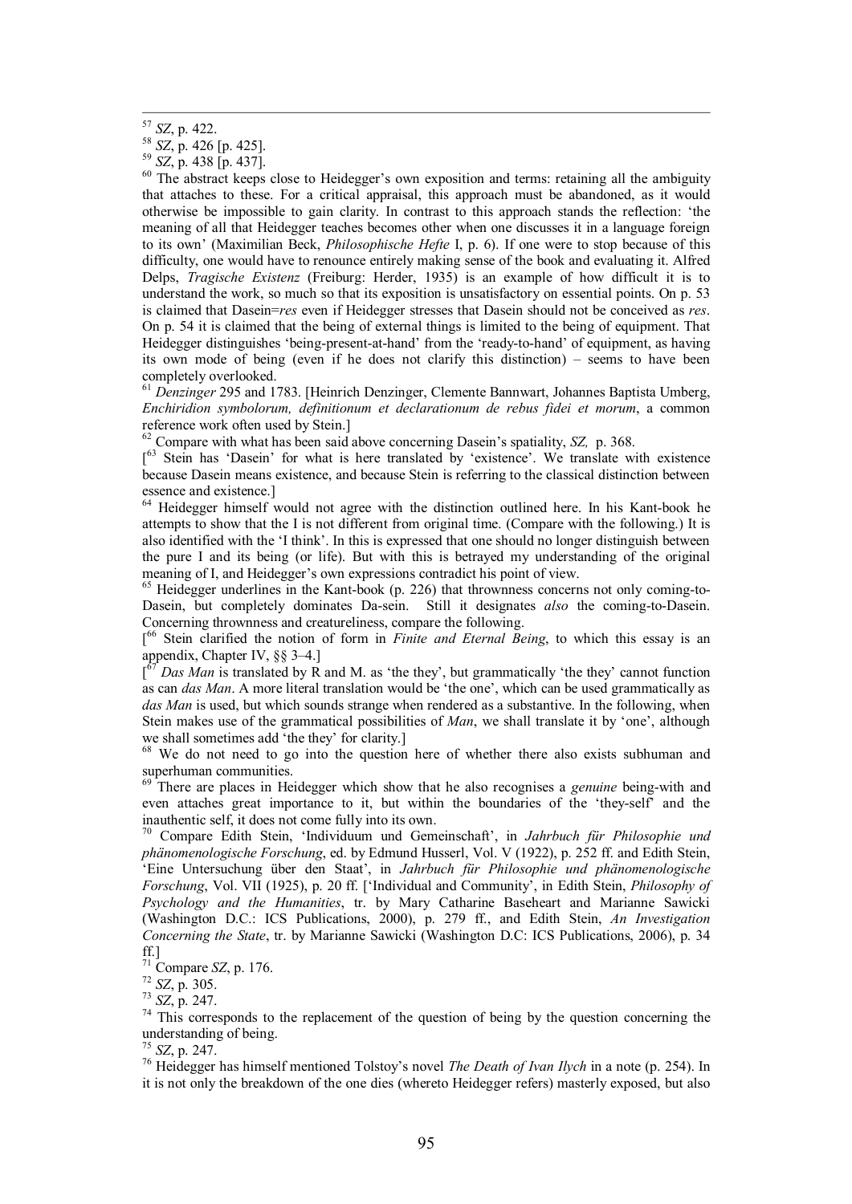[57] *SZ*, p. 422.

[58] *SZ*, p. 426 [p. 425].

[59] *SZ*, p. 438 [p. 437].

[60] The abstract keeps close to Heidegger's own exposition and terms: retaining all the ambiguity that attaches to these. For a critical appraisal, this approach must be abandoned, as it would otherwise be impossible to gain clarity. In contrast to this approach stands the reflection: 'the meaning of all that Heidegger teaches becomes other when one discusses it in a language foreign to its own' (Maximilian Beck, *Philosophische Hefte* I, p. 6). If one were to stop because of this difficulty, one would have to renounce entirely making sense of the book and evaluating it. Alfred Delps, *Tragische Existenz* (Freiburg: Herder, 1935) is an example of how difficult it is to understand the work, so much so that its exposition is unsatisfactory on essential points. On p. 53 is claimed that Dasein=*res* even if Heidegger stresses that Dasein should not be conceived as *res*. On p. 54 it is claimed that the being of external things is limited to the being of equipment. That Heidegger distinguishes 'being-present-at-hand' from the 'ready-to-hand' of equipment, as having its own mode of being (even if he does not clarify this distinction) – seems to have been completely overlooked.

[61] *Denzinger* 295 and 1783. [Heinrich Denzinger, Clemente Bannwart, Johannes Baptista Umberg, *Enchiridion symbolorum, definitionum et declarationum de rebus fidei et morum*, a common reference work often used by Stein.]

[62] Compare with what has been said above concerning Dasein's spatiality, *SZ,* p. 368.

[[63] Stein has 'Dasein' for what is here translated by 'existence'. We translate with existence because Dasein means existence, and because Stein is referring to the classical distinction between essence and existence.]

[64] Heidegger himself would not agree with the distinction outlined here. In his Kant-book he attempts to show that the I is not different from original time. (Compare with the following.) It is also identified with the 'I think'. In this is expressed that one should no longer distinguish between the pure I and its being (or life). But with this is betrayed my understanding of the original meaning of I, and Heidegger's own expressions contradict his point of view.

[65] Heidegger underlines in the Kant-book (p. 226) that thrownness concerns not only coming-to-Dasein, but completely dominates Da-sein. Still it designates *also* the coming-to-Dasein. Concerning thrownness and creatureliness, compare the following.

[[66] Stein clarified the notion of form in *Finite and Eternal Being*, to which this essay is an appendix, Chapter IV, §§ 3–4.]

[[67] *Das Man* is translated by R and M. as 'the they', but grammatically 'the they' cannot function as can *das Man*. A more literal translation would be 'the one', which can be used grammatically as *das Man* is used, but which sounds strange when rendered as a substantive. In the following, when Stein makes use of the grammatical possibilities of *Man*, we shall translate it by 'one', although we shall sometimes add 'the they' for clarity.]

[68] We do not need to go into the question here of whether there also exists subhuman and superhuman communities.

[69] There are places in Heidegger which show that he also recognises a *genuine* being-with and even attaches great importance to it, but within the boundaries of the 'they-self' and the inauthentic self, it does not come fully into its own.

[70] Compare Edith Stein, 'Individuum und Gemeinschaft', in *Jahrbuch für Philosophie und phänomenologische Forschung*, ed. by Edmund Husserl, Vol. V (1922), p. 252 ff. and Edith Stein, 'Eine Untersuchung über den Staat', in *Jahrbuch für Philosophie und phänomenologische Forschung*, Vol. VII (1925), p. 20 ff. ['Individual and Community', in Edith Stein, *Philosophy of Psychology and the Humanities*, tr. by Mary Catharine Baseheart and Marianne Sawicki (Washington D.C.: ICS Publications, 2000), p. 279 ff., and Edith Stein, *An Investigation Concerning the State*, tr. by Marianne Sawicki (Washington D.C: ICS Publications, 2006), p. 34 ff.]

[71] Compare *SZ*, p. 176.

[72] *SZ*, p. 305.

[73] *SZ*, p. 247.

[74] This corresponds to the replacement of the question of being by the question concerning the understanding of being.

[75] *SZ*, p. 247.

[76] Heidegger has himself mentioned Tolstoy's novel *The Death of Ivan Ilych* in a note (p. 254). In it is not only the breakdown of the one dies (whereto Heidegger refers) masterly exposed, but also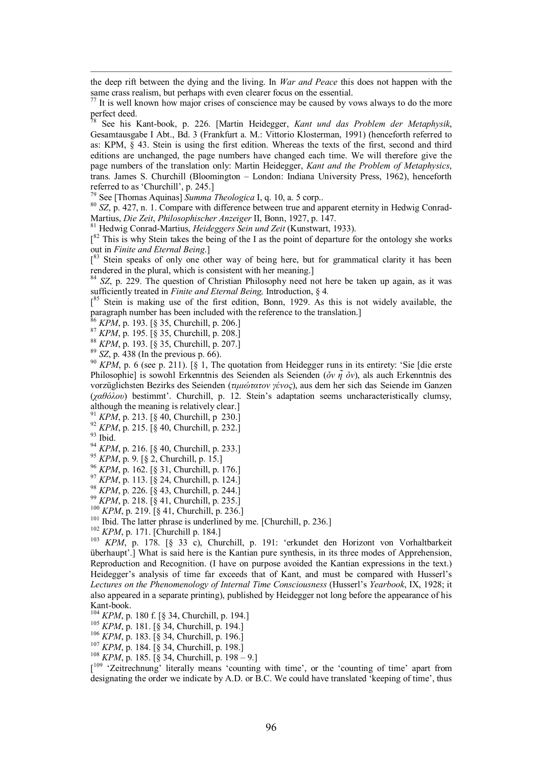the deep rift between the dying and the living. In *War and Peace* this does not happen with the same crass realism, but perhaps with even clearer focus on the essential.

[77] It is well known how major crises of conscience may be caused by vows always to do the more perfect deed.

[78] See his Kant-book, p. 226. [Martin Heidegger, *Kant und das Problem der Metaphysik*, Gesamtausgabe I Abt., Bd. 3 (Frankfurt a. M.: Vittorio Klosterman, 1991) (henceforth referred to as: KPM, § 43. Stein is using the first edition. Whereas the texts of the first, second and third editions are unchanged, the page numbers have changed each time. We will therefore give the page numbers of the translation only: Martin Heidegger, *Kant and the Problem of Metaphysics*, trans. James S. Churchill (Bloomington – London: Indiana University Press, 1962), henceforth referred to as 'Churchill', p. 245.]

[79] See [Thomas Aquinas] *Summa Theologica* I, q. 10, a. 5 corp..

[80] *SZ*, p. 427, n. 1. Compare with difference between true and apparent eternity in Hedwig Conrad-Martius, *Die Zeit*, *Philosophischer Anzeiger* II, Bonn, 1927, p. 147.

[81] Hedwig Conrad-Martius, *Heideggers Sein und Zeit* (Kunstwart, 1933).

[[82] This is why Stein takes the being of the I as the point of departure for the ontology she works out in *Finite and Eternal Being.*]

[[83] Stein speaks of only one other way of being here, but for grammatical clarity it has been rendered in the plural, which is consistent with her meaning.]

[84] *SZ*, p. 229. The question of Christian Philosophy need not here be taken up again, as it was sufficiently treated in *Finite and Eternal Being,* Introduction, § 4.

[[85] Stein is making use of the first edition, Bonn, 1929. As this is not widely available, the paragraph number has been included with the reference to the translation.]

[86] *KPM*, p. 193. [§ 35, Churchill, p. 206.]

[87] *KPM*, p. 195. [§ 35, Churchill, p. 208.]

[88] *KPM*, p. 193. [§ 35, Churchill, p. 207.]

[89] *SZ*, p. 438 (In the previous p. 66).

[90] *KPM*, p. 6 (see p. 211). [§ 1, The quotation from Heidegger runs in its entirety: 'Sie [die erste Philosophie] is sowohl Erkenntnis des Seienden als Seienden (*ὂν ῆ ὂν*), als auch Erkenntnis des vorzüglichsten Bezirks des Seienden (*τιμιώτατον γένος*), aus dem her sich das Seiende im Ganzen (*χαθόλου*) bestimmt'. Churchill, p. 12. Stein's adaptation seems uncharacteristically clumsy, although the meaning is relatively clear.]

[91] *KPM*, p. 213. [§ 40, Churchill, p 230.]

[92] *KPM*, p. 215. [§ 40, Churchill, p. 232.]

[93] Ibid.

[94] *KPM*, p. 216. [§ 40, Churchill, p. 233.]

[95] *KPM*, p. 9. [§ 2, Churchill, p. 15.]

[96] *KPM*, p. 162. [§ 31, Churchill, p. 176.]

[97] *KPM*, p. 113. [§ 24, Churchill, p. 124.]

[98] *KPM*, p. 226. [§ 43, Churchill, p. 244.]

[99] *KPM*, p. 218. [§ 41, Churchill, p. 235.]

[100] *KPM*, p. 219. [§ 41, Churchill, p. 236.]

[101] Ibid. The latter phrase is underlined by me. [Churchill, p. 236.]

[102] *KPM*, p. 171. [Churchill p. 184.]

[103] *KPM*, p. 178. [§ 33 c), Churchill, p. 191: 'erkundet den Horizont von Vorhaltbarkeit überhaupt'.] What is said here is the Kantian pure synthesis, in its three modes of Apprehension, Reproduction and Recognition. (I have on purpose avoided the Kantian expressions in the text.) Heidegger's analysis of time far exceeds that of Kant, and must be compared with Husserl's *Lectures on the Phenomenology of Internal Time Consciousness* (Husserl's *Yearbook*, IX, 1928; it also appeared in a separate printing), published by Heidegger not long before the appearance of his Kant-book.

[104] *KPM*, p. 180 f. [§ 34, Churchill, p. 194.]

[105] *KPM*, p. 181. [§ 34, Churchill, p. 194.]

[106] *KPM*, p. 183. [§ 34, Churchill, p. 196.]

[107] *KPM*, p. 184. [§ 34, Churchill, p. 198.]

[108] *KPM*, p. 185. [§ 34, Churchill, p. 198 – 9.]

[[109] 'Zeitrechnung' literally means 'counting with time', or the 'counting of time' apart from designating the order we indicate by A.D. or B.C. We could have translated 'keeping of time', thus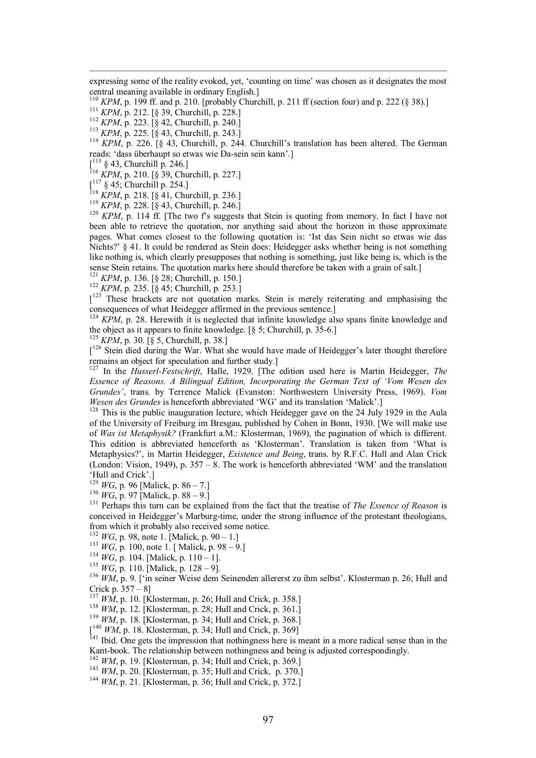expressing some of the reality evoked, yet, 'counting on time' was chosen as it designates the most central meaning available in ordinary English.]

[110] *KPM*, p. 199 ff. and p. 210. [probably Churchill, p. 211 ff (section four) and p. 222 (§ 38).]

[111] *KPM*, p. 212. [§ 39, Churchill, p. 228.]

[112] *KPM*, p. 223. [§ 42, Churchill, p. 240.]

[113] *KPM*, p. 225. [§ 43, Churchill, p. 243.]

[114] *KPM*, p. 226. [§ 43, Churchill, p. 244. Churchill's translation has been altered. The German reads: 'dass überhaupt so etwas wie Da-sein sein kann'.]

[[115] § 43, Churchill p. 246.]

[116] *KPM*, p. 210. [§ 39, Churchill, p. 227.]

[[117] § 45; Churchill p. 254.]

[118] *KPM*, p. 218. [§ 41, Churchill, p. 236.]

[119] *KPM*, p. 228. [§ 43, Churchill, p. 246.]

[120] *KPM*, p. 114 ff. [The two f's suggests that Stein is quoting from memory. In fact I have not been able to retrieve the quotation, nor anything said about the horizon in those approximate pages. What comes closest to the following quotation is: 'Ist das Sein nicht so etwas wie das Nichts?' § 41. It could be rendered as Stein does: Heidegger asks whether being is not something like nothing is, which clearly presupposes that nothing is something, just like being is, which is the sense Stein retains. The quotation marks here should therefore be taken with a grain of salt.]

[121] *KPM*, p. 136. [§ 28; Churchill, p. 150.]

[122] *KPM*, p. 235. [§ 45; Churchill, p. 253.]

[[123] These brackets are not quotation marks. Stein is merely reiterating and emphasising the consequences of what Heidegger affirmed in the previous sentence.]

[124] *KPM*, p. 28. Herewith it is neglected that infinite knowledge also spans finite knowledge and the object as it appears to finite knowledge. [§ 5; Churchill, p. 35-6.]

[125] *KPM*, p. 30. [§ 5, Churchill, p. 38.]

[[126] Stein died during the War. What she would have made of Heidegger's later thought therefore remains an object for speculation and further study.]

[127] In the *Husserl-Festschrift*, Halle, 1929. [The edition used here is Martin Heidegger, *The Essence of Reasons. A Bilingual Edition, Incorporating the German Text of 'Vom Wesen des Grundes'*, trans. by Terrence Malick (Evanston: Northwestern University Press, 1969). *Vom Wesen des Grundes* is henceforth abbreviated 'WG' and its translation 'Malick'.]

[128] This is the public inauguration lecture, which Heidegger gave on the 24 July 1929 in the Aula of the University of Freiburg im Bresgau, published by Cohen in Bonn, 1930. [We will make use of *Was ist Metaphysik?* (Frankfurt a.M.: Klosterman, 1969), the pagination of which is different. This edition is abbreviated henceforth as 'Klosterman'. Translation is taken from 'What is Metaphysics?', in Martin Heidegger, *Existence and Being*, trans. by R.F.C. Hull and Alan Crick (London: Vision, 1949), p. 357 – 8. The work is henceforth abbreviated 'WM' and the translation 'Hull and Crick'.]

[129] *WG*, p. 96 [Malick, p. 86 – 7.]

[130] *WG*, p. 97 [Malick, p. 88 – 9.]

[131] Perhaps this turn can be explained from the fact that the treatise of *The Essence of Reason* is conceived in Heidegger's Marburg-time, under the strong influence of the protestant theologians, from which it probably also received some notice.

[132] *WG*, p. 98, note 1. [Malick, p. 90 – 1.]

[133] *WG*, p. 100, note 1. [ Malick, p. 98 – 9.]

[134] *WG*, p. 104. [Malick, p. 110 – 1].

[135] *WG*, p. 110. [Malick, p. 128 – 9].

[136] *WM*, p. 9. ['in seiner Weise dem Seinenden allererst zu ihm selbst'. Klosterman p. 26; Hull and Crick p. 357 – 8]

[137] *WM*, p. 10. [Klosterman, p. 26; Hull and Crick, p. 358.]

[138] *WM*, p. 12. [Klosterman, p. 28; Hull and Crick, p. 361.]

[139] *WM*, p. 18. [Klosterman, p. 34; Hull and Crick, p. 368.]

[[140] *WM*, p. 18. Klosterman, p. 34; Hull and Crick, p. 369]

[141] Ibid. One gets the impression that nothingness here is meant in a more radical sense than in the Kant-book. The relationship between nothingness and being is adjusted correspondingly.

[142] *WM*, p. 19. [Klosterman, p. 34; Hull and Crick, p. 369.]

[143] *WM*, p. 20. [Klosterman, p. 35; Hull and Crick, p. 370.]

[144] *WM*, p. 21. [Klosterman, p. 36; Hull and Crick, p. 372.]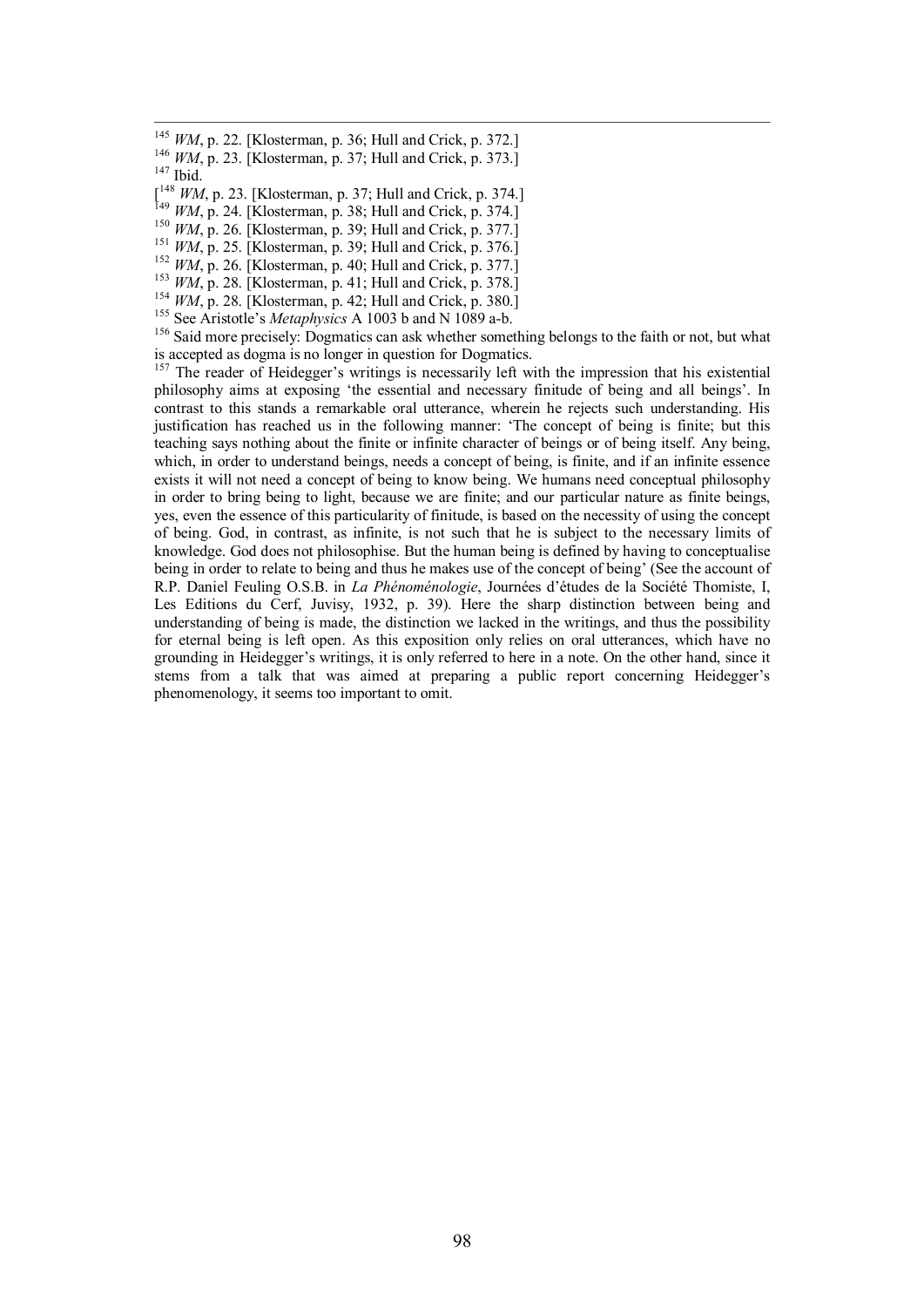[145] *WM*, p. 22. [Klosterman, p. 36; Hull and Crick, p. 372.]
[146] *WM*, p. 23. [Klosterman, p. 37; Hull and Crick, p. 373.]
[147] Ibid.
[[148] *WM*, p. 23. [Klosterman, p. 37; Hull and Crick, p. 374.]
[149] *WM*, p. 24. [Klosterman, p. 38; Hull and Crick, p. 374.]
[150] *WM*, p. 26. [Klosterman, p. 39; Hull and Crick, p. 377.]
[151] *WM*, p. 25. [Klosterman, p. 39; Hull and Crick, p. 376.]
[152] *WM*, p. 26. [Klosterman, p. 40; Hull and Crick, p. 377.]
[153] *WM*, p. 28. [Klosterman, p. 41; Hull and Crick, p. 378.]
[154] *WM*, p. 28. [Klosterman, p. 42; Hull and Crick, p. 380.]
[155] See Aristotle's *Metaphysics* A 1003 b and N 1089 a-b.
[156] Said more precisely: Dogmatics can ask whether something belongs to the faith or not, but what is accepted as dogma is no longer in question for Dogmatics.
[157] The reader of Heidegger's writings is necessarily left with the impression that his existential philosophy aims at exposing 'the essential and necessary finitude of being and all beings'. In contrast to this stands a remarkable oral utterance, wherein he rejects such understanding. His justification has reached us in the following manner: 'The concept of being is finite; but this teaching says nothing about the finite or infinite character of beings or of being itself. Any being, which, in order to understand beings, needs a concept of being, is finite, and if an infinite essence exists it will not need a concept of being to know being. We humans need conceptual philosophy in order to bring being to light, because we are finite; and our particular nature as finite beings, yes, even the essence of this particularity of finitude, is based on the necessity of using the concept of being. God, in contrast, as infinite, is not such that he is subject to the necessary limits of knowledge. God does not philosophise. But the human being is defined by having to conceptualise being in order to relate to being and thus he makes use of the concept of being' (See the account of R.P. Daniel Feuling O.S.B. in *La Phénoménologie*, Journées d'études de la Société Thomiste, I, Les Editions du Cerf, Juvisy, 1932, p. 39). Here the sharp distinction between being and understanding of being is made, the distinction we lacked in the writings, and thus the possibility for eternal being is left open. As this exposition only relies on oral utterances, which have no grounding in Heidegger's writings, it is only referred to here in a note. On the other hand, since it stems from a talk that was aimed at preparing a public report concerning Heidegger's phenomenology, it seems too important to omit.